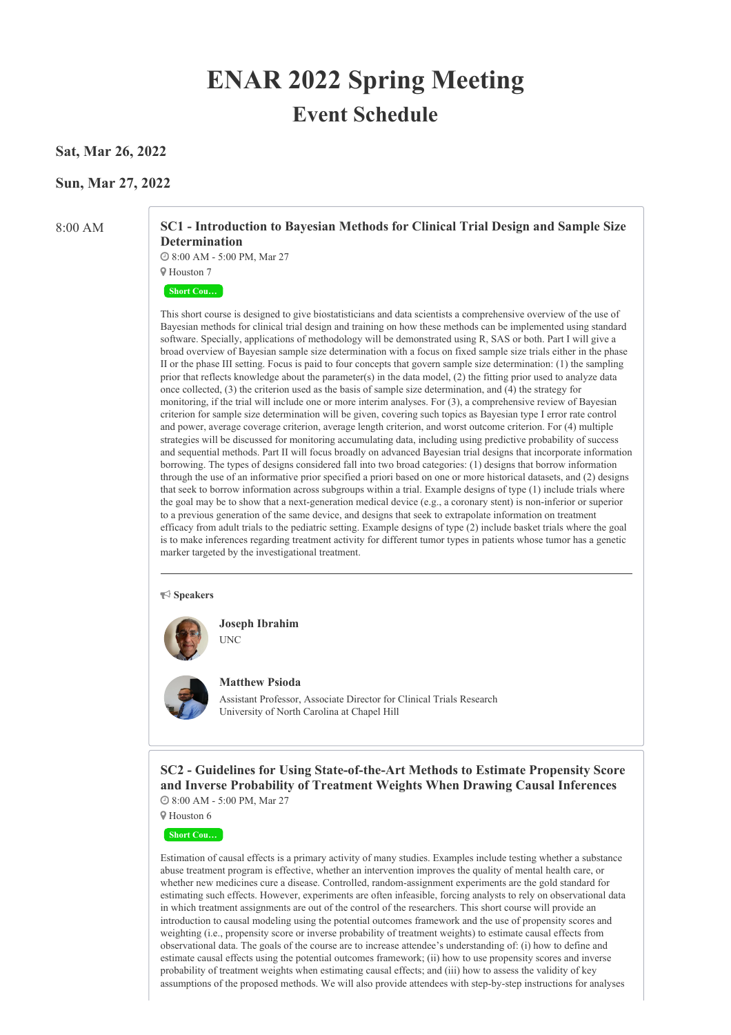# ENAR 2022 Spring Meeting

## Event Schedule

### Sat, Mar 26, 2022

### Sun, Mar 27, 2022

8:00 AM

#### SC1 - Introduction to Bayesian Methods for Clinical Trial Design and Sample Size Determination

8:00 AM - 5:00 PM, Mar 27

Houston 7

Short Cou...

This short course is designed to give biostatisticians and data scientists a comprehensive overview of the use of Bayesian methods for clinical trial design and training on how these methods can be implemented using standard software. Specially, applications of methodology will be demonstrated using R, SAS or both. Part I will give a broad overview of Bayesian sample size determination with a focus on fixed sample size trials either in the phase II or the phase III setting. Focus is paid to four concepts that govern sample size determination: (1) the sampling prior that reflects knowledge about the parameter(s) in the data model, (2) the fitting prior used to analyze data once collected, (3) the criterion used as the basis of sample size determination, and (4) the strategy for monitoring, if the trial will include one or more interim analyses. For (3), a comprehensive review of Bayesian criterion for sample size determination will be given, covering such topics as Bayesian type I error rate control and power, average coverage criterion, average length criterion, and worst outcome criterion. For (4) multiple strategies will be discussed for monitoring accumulating data, including using predictive probability of success and sequential methods. Part II will focus broadly on advanced Bayesian trial designs that incorporate information borrowing. The types of designs considered fall into two broad categories: (1) designs that borrow information through the use of an informative prior specified a priori based on one or more historical datasets, and (2) designs that seek to borrow information across subgroups within a trial. Example designs of type (1) include trials where the goal may be to show that a next-generation medical device (e.g., a coronary stent) is non-inferior or superior to a previous generation of the same device, and designs that seek to extrapolate information on treatment efficacy from adult trials to the pediatric setting. Example designs of type (2) include basket trials where the goal is to make inferences regarding treatment activity for different tumor types in patients whose tumor has a genetic marker targeted by the investigational treatment.

---

**Speakers**

**Joseph Ibrahim**
UNC

**Matthew Psioda**
Assistant Professor, Associate Director for Clinical Trials Research
University of North Carolina at Chapel Hill

#### SC2 - Guidelines for Using State-of-the-Art Methods to Estimate Propensity Score and Inverse Probability of Treatment Weights When Drawing Causal Inferences

8:00 AM - 5:00 PM, Mar 27

Houston 6

Short Cou...

Estimation of causal effects is a primary activity of many studies. Examples include testing whether a substance abuse treatment program is effective, whether an intervention improves the quality of mental health care, or whether new medicines cure a disease. Controlled, random-assignment experiments are the gold standard for estimating such effects. However, experiments are often infeasible, forcing analysts to rely on observational data in which treatment assignments are out of the control of the researchers. This short course will provide an introduction to causal modeling using the potential outcomes framework and the use of propensity scores and weighting (i.e., propensity score or inverse probability of treatment weights) to estimate causal effects from observational data. The goals of the course are to increase attendee's understanding of: (i) how to define and estimate causal effects using the potential outcomes framework; (ii) how to use propensity scores and inverse probability of treatment weights when estimating causal effects; and (iii) how to assess the validity of key assumptions of the proposed methods. We will also provide attendees with step-by-step instructions for analyses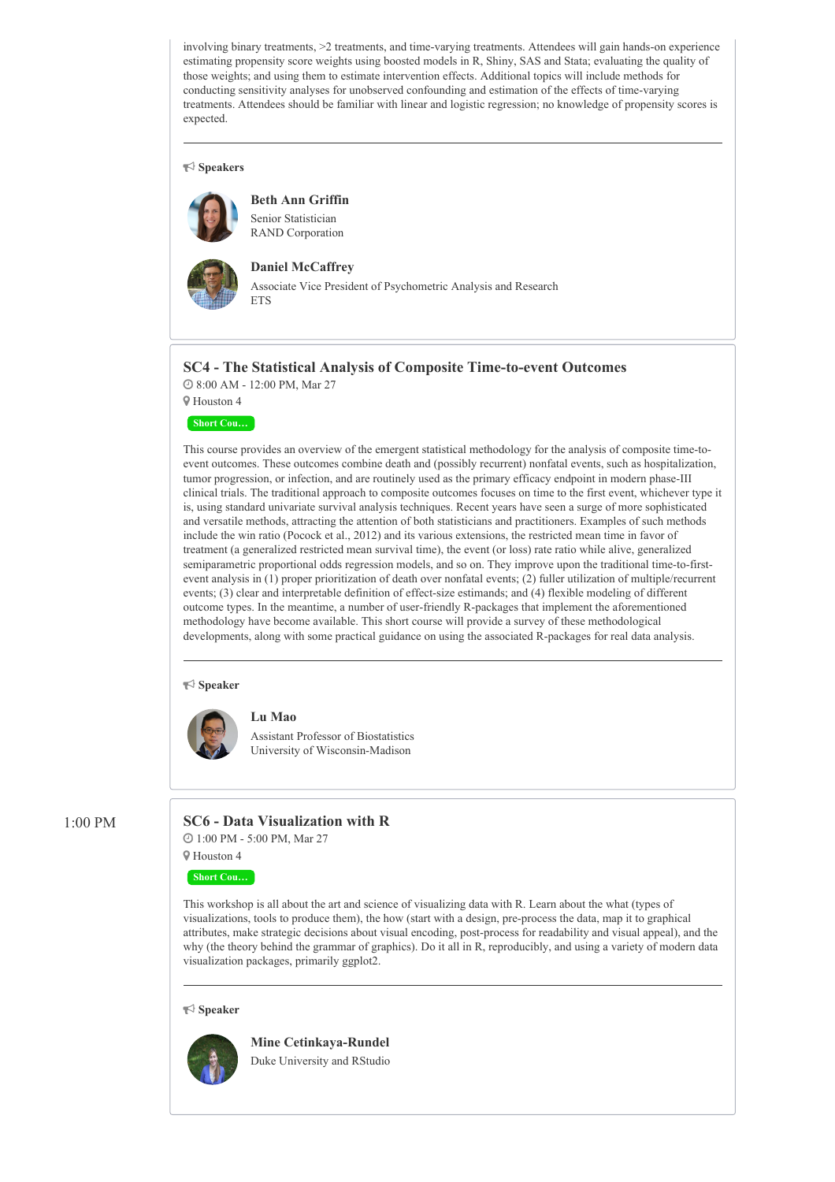involving binary treatments, >2 treatments, and time-varying treatments. Attendees will gain hands-on experience estimating propensity score weights using boosted models in R, Shiny, SAS and Stata; evaluating the quality of those weights; and using them to estimate intervention effects. Additional topics will include methods for conducting sensitivity analyses for unobserved confounding and estimation of the effects of time-varying treatments. Attendees should be familiar with linear and logistic regression; no knowledge of propensity scores is expected.

---

**Speakers**

**Beth Ann Griffin**
Senior Statistician
RAND Corporation

**Daniel McCaffrey**
Associate Vice President of Psychometric Analysis and Research
ETS

## SC4 - The Statistical Analysis of Composite Time-to-event Outcomes

8:00 AM - 12:00 PM, Mar 27

Houston 4

Short Cou...

This course provides an overview of the emergent statistical methodology for the analysis of composite time-to-event outcomes. These outcomes combine death and (possibly recurrent) nonfatal events, such as hospitalization, tumor progression, or infection, and are routinely used as the primary efficacy endpoint in modern phase-III clinical trials. The traditional approach to composite outcomes focuses on time to the first event, whichever type it is, using standard univariate survival analysis techniques. Recent years have seen a surge of more sophisticated and versatile methods, attracting the attention of both statisticians and practitioners. Examples of such methods include the win ratio (Pocock et al., 2012) and its various extensions, the restricted mean time in favor of treatment (a generalized restricted mean survival time), the event (or loss) rate ratio while alive, generalized semiparametric proportional odds regression models, and so on. They improve upon the traditional time-to-first-event analysis in (1) proper prioritization of death over nonfatal events; (2) fuller utilization of multiple/recurrent events; (3) clear and interpretable definition of effect-size estimands; and (4) flexible modeling of different outcome types. In the meantime, a number of user-friendly R-packages that implement the aforementioned methodology have become available. This short course will provide a survey of these methodological developments, along with some practical guidance on using the associated R-packages for real data analysis.

---

**Speaker**

**Lu Mao**
Assistant Professor of Biostatistics
University of Wisconsin-Madison

1:00 PM

## SC6 - Data Visualization with R

1:00 PM - 5:00 PM, Mar 27

Houston 4

Short Cou...

This workshop is all about the art and science of visualizing data with R. Learn about the what (types of visualizations, tools to produce them), the how (start with a design, pre-process the data, map it to graphical attributes, make strategic decisions about visual encoding, post-process for readability and visual appeal), and the why (the theory behind the grammar of graphics). Do it all in R, reproducibly, and using a variety of modern data visualization packages, primarily ggplot2.

---

**Speaker**

**Mine Cetinkaya-Rundel**
Duke University and RStudio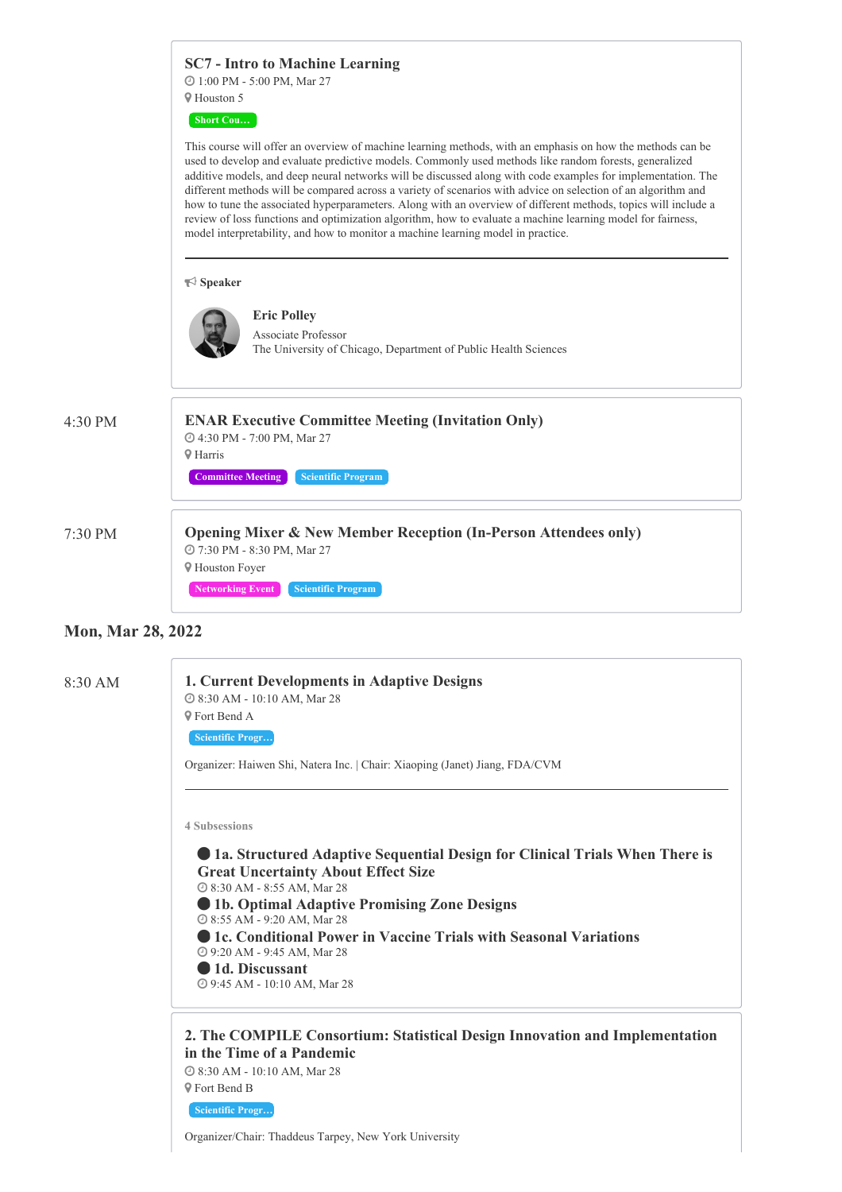### SC7 - Intro to Machine Learning

1:00 PM - 5:00 PM, Mar 27

Houston 5

Short Cou...

This course will offer an overview of machine learning methods, with an emphasis on how the methods can be used to develop and evaluate predictive models. Commonly used methods like random forests, generalized additive models, and deep neural networks will be discussed along with code examples for implementation. The different methods will be compared across a variety of scenarios with advice on selection of an algorithm and how to tune the associated hyperparameters. Along with an overview of different methods, topics will include a review of loss functions and optimization algorithm, how to evaluate a machine learning model for fairness, model interpretability, and how to monitor a machine learning model in practice.

---

**Speaker**

**Eric Polley**
Associate Professor
The University of Chicago, Department of Public Health Sciences

4:30 PM

### ENAR Executive Committee Meeting (Invitation Only)

4:30 PM - 7:00 PM, Mar 27

Harris

Committee Meeting | Scientific Program

7:30 PM

### Opening Mixer & New Member Reception (In-Person Attendees only)

7:30 PM - 8:30 PM, Mar 27

Houston Foyer

Networking Event | Scientific Program

## Mon, Mar 28, 2022

8:30 AM

### 1. Current Developments in Adaptive Designs

8:30 AM - 10:10 AM, Mar 28

Fort Bend A

Scientific Progr...

Organizer: Haiwen Shi, Natera Inc. | Chair: Xiaoping (Janet) Jiang, FDA/CVM

---

4 Subsessions

- **1a. Structured Adaptive Sequential Design for Clinical Trials When There is Great Uncertainty About Effect Size**
  8:30 AM - 8:55 AM, Mar 28
- **1b. Optimal Adaptive Promising Zone Designs**
  8:55 AM - 9:20 AM, Mar 28
- **1c. Conditional Power in Vaccine Trials with Seasonal Variations**
  9:20 AM - 9:45 AM, Mar 28
- **1d. Discussant**
  9:45 AM - 10:10 AM, Mar 28

### 2. The COMPILE Consortium: Statistical Design Innovation and Implementation in the Time of a Pandemic

8:30 AM - 10:10 AM, Mar 28

Fort Bend B

Scientific Progr...

Organizer/Chair: Thaddeus Tarpey, New York University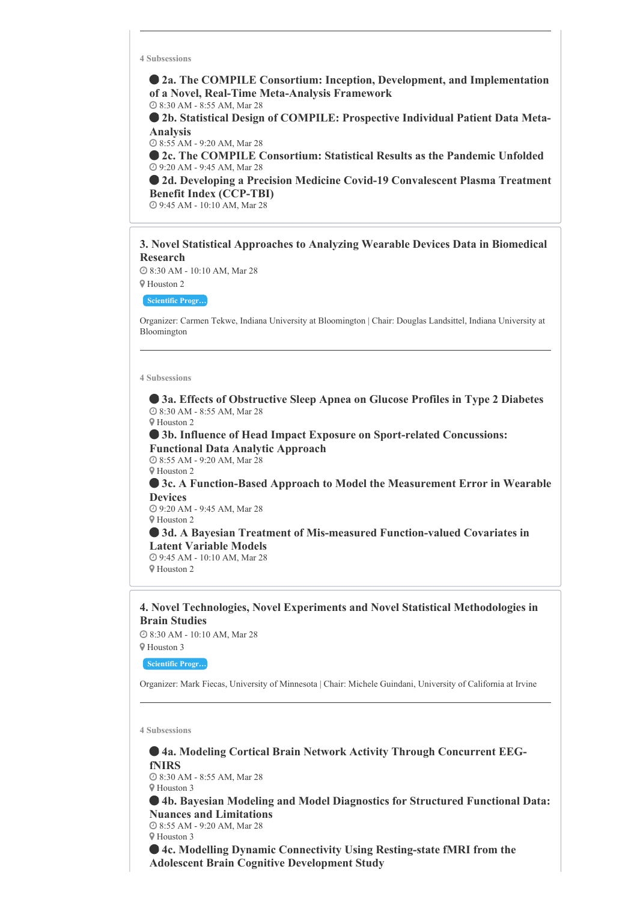---

4 Subsessions

- **2a. The COMPILE Consortium: Inception, Development, and Implementation of a Novel, Real-Time Meta-Analysis Framework**
  8:30 AM - 8:55 AM, Mar 28
- **2b. Statistical Design of COMPILE: Prospective Individual Patient Data Meta-Analysis**
  8:55 AM - 9:20 AM, Mar 28
- **2c. The COMPILE Consortium: Statistical Results as the Pandemic Unfolded**
  9:20 AM - 9:45 AM, Mar 28
- **2d. Developing a Precision Medicine Covid-19 Convalescent Plasma Treatment Benefit Index (CCP-TBI)**
  9:45 AM - 10:10 AM, Mar 28

## 3. Novel Statistical Approaches to Analyzing Wearable Devices Data in Biomedical Research

8:30 AM - 10:10 AM, Mar 28
Houston 2

Scientific Progr…

Organizer: Carmen Tekwe, Indiana University at Bloomington | Chair: Douglas Landsittel, Indiana University at Bloomington

---

4 Subsessions

- **3a. Effects of Obstructive Sleep Apnea on Glucose Profiles in Type 2 Diabetes**
  8:30 AM - 8:55 AM, Mar 28
  Houston 2
- **3b. Influence of Head Impact Exposure on Sport-related Concussions: Functional Data Analytic Approach**
  8:55 AM - 9:20 AM, Mar 28
  Houston 2
- **3c. A Function-Based Approach to Model the Measurement Error in Wearable Devices**
  9:20 AM - 9:45 AM, Mar 28
  Houston 2
- **3d. A Bayesian Treatment of Mis-measured Function-valued Covariates in Latent Variable Models**
  9:45 AM - 10:10 AM, Mar 28
  Houston 2

## 4. Novel Technologies, Novel Experiments and Novel Statistical Methodologies in Brain Studies

8:30 AM - 10:10 AM, Mar 28
Houston 3

Scientific Progr…

Organizer: Mark Fiecas, University of Minnesota | Chair: Michele Guindani, University of California at Irvine

---

4 Subsessions

- **4a. Modeling Cortical Brain Network Activity Through Concurrent EEG-fNIRS**
  8:30 AM - 8:55 AM, Mar 28
  Houston 3
- **4b. Bayesian Modeling and Model Diagnostics for Structured Functional Data: Nuances and Limitations**
  8:55 AM - 9:20 AM, Mar 28
  Houston 3
- **4c. Modelling Dynamic Connectivity Using Resting-state fMRI from the Adolescent Brain Cognitive Development Study**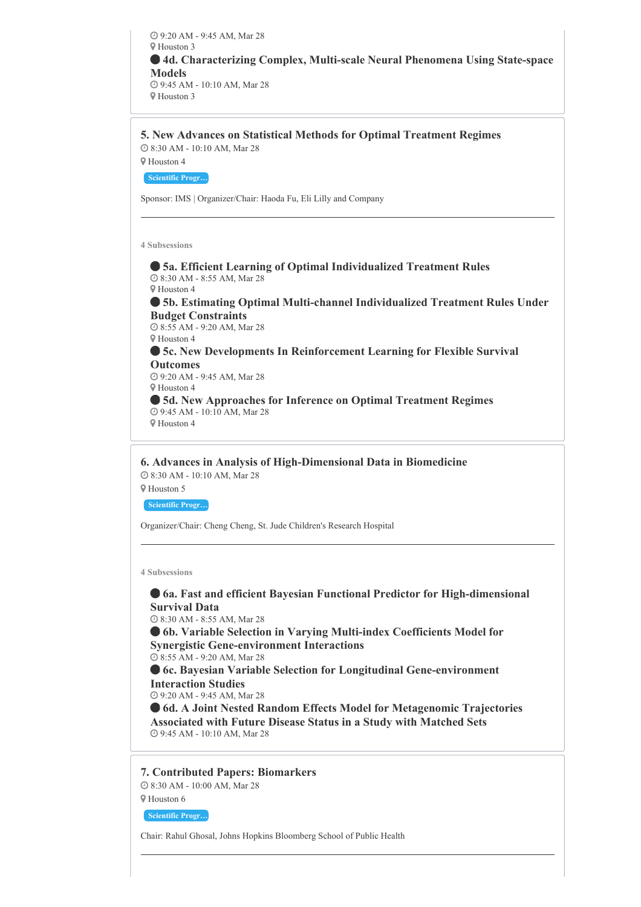9:20 AM - 9:45 AM, Mar 28
Houston 3

- **4d. Characterizing Complex, Multi-scale Neural Phenomena Using State-space Models**
  9:45 AM - 10:10 AM, Mar 28
  Houston 3

## 5. New Advances on Statistical Methods for Optimal Treatment Regimes

8:30 AM - 10:10 AM, Mar 28
Houston 4

Scientific Progr...

Sponsor: IMS | Organizer/Chair: Haoda Fu, Eli Lilly and Company

---

**4 Subsessions**

- **5a. Efficient Learning of Optimal Individualized Treatment Rules**
  8:30 AM - 8:55 AM, Mar 28
  Houston 4
- **5b. Estimating Optimal Multi-channel Individualized Treatment Rules Under Budget Constraints**
  8:55 AM - 9:20 AM, Mar 28
  Houston 4
- **5c. New Developments In Reinforcement Learning for Flexible Survival Outcomes**
  9:20 AM - 9:45 AM, Mar 28
  Houston 4
- **5d. New Approaches for Inference on Optimal Treatment Regimes**
  9:45 AM - 10:10 AM, Mar 28
  Houston 4

## 6. Advances in Analysis of High-Dimensional Data in Biomedicine

8:30 AM - 10:10 AM, Mar 28
Houston 5

Scientific Progr...

Organizer/Chair: Cheng Cheng, St. Jude Children's Research Hospital

---

**4 Subsessions**

- **6a. Fast and efficient Bayesian Functional Predictor for High-dimensional Survival Data**
  8:30 AM - 8:55 AM, Mar 28
- **6b. Variable Selection in Varying Multi-index Coefficients Model for Synergistic Gene-environment Interactions**
  8:55 AM - 9:20 AM, Mar 28
- **6c. Bayesian Variable Selection for Longitudinal Gene-environment Interaction Studies**
  9:20 AM - 9:45 AM, Mar 28
- **6d. A Joint Nested Random Effects Model for Metagenomic Trajectories Associated with Future Disease Status in a Study with Matched Sets**
  9:45 AM - 10:10 AM, Mar 28

## 7. Contributed Papers: Biomarkers

8:30 AM - 10:00 AM, Mar 28
Houston 6

Scientific Progr...

Chair: Rahul Ghosal, Johns Hopkins Bloomberg School of Public Health

---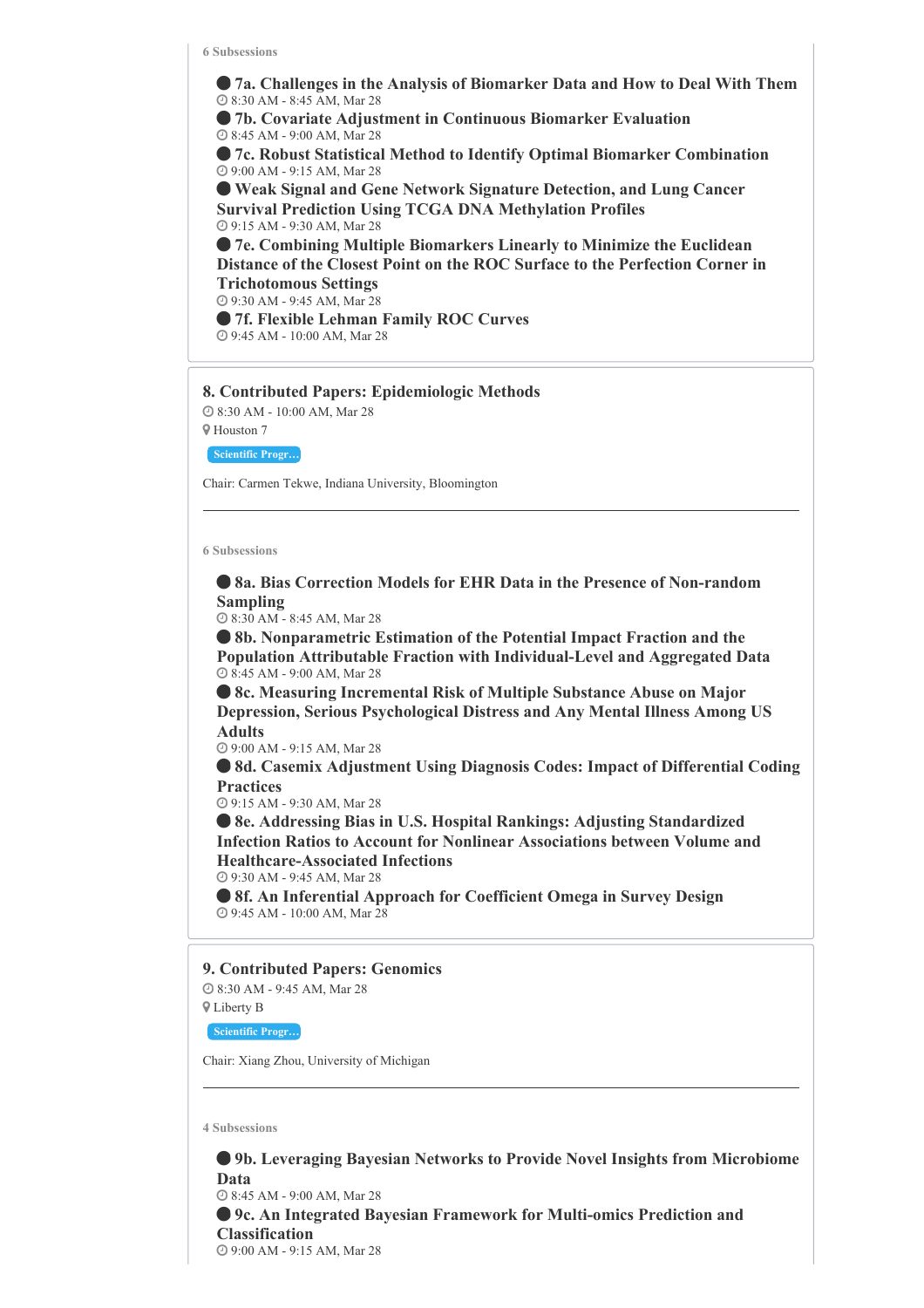6 Subsessions

- **7a. Challenges in the Analysis of Biomarker Data and How to Deal With Them**
  8:30 AM - 8:45 AM, Mar 28
- **7b. Covariate Adjustment in Continuous Biomarker Evaluation**
  8:45 AM - 9:00 AM, Mar 28
- **7c. Robust Statistical Method to Identify Optimal Biomarker Combination**
  9:00 AM - 9:15 AM, Mar 28
- **Weak Signal and Gene Network Signature Detection, and Lung Cancer Survival Prediction Using TCGA DNA Methylation Profiles**
  9:15 AM - 9:30 AM, Mar 28
- **7e. Combining Multiple Biomarkers Linearly to Minimize the Euclidean Distance of the Closest Point on the ROC Surface to the Perfection Corner in Trichotomous Settings**
  9:30 AM - 9:45 AM, Mar 28
- **7f. Flexible Lehman Family ROC Curves**
  9:45 AM - 10:00 AM, Mar 28

## 8. Contributed Papers: Epidemiologic Methods

8:30 AM - 10:00 AM, Mar 28

Houston 7

Scientific Progr...

Chair: Carmen Tekwe, Indiana University, Bloomington

6 Subsessions

- **8a. Bias Correction Models for EHR Data in the Presence of Non-random Sampling**
  8:30 AM - 8:45 AM, Mar 28
- **8b. Nonparametric Estimation of the Potential Impact Fraction and the Population Attributable Fraction with Individual-Level and Aggregated Data**
  8:45 AM - 9:00 AM, Mar 28
- **8c. Measuring Incremental Risk of Multiple Substance Abuse on Major Depression, Serious Psychological Distress and Any Mental Illness Among US Adults**
  9:00 AM - 9:15 AM, Mar 28
- **8d. Casemix Adjustment Using Diagnosis Codes: Impact of Differential Coding Practices**
  9:15 AM - 9:30 AM, Mar 28
- **8e. Addressing Bias in U.S. Hospital Rankings: Adjusting Standardized Infection Ratios to Account for Nonlinear Associations between Volume and Healthcare-Associated Infections**
  9:30 AM - 9:45 AM, Mar 28
- **8f. An Inferential Approach for Coefficient Omega in Survey Design**
  9:45 AM - 10:00 AM, Mar 28

## 9. Contributed Papers: Genomics

8:30 AM - 9:45 AM, Mar 28

Liberty B

Scientific Progr...

Chair: Xiang Zhou, University of Michigan

4 Subsessions

- **9b. Leveraging Bayesian Networks to Provide Novel Insights from Microbiome Data**
  8:45 AM - 9:00 AM, Mar 28
- **9c. An Integrated Bayesian Framework for Multi-omics Prediction and Classification**
  9:00 AM - 9:15 AM, Mar 28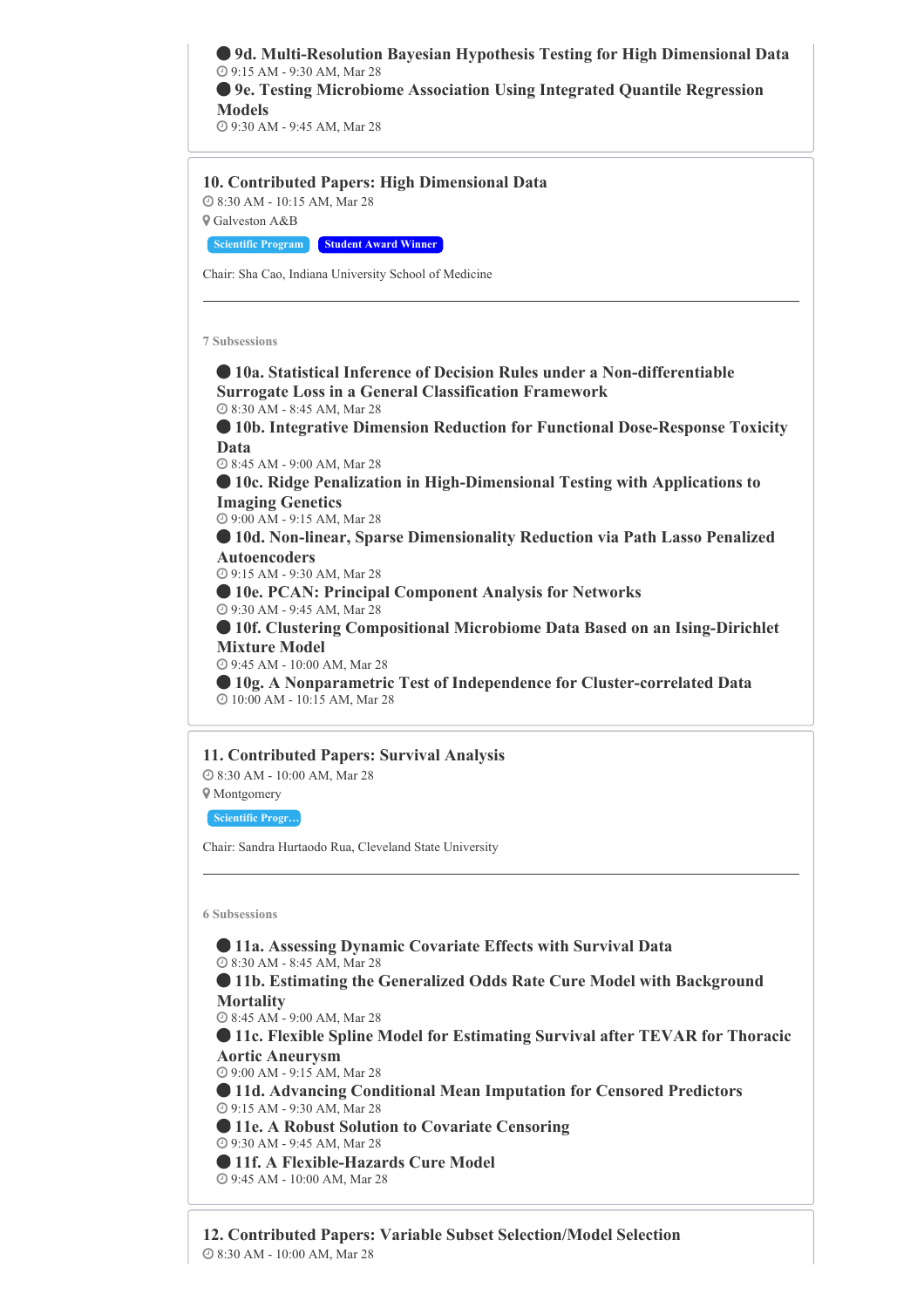- **9d. Multi-Resolution Bayesian Hypothesis Testing for High Dimensional Data**
  9:15 AM - 9:30 AM, Mar 28
- **9e. Testing Microbiome Association Using Integrated Quantile Regression Models**
  9:30 AM - 9:45 AM, Mar 28

## 10. Contributed Papers: High Dimensional Data

8:30 AM - 10:15 AM, Mar 28
Galveston A&B

Scientific Program | Student Award Winner

Chair: Sha Cao, Indiana University School of Medicine

---

7 Subsessions

- **10a. Statistical Inference of Decision Rules under a Non-differentiable Surrogate Loss in a General Classification Framework**
  8:30 AM - 8:45 AM, Mar 28
- **10b. Integrative Dimension Reduction for Functional Dose-Response Toxicity Data**
  8:45 AM - 9:00 AM, Mar 28
- **10c. Ridge Penalization in High-Dimensional Testing with Applications to Imaging Genetics**
  9:00 AM - 9:15 AM, Mar 28
- **10d. Non-linear, Sparse Dimensionality Reduction via Path Lasso Penalized Autoencoders**
  9:15 AM - 9:30 AM, Mar 28
- **10e. PCAN: Principal Component Analysis for Networks**
  9:30 AM - 9:45 AM, Mar 28
- **10f. Clustering Compositional Microbiome Data Based on an Ising-Dirichlet Mixture Model**
  9:45 AM - 10:00 AM, Mar 28
- **10g. A Nonparametric Test of Independence for Cluster-correlated Data**
  10:00 AM - 10:15 AM, Mar 28

## 11. Contributed Papers: Survival Analysis

8:30 AM - 10:00 AM, Mar 28
Montgomery

Scientific Progr…

Chair: Sandra Hurtaodo Rua, Cleveland State University

---

6 Subsessions

- **11a. Assessing Dynamic Covariate Effects with Survival Data**
  8:30 AM - 8:45 AM, Mar 28
- **11b. Estimating the Generalized Odds Rate Cure Model with Background Mortality**
  8:45 AM - 9:00 AM, Mar 28
- **11c. Flexible Spline Model for Estimating Survival after TEVAR for Thoracic Aortic Aneurysm**
  9:00 AM - 9:15 AM, Mar 28
- **11d. Advancing Conditional Mean Imputation for Censored Predictors**
  9:15 AM - 9:30 AM, Mar 28
- **11e. A Robust Solution to Covariate Censoring**
  9:30 AM - 9:45 AM, Mar 28
- **11f. A Flexible-Hazards Cure Model**
  9:45 AM - 10:00 AM, Mar 28

## 12. Contributed Papers: Variable Subset Selection/Model Selection

8:30 AM - 10:00 AM, Mar 28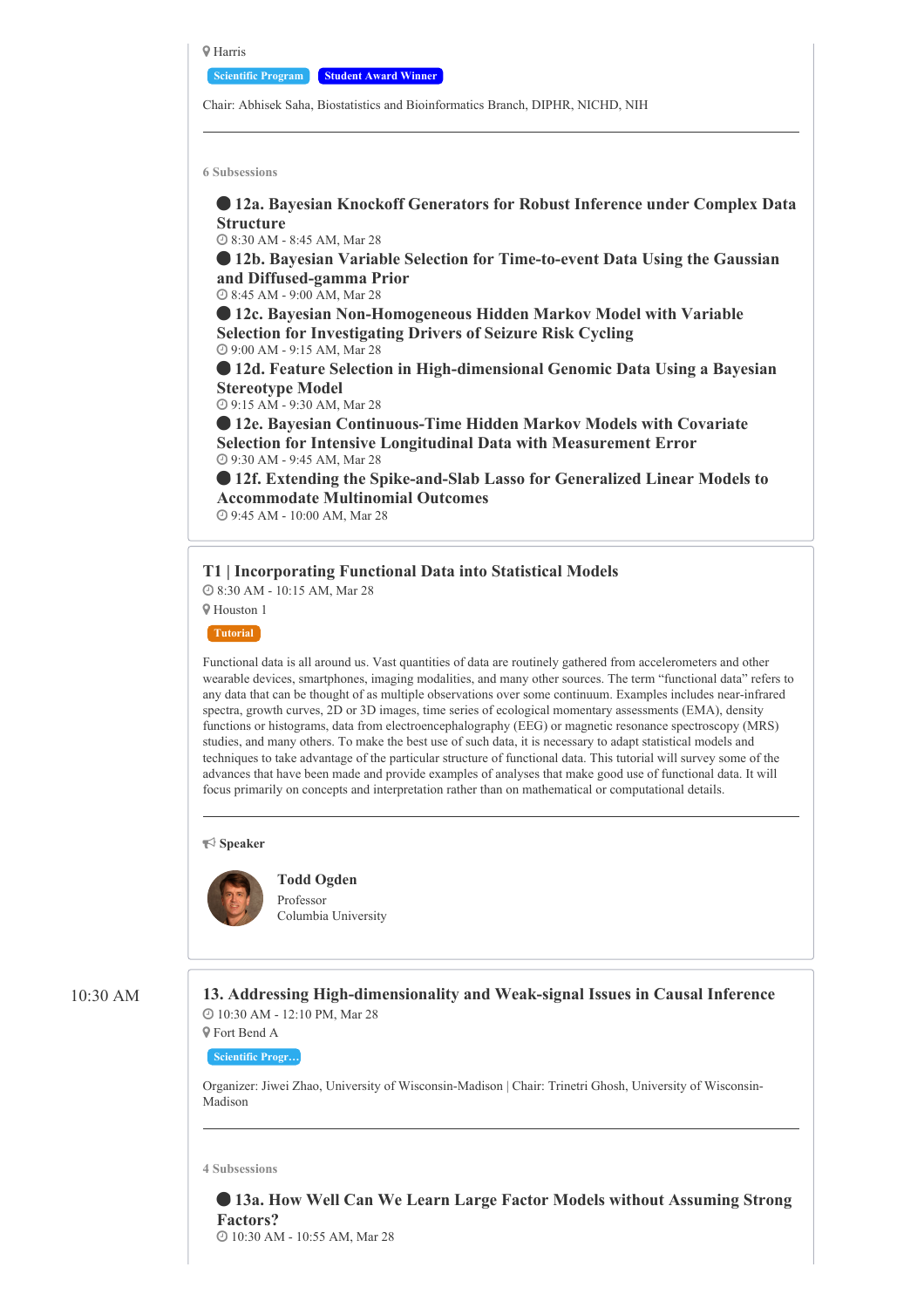Harris

Scientific Program | Student Award Winner

Chair: Abhisek Saha, Biostatistics and Bioinformatics Branch, DIPHR, NICHD, NIH

---

6 Subsessions

- **12a. Bayesian Knockoff Generators for Robust Inference under Complex Data Structure**
  8:30 AM - 8:45 AM, Mar 28
- **12b. Bayesian Variable Selection for Time-to-event Data Using the Gaussian and Diffused-gamma Prior**
  8:45 AM - 9:00 AM, Mar 28
- **12c. Bayesian Non-Homogeneous Hidden Markov Model with Variable Selection for Investigating Drivers of Seizure Risk Cycling**
  9:00 AM - 9:15 AM, Mar 28
- **12d. Feature Selection in High-dimensional Genomic Data Using a Bayesian Stereotype Model**
  9:15 AM - 9:30 AM, Mar 28
- **12e. Bayesian Continuous-Time Hidden Markov Models with Covariate Selection for Intensive Longitudinal Data with Measurement Error**
  9:30 AM - 9:45 AM, Mar 28
- **12f. Extending the Spike-and-Slab Lasso for Generalized Linear Models to Accommodate Multinomial Outcomes**
  9:45 AM - 10:00 AM, Mar 28

## T1 | Incorporating Functional Data into Statistical Models

8:30 AM - 10:15 AM, Mar 28

Houston 1

Tutorial

Functional data is all around us. Vast quantities of data are routinely gathered from accelerometers and other wearable devices, smartphones, imaging modalities, and many other sources. The term "functional data" refers to any data that can be thought of as multiple observations over some continuum. Examples includes near-infrared spectra, growth curves, 2D or 3D images, time series of ecological momentary assessments (EMA), density functions or histograms, data from electroencephalography (EEG) or magnetic resonance spectroscopy (MRS) studies, and many others. To make the best use of such data, it is necessary to adapt statistical models and techniques to take advantage of the particular structure of functional data. This tutorial will survey some of the advances that have been made and provide examples of analyses that make good use of functional data. It will focus primarily on concepts and interpretation rather than on mathematical or computational details.

---

**Speaker**

**Todd Ogden**
Professor
Columbia University

10:30 AM

## 13. Addressing High-dimensionality and Weak-signal Issues in Causal Inference

10:30 AM - 12:10 PM, Mar 28

Fort Bend A

Scientific Progr…

Organizer: Jiwei Zhao, University of Wisconsin-Madison | Chair: Trinetri Ghosh, University of Wisconsin-Madison

---

4 Subsessions

- **13a. How Well Can We Learn Large Factor Models without Assuming Strong Factors?**
  10:30 AM - 10:55 AM, Mar 28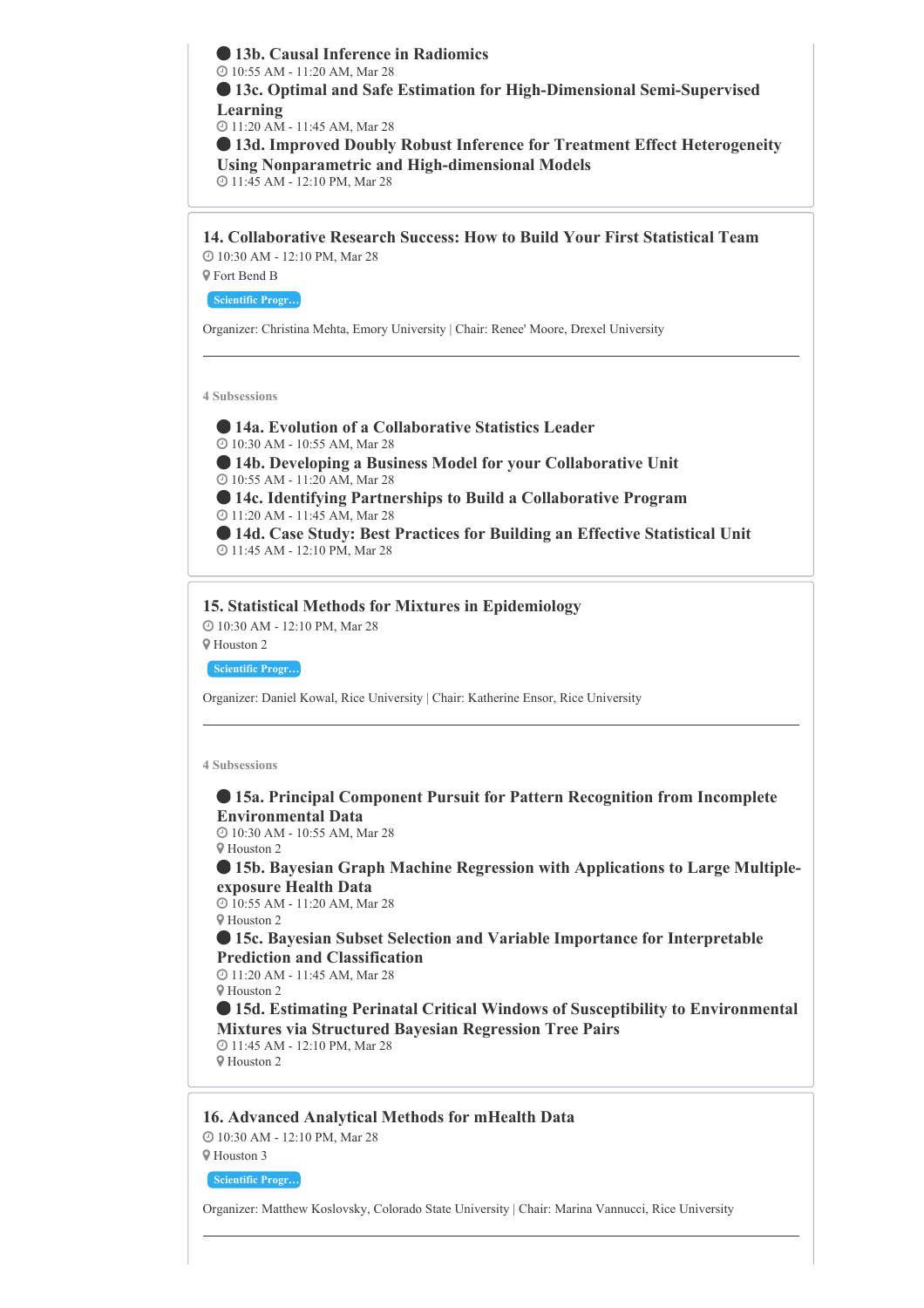- **13b. Causal Inference in Radiomics**
  10:55 AM - 11:20 AM, Mar 28
- **13c. Optimal and Safe Estimation for High-Dimensional Semi-Supervised Learning**
  11:20 AM - 11:45 AM, Mar 28
- **13d. Improved Doubly Robust Inference for Treatment Effect Heterogeneity Using Nonparametric and High-dimensional Models**
  11:45 AM - 12:10 PM, Mar 28

### 14. Collaborative Research Success: How to Build Your First Statistical Team

10:30 AM - 12:10 PM, Mar 28

Fort Bend B

Scientific Progr…

Organizer: Christina Mehta, Emory University | Chair: Renee' Moore, Drexel University

---

4 Subsessions

- **14a. Evolution of a Collaborative Statistics Leader**
  10:30 AM - 10:55 AM, Mar 28
- **14b. Developing a Business Model for your Collaborative Unit**
  10:55 AM - 11:20 AM, Mar 28
- **14c. Identifying Partnerships to Build a Collaborative Program**
  11:20 AM - 11:45 AM, Mar 28
- **14d. Case Study: Best Practices for Building an Effective Statistical Unit**
  11:45 AM - 12:10 PM, Mar 28

### 15. Statistical Methods for Mixtures in Epidemiology

10:30 AM - 12:10 PM, Mar 28

Houston 2

Scientific Progr…

Organizer: Daniel Kowal, Rice University | Chair: Katherine Ensor, Rice University

---

4 Subsessions

- **15a. Principal Component Pursuit for Pattern Recognition from Incomplete Environmental Data**
  10:30 AM - 10:55 AM, Mar 28
  Houston 2
- **15b. Bayesian Graph Machine Regression with Applications to Large Multiple-exposure Health Data**
  10:55 AM - 11:20 AM, Mar 28
  Houston 2
- **15c. Bayesian Subset Selection and Variable Importance for Interpretable Prediction and Classification**
  11:20 AM - 11:45 AM, Mar 28
  Houston 2
- **15d. Estimating Perinatal Critical Windows of Susceptibility to Environmental Mixtures via Structured Bayesian Regression Tree Pairs**
  11:45 AM - 12:10 PM, Mar 28
  Houston 2

### 16. Advanced Analytical Methods for mHealth Data

10:30 AM - 12:10 PM, Mar 28

Houston 3

Scientific Progr…

Organizer: Matthew Koslovsky, Colorado State University | Chair: Marina Vannucci, Rice University

---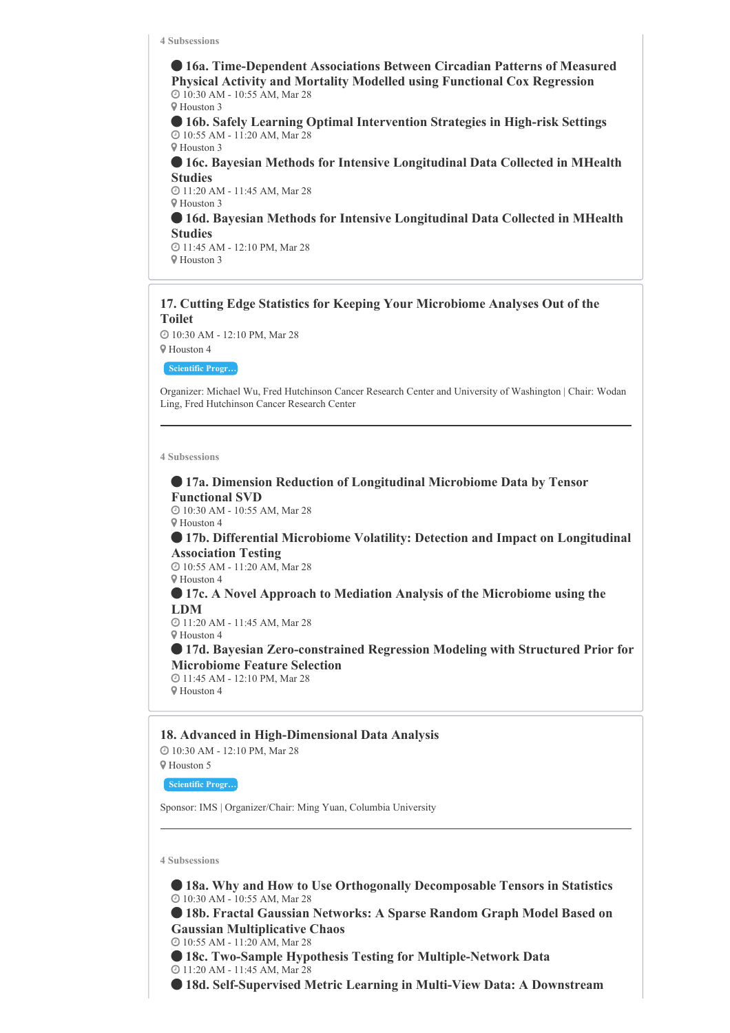4 Subsessions

- **16a. Time-Dependent Associations Between Circadian Patterns of Measured Physical Activity and Mortality Modelled using Functional Cox Regression**
  10:30 AM - 10:55 AM, Mar 28
  Houston 3
- **16b. Safely Learning Optimal Intervention Strategies in High-risk Settings**
  10:55 AM - 11:20 AM, Mar 28
  Houston 3
- **16c. Bayesian Methods for Intensive Longitudinal Data Collected in MHealth Studies**
  11:20 AM - 11:45 AM, Mar 28
  Houston 3
- **16d. Bayesian Methods for Intensive Longitudinal Data Collected in MHealth Studies**
  11:45 AM - 12:10 PM, Mar 28
  Houston 3

## 17. Cutting Edge Statistics for Keeping Your Microbiome Analyses Out of the Toilet

10:30 AM - 12:10 PM, Mar 28
Houston 4

Scientific Progr...

Organizer: Michael Wu, Fred Hutchinson Cancer Research Center and University of Washington | Chair: Wodan Ling, Fred Hutchinson Cancer Research Center

---

4 Subsessions

- **17a. Dimension Reduction of Longitudinal Microbiome Data by Tensor Functional SVD**
  10:30 AM - 10:55 AM, Mar 28
  Houston 4
- **17b. Differential Microbiome Volatility: Detection and Impact on Longitudinal Association Testing**
  10:55 AM - 11:20 AM, Mar 28
  Houston 4
- **17c. A Novel Approach to Mediation Analysis of the Microbiome using the LDM**
  11:20 AM - 11:45 AM, Mar 28
  Houston 4
- **17d. Bayesian Zero-constrained Regression Modeling with Structured Prior for Microbiome Feature Selection**
  11:45 AM - 12:10 PM, Mar 28
  Houston 4

## 18. Advanced in High-Dimensional Data Analysis

10:30 AM - 12:10 PM, Mar 28
Houston 5

Scientific Progr...

Sponsor: IMS | Organizer/Chair: Ming Yuan, Columbia University

---

4 Subsessions

- **18a. Why and How to Use Orthogonally Decomposable Tensors in Statistics**
  10:30 AM - 10:55 AM, Mar 28
- **18b. Fractal Gaussian Networks: A Sparse Random Graph Model Based on Gaussian Multiplicative Chaos**
  10:55 AM - 11:20 AM, Mar 28
- **18c. Two-Sample Hypothesis Testing for Multiple-Network Data**
  11:20 AM - 11:45 AM, Mar 28
- **18d. Self-Supervised Metric Learning in Multi-View Data: A Downstream**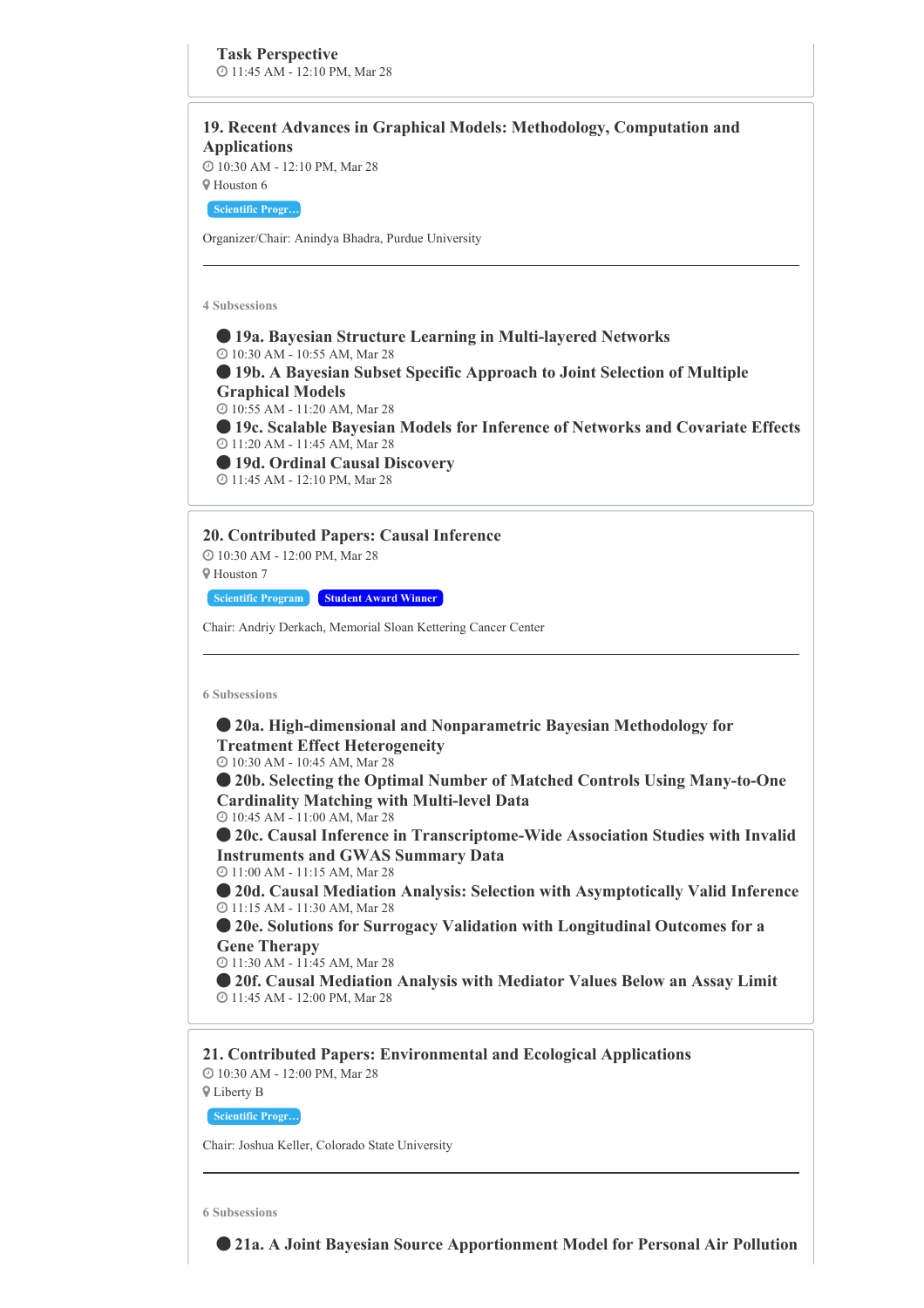**Task Perspective**
11:45 AM - 12:10 PM, Mar 28

## 19. Recent Advances in Graphical Models: Methodology, Computation and Applications

10:30 AM - 12:10 PM, Mar 28
Houston 6

Scientific Progr...

Organizer/Chair: Anindya Bhadra, Purdue University

---

**4 Subsessions**

- **19a. Bayesian Structure Learning in Multi-layered Networks**
  10:30 AM - 10:55 AM, Mar 28
- **19b. A Bayesian Subset Specific Approach to Joint Selection of Multiple Graphical Models**
  10:55 AM - 11:20 AM, Mar 28
- **19c. Scalable Bayesian Models for Inference of Networks and Covariate Effects**
  11:20 AM - 11:45 AM, Mar 28
- **19d. Ordinal Causal Discovery**
  11:45 AM - 12:10 PM, Mar 28

## 20. Contributed Papers: Causal Inference

10:30 AM - 12:00 PM, Mar 28
Houston 7

Scientific Program | Student Award Winner

Chair: Andriy Derkach, Memorial Sloan Kettering Cancer Center

---

**6 Subsessions**

- **20a. High-dimensional and Nonparametric Bayesian Methodology for Treatment Effect Heterogeneity**
  10:30 AM - 10:45 AM, Mar 28
- **20b. Selecting the Optimal Number of Matched Controls Using Many-to-One Cardinality Matching with Multi-level Data**
  10:45 AM - 11:00 AM, Mar 28
- **20c. Causal Inference in Transcriptome-Wide Association Studies with Invalid Instruments and GWAS Summary Data**
  11:00 AM - 11:15 AM, Mar 28
- **20d. Causal Mediation Analysis: Selection with Asymptotically Valid Inference**
  11:15 AM - 11:30 AM, Mar 28
- **20e. Solutions for Surrogacy Validation with Longitudinal Outcomes for a Gene Therapy**
  11:30 AM - 11:45 AM, Mar 28
- **20f. Causal Mediation Analysis with Mediator Values Below an Assay Limit**
  11:45 AM - 12:00 PM, Mar 28

## 21. Contributed Papers: Environmental and Ecological Applications

10:30 AM - 12:00 PM, Mar 28
Liberty B

Scientific Progr...

Chair: Joshua Keller, Colorado State University

---

**6 Subsessions**

- **21a. A Joint Bayesian Source Apportionment Model for Personal Air Pollution**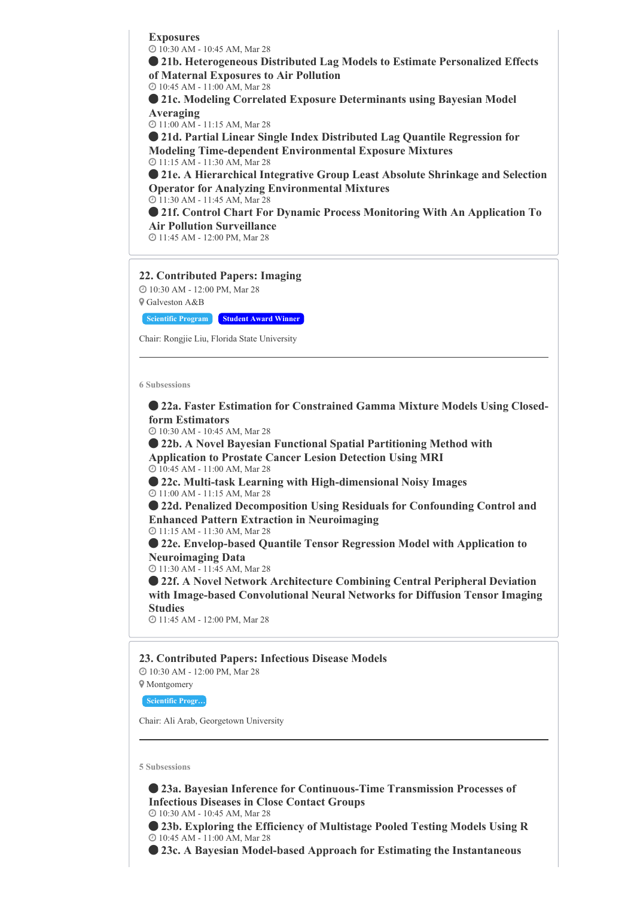**Exposures**
10:30 AM - 10:45 AM, Mar 28

- **21b. Heterogeneous Distributed Lag Models to Estimate Personalized Effects of Maternal Exposures to Air Pollution**
  10:45 AM - 11:00 AM, Mar 28
- **21c. Modeling Correlated Exposure Determinants using Bayesian Model Averaging**
  11:00 AM - 11:15 AM, Mar 28
- **21d. Partial Linear Single Index Distributed Lag Quantile Regression for Modeling Time-dependent Environmental Exposure Mixtures**
  11:15 AM - 11:30 AM, Mar 28
- **21e. A Hierarchical Integrative Group Least Absolute Shrinkage and Selection Operator for Analyzing Environmental Mixtures**
  11:30 AM - 11:45 AM, Mar 28
- **21f. Control Chart For Dynamic Process Monitoring With An Application To Air Pollution Surveillance**
  11:45 AM - 12:00 PM, Mar 28

## 22. Contributed Papers: Imaging

10:30 AM - 12:00 PM, Mar 28
Galveston A&B

Scientific Program | Student Award Winner

Chair: Rongjie Liu, Florida State University

---

6 Subsessions

- **22a. Faster Estimation for Constrained Gamma Mixture Models Using Closed-form Estimators**
  10:30 AM - 10:45 AM, Mar 28
- **22b. A Novel Bayesian Functional Spatial Partitioning Method with Application to Prostate Cancer Lesion Detection Using MRI**
  10:45 AM - 11:00 AM, Mar 28
- **22c. Multi-task Learning with High-dimensional Noisy Images**
  11:00 AM - 11:15 AM, Mar 28
- **22d. Penalized Decomposition Using Residuals for Confounding Control and Enhanced Pattern Extraction in Neuroimaging**
  11:15 AM - 11:30 AM, Mar 28
- **22e. Envelop-based Quantile Tensor Regression Model with Application to Neuroimaging Data**
  11:30 AM - 11:45 AM, Mar 28
- **22f. A Novel Network Architecture Combining Central Peripheral Deviation with Image-based Convolutional Neural Networks for Diffusion Tensor Imaging Studies**
  11:45 AM - 12:00 PM, Mar 28

## 23. Contributed Papers: Infectious Disease Models

10:30 AM - 12:00 PM, Mar 28
Montgomery

Scientific Progr...

Chair: Ali Arab, Georgetown University

---

5 Subsessions

- **23a. Bayesian Inference for Continuous-Time Transmission Processes of Infectious Diseases in Close Contact Groups**
  10:30 AM - 10:45 AM, Mar 28
- **23b. Exploring the Efficiency of Multistage Pooled Testing Models Using R**
  10:45 AM - 11:00 AM, Mar 28
- **23c. A Bayesian Model-based Approach for Estimating the Instantaneous**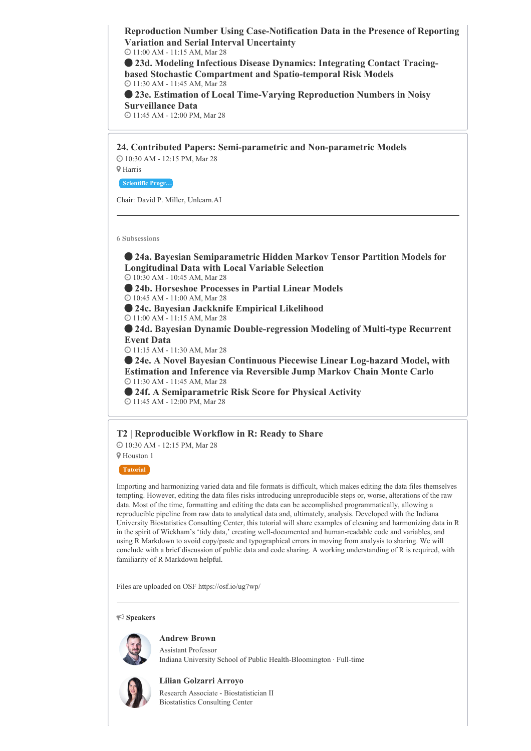**Reproduction Number Using Case-Notification Data in the Presence of Reporting Variation and Serial Interval Uncertainty**
11:00 AM - 11:15 AM, Mar 28

**23d. Modeling Infectious Disease Dynamics: Integrating Contact Tracing-based Stochastic Compartment and Spatio-temporal Risk Models**
11:30 AM - 11:45 AM, Mar 28

**23e. Estimation of Local Time-Varying Reproduction Numbers in Noisy Surveillance Data**
11:45 AM - 12:00 PM, Mar 28

## 24. Contributed Papers: Semi-parametric and Non-parametric Models

10:30 AM - 12:15 PM, Mar 28

Harris

Scientific Progr...

Chair: David P. Miller, Unlearn.AI

---

6 Subsessions

**24a. Bayesian Semiparametric Hidden Markov Tensor Partition Models for Longitudinal Data with Local Variable Selection**
10:30 AM - 10:45 AM, Mar 28

**24b. Horseshoe Processes in Partial Linear Models**
10:45 AM - 11:00 AM, Mar 28

**24c. Bayesian Jackknife Empirical Likelihood**
11:00 AM - 11:15 AM, Mar 28

**24d. Bayesian Dynamic Double-regression Modeling of Multi-type Recurrent Event Data**
11:15 AM - 11:30 AM, Mar 28

**24e. A Novel Bayesian Continuous Piecewise Linear Log-hazard Model, with Estimation and Inference via Reversible Jump Markov Chain Monte Carlo**
11:30 AM - 11:45 AM, Mar 28

**24f. A Semiparametric Risk Score for Physical Activity**
11:45 AM - 12:00 PM, Mar 28

## T2 | Reproducible Workflow in R: Ready to Share

10:30 AM - 12:15 PM, Mar 28

Houston 1

Tutorial

Importing and harmonizing varied data and file formats is difficult, which makes editing the data files themselves tempting. However, editing the data files risks introducing unreproducible steps or, worse, alterations of the raw data. Most of the time, formatting and editing the data can be accomplished programmatically, allowing a reproducible pipeline from raw data to analytical data and, ultimately, analysis. Developed with the Indiana University Biostatistics Consulting Center, this tutorial will share examples of cleaning and harmonizing data in R in the spirit of Wickham's 'tidy data,' creating well-documented and human-readable code and variables, and using R Markdown to avoid copy/paste and typographical errors in moving from analysis to sharing. We will conclude with a brief discussion of public data and code sharing. A working understanding of R is required, with familiarity of R Markdown helpful.

Files are uploaded on OSF https://osf.io/ug7wp/

---

**Speakers**

**Andrew Brown**
Assistant Professor
Indiana University School of Public Health-Bloomington · Full-time

**Lilian Golzarri Arroyo**
Research Associate - Biostatistician II
Biostatistics Consulting Center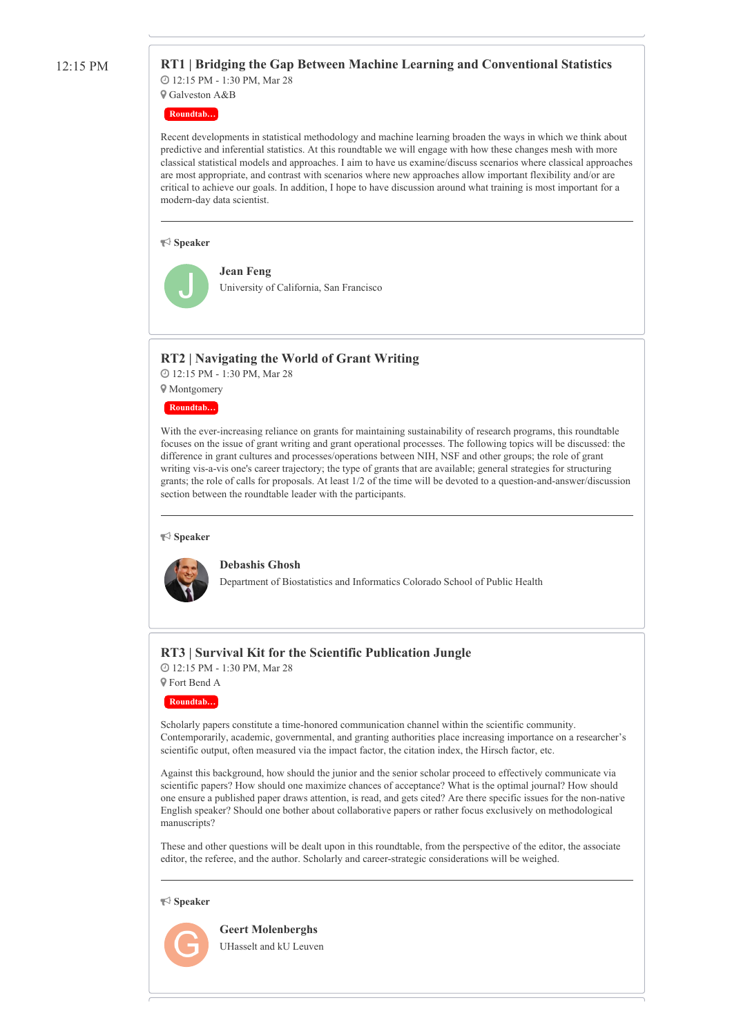12:15 PM

## RT1 | Bridging the Gap Between Machine Learning and Conventional Statistics

12:15 PM - 1:30 PM, Mar 28

Galveston A&B

Roundtab...

Recent developments in statistical methodology and machine learning broaden the ways in which we think about predictive and inferential statistics. At this roundtable we will engage with how these changes mesh with more classical statistical models and approaches. I aim to have us examine/discuss scenarios where classical approaches are most appropriate, and contrast with scenarios where new approaches allow important flexibility and/or are critical to achieve our goals. In addition, I hope to have discussion around what training is most important for a modern-day data scientist.

---

**Speaker**

J

**Jean Feng**
University of California, San Francisco

## RT2 | Navigating the World of Grant Writing

12:15 PM - 1:30 PM, Mar 28

Montgomery

Roundtab...

With the ever-increasing reliance on grants for maintaining sustainability of research programs, this roundtable focuses on the issue of grant writing and grant operational processes. The following topics will be discussed: the difference in grant cultures and processes/operations between NIH, NSF and other groups; the role of grant writing vis-a-vis one's career trajectory; the type of grants that are available; general strategies for structuring grants; the role of calls for proposals. At least 1/2 of the time will be devoted to a question-and-answer/discussion section between the roundtable leader with the participants.

---

**Speaker**

**Debashis Ghosh**
Department of Biostatistics and Informatics Colorado School of Public Health

## RT3 | Survival Kit for the Scientific Publication Jungle

12:15 PM - 1:30 PM, Mar 28

Fort Bend A

Roundtab...

Scholarly papers constitute a time-honored communication channel within the scientific community. Contemporarily, academic, governmental, and granting authorities place increasing importance on a researcher's scientific output, often measured via the impact factor, the citation index, the Hirsch factor, etc.

Against this background, how should the junior and the senior scholar proceed to effectively communicate via scientific papers? How should one maximize chances of acceptance? What is the optimal journal? How should one ensure a published paper draws attention, is read, and gets cited? Are there specific issues for the non-native English speaker? Should one bother about collaborative papers or rather focus exclusively on methodological manuscripts?

These and other questions will be dealt upon in this roundtable, from the perspective of the editor, the associate editor, the referee, and the author. Scholarly and career-strategic considerations will be weighed.

---

**Speaker**

G

**Geert Molenberghs**
UHasselt and kU Leuven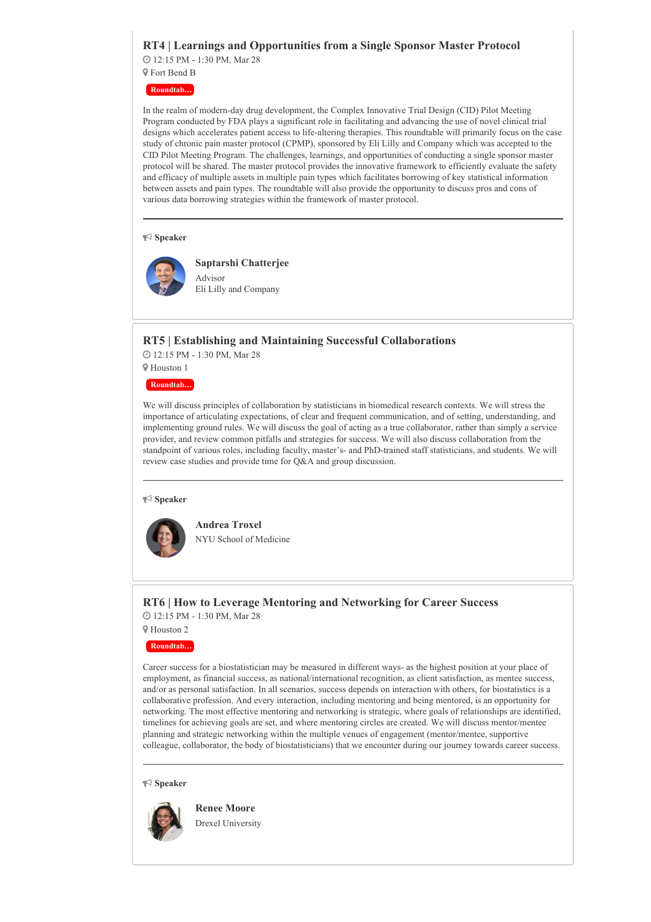## RT4 | Learnings and Opportunities from a Single Sponsor Master Protocol

12:15 PM - 1:30 PM, Mar 28

Fort Bend B

Roundtab…

In the realm of modern-day drug development, the Complex Innovative Trial Design (CID) Pilot Meeting Program conducted by FDA plays a significant role in facilitating and advancing the use of novel clinical trial designs which accelerates patient access to life-altering therapies. This roundtable will primarily focus on the case study of chronic pain master protocol (CPMP), sponsored by Eli Lilly and Company which was accepted to the CID Pilot Meeting Program. The challenges, learnings, and opportunities of conducting a single sponsor master protocol will be shared. The master protocol provides the innovative framework to efficiently evaluate the safety and efficacy of multiple assets in multiple pain types which facilitates borrowing of key statistical information between assets and pain types. The roundtable will also provide the opportunity to discuss pros and cons of various data borrowing strategies within the framework of master protocol.

---

**Speaker**

**Saptarshi Chatterjee**
Advisor
Eli Lilly and Company

## RT5 | Establishing and Maintaining Successful Collaborations

12:15 PM - 1:30 PM, Mar 28

Houston 1

Roundtab…

We will discuss principles of collaboration by statisticians in biomedical research contexts. We will stress the importance of articulating expectations, of clear and frequent communication, and of setting, understanding, and implementing ground rules. We will discuss the goal of acting as a true collaborator, rather than simply a service provider, and review common pitfalls and strategies for success. We will also discuss collaboration from the standpoint of various roles, including faculty, master's- and PhD-trained staff statisticians, and students. We will review case studies and provide time for Q&A and group discussion.

---

**Speaker**

**Andrea Troxel**
NYU School of Medicine

## RT6 | How to Leverage Mentoring and Networking for Career Success

12:15 PM - 1:30 PM, Mar 28

Houston 2

Roundtab…

Career success for a biostatistician may be measured in different ways- as the highest position at your place of employment, as financial success, as national/international recognition, as client satisfaction, as mentee success, and/or as personal satisfaction. In all scenarios, success depends on interaction with others, for biostatistics is a collaborative profession. And every interaction, including mentoring and being mentored, is an opportunity for networking. The most effective mentoring and networking is strategic, where goals of relationships are identified, timelines for achieving goals are set, and where mentoring circles are created. We will discuss mentor/mentee planning and strategic networking within the multiple venues of engagement (mentor/mentee, supportive colleague, collaborator, the body of biostatisticians) that we encounter during our journey towards career success.

---

**Speaker**

**Renee Moore**
Drexel University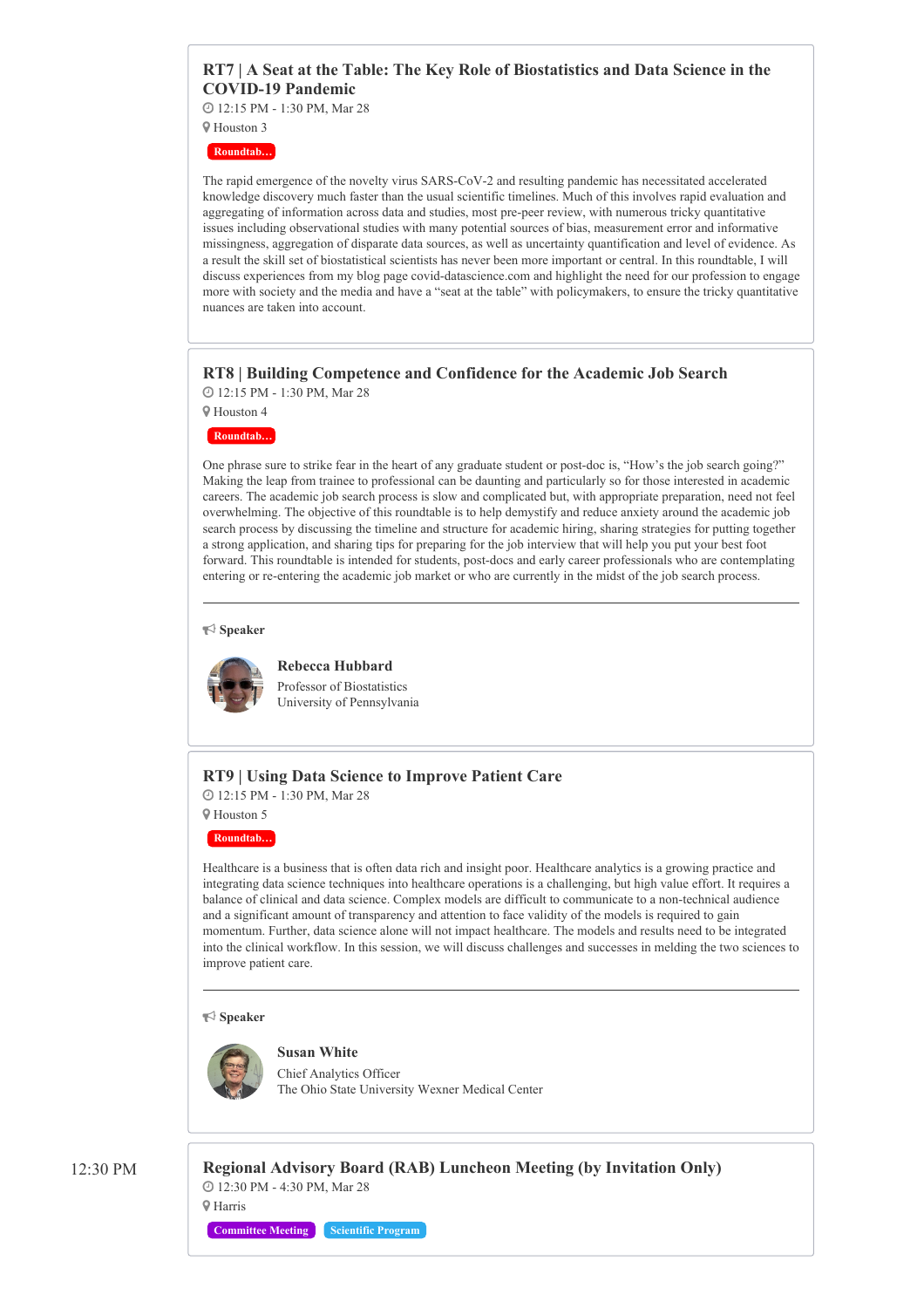## RT7 | A Seat at the Table: The Key Role of Biostatistics and Data Science in the COVID-19 Pandemic

12:15 PM - 1:30 PM, Mar 28

Houston 3

Roundtab...

The rapid emergence of the novelty virus SARS-CoV-2 and resulting pandemic has necessitated accelerated knowledge discovery much faster than the usual scientific timelines. Much of this involves rapid evaluation and aggregating of information across data and studies, most pre-peer review, with numerous tricky quantitative issues including observational studies with many potential sources of bias, measurement error and informative missingness, aggregation of disparate data sources, as well as uncertainty quantification and level of evidence. As a result the skill set of biostatistical scientists has never been more important or central. In this roundtable, I will discuss experiences from my blog page covid-datascience.com and highlight the need for our profession to engage more with society and the media and have a "seat at the table" with policymakers, to ensure the tricky quantitative nuances are taken into account.

## RT8 | Building Competence and Confidence for the Academic Job Search

12:15 PM - 1:30 PM, Mar 28

Houston 4

Roundtab...

One phrase sure to strike fear in the heart of any graduate student or post-doc is, "How's the job search going?" Making the leap from trainee to professional can be daunting and particularly so for those interested in academic careers. The academic job search process is slow and complicated but, with appropriate preparation, need not feel overwhelming. The objective of this roundtable is to help demystify and reduce anxiety around the academic job search process by discussing the timeline and structure for academic hiring, sharing strategies for putting together a strong application, and sharing tips for preparing for the job interview that will help you put your best foot forward. This roundtable is intended for students, post-docs and early career professionals who are contemplating entering or re-entering the academic job market or who are currently in the midst of the job search process.

---

**Speaker**

**Rebecca Hubbard**
Professor of Biostatistics
University of Pennsylvania

## RT9 | Using Data Science to Improve Patient Care

12:15 PM - 1:30 PM, Mar 28

Houston 5

Roundtab...

Healthcare is a business that is often data rich and insight poor. Healthcare analytics is a growing practice and integrating data science techniques into healthcare operations is a challenging, but high value effort. It requires a balance of clinical and data science. Complex models are difficult to communicate to a non-technical audience and a significant amount of transparency and attention to face validity of the models is required to gain momentum. Further, data science alone will not impact healthcare. The models and results need to be integrated into the clinical workflow. In this session, we will discuss challenges and successes in melding the two sciences to improve patient care.

---

**Speaker**

**Susan White**
Chief Analytics Officer
The Ohio State University Wexner Medical Center

12:30 PM

## Regional Advisory Board (RAB) Luncheon Meeting (by Invitation Only)

12:30 PM - 4:30 PM, Mar 28

Harris

Committee Meeting | Scientific Program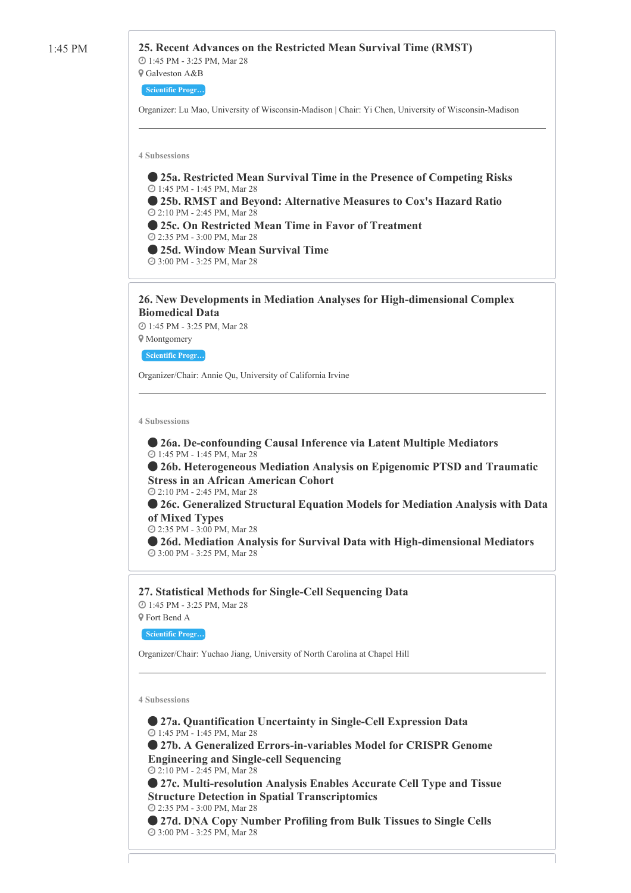1:45 PM

## 25. Recent Advances on the Restricted Mean Survival Time (RMST)

1:45 PM - 3:25 PM, Mar 28

Galveston A&B

Scientific Progr…

Organizer: Lu Mao, University of Wisconsin-Madison | Chair: Yi Chen, University of Wisconsin-Madison

---

4 Subsessions

- **25a. Restricted Mean Survival Time in the Presence of Competing Risks**
  1:45 PM - 1:45 PM, Mar 28
- **25b. RMST and Beyond: Alternative Measures to Cox's Hazard Ratio**
  2:10 PM - 2:45 PM, Mar 28
- **25c. On Restricted Mean Time in Favor of Treatment**
  2:35 PM - 3:00 PM, Mar 28
- **25d. Window Mean Survival Time**
  3:00 PM - 3:25 PM, Mar 28

## 26. New Developments in Mediation Analyses for High-dimensional Complex Biomedical Data

1:45 PM - 3:25 PM, Mar 28

Montgomery

Scientific Progr…

Organizer/Chair: Annie Qu, University of California Irvine

---

4 Subsessions

- **26a. De-confounding Causal Inference via Latent Multiple Mediators**
  1:45 PM - 1:45 PM, Mar 28
- **26b. Heterogeneous Mediation Analysis on Epigenomic PTSD and Traumatic Stress in an African American Cohort**
  2:10 PM - 2:45 PM, Mar 28
- **26c. Generalized Structural Equation Models for Mediation Analysis with Data of Mixed Types**
  2:35 PM - 3:00 PM, Mar 28
- **26d. Mediation Analysis for Survival Data with High-dimensional Mediators**
  3:00 PM - 3:25 PM, Mar 28

## 27. Statistical Methods for Single-Cell Sequencing Data

1:45 PM - 3:25 PM, Mar 28

Fort Bend A

Scientific Progr…

Organizer/Chair: Yuchao Jiang, University of North Carolina at Chapel Hill

---

4 Subsessions

- **27a. Quantification Uncertainty in Single-Cell Expression Data**
  1:45 PM - 1:45 PM, Mar 28
- **27b. A Generalized Errors-in-variables Model for CRISPR Genome Engineering and Single-cell Sequencing**
  2:10 PM - 2:45 PM, Mar 28
- **27c. Multi-resolution Analysis Enables Accurate Cell Type and Tissue Structure Detection in Spatial Transcriptomics**
  2:35 PM - 3:00 PM, Mar 28
- **27d. DNA Copy Number Profiling from Bulk Tissues to Single Cells**
  3:00 PM - 3:25 PM, Mar 28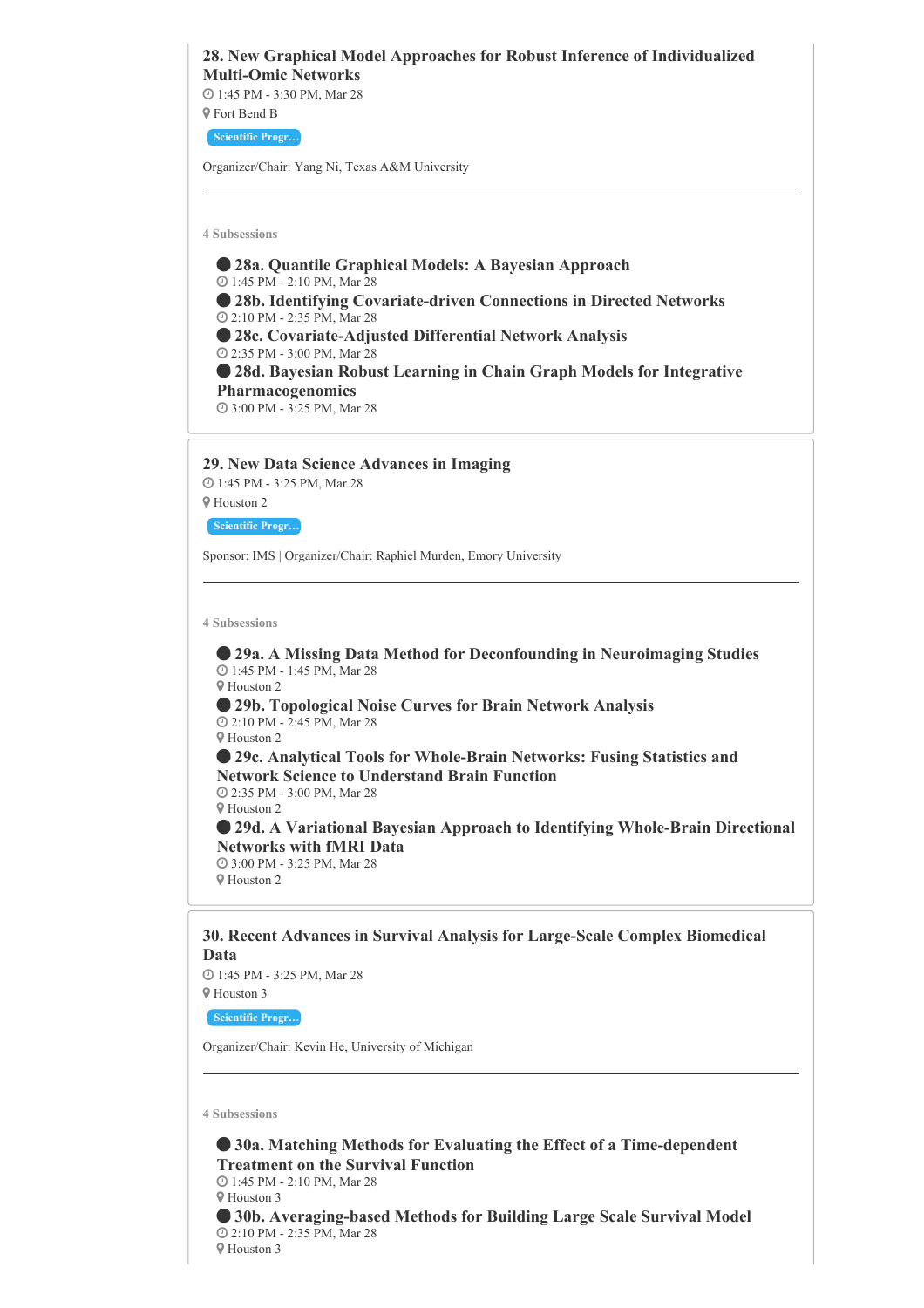### 28. New Graphical Model Approaches for Robust Inference of Individualized Multi-Omic Networks

1:45 PM - 3:30 PM, Mar 28

Fort Bend B

Scientific Progr…

Organizer/Chair: Yang Ni, Texas A&M University

---

4 Subsessions

- **28a. Quantile Graphical Models: A Bayesian Approach**
  1:45 PM - 2:10 PM, Mar 28
- **28b. Identifying Covariate-driven Connections in Directed Networks**
  2:10 PM - 2:35 PM, Mar 28
- **28c. Covariate-Adjusted Differential Network Analysis**
  2:35 PM - 3:00 PM, Mar 28
- **28d. Bayesian Robust Learning in Chain Graph Models for Integrative Pharmacogenomics**
  3:00 PM - 3:25 PM, Mar 28

### 29. New Data Science Advances in Imaging

1:45 PM - 3:25 PM, Mar 28

Houston 2

Scientific Progr…

Sponsor: IMS | Organizer/Chair: Raphiel Murden, Emory University

---

4 Subsessions

- **29a. A Missing Data Method for Deconfounding in Neuroimaging Studies**
  1:45 PM - 1:45 PM, Mar 28
  Houston 2
- **29b. Topological Noise Curves for Brain Network Analysis**
  2:10 PM - 2:45 PM, Mar 28
  Houston 2
- **29c. Analytical Tools for Whole-Brain Networks: Fusing Statistics and Network Science to Understand Brain Function**
  2:35 PM - 3:00 PM, Mar 28
  Houston 2
- **29d. A Variational Bayesian Approach to Identifying Whole-Brain Directional Networks with fMRI Data**
  3:00 PM - 3:25 PM, Mar 28
  Houston 2

### 30. Recent Advances in Survival Analysis for Large-Scale Complex Biomedical Data

1:45 PM - 3:25 PM, Mar 28

Houston 3

Scientific Progr…

Organizer/Chair: Kevin He, University of Michigan

---

4 Subsessions

- **30a. Matching Methods for Evaluating the Effect of a Time-dependent Treatment on the Survival Function**
  1:45 PM - 2:10 PM, Mar 28
  Houston 3
- **30b. Averaging-based Methods for Building Large Scale Survival Model**
  2:10 PM - 2:35 PM, Mar 28
  Houston 3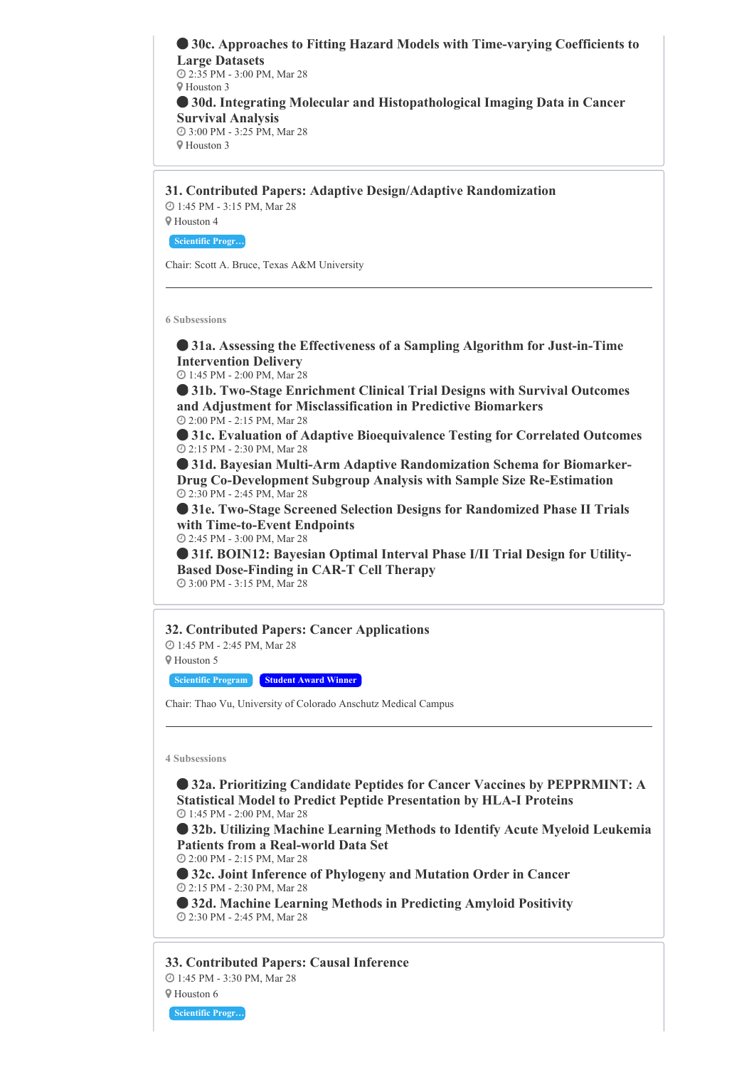● **30c. Approaches to Fitting Hazard Models with Time-varying Coefficients to Large Datasets**
2:35 PM - 3:00 PM, Mar 28
Houston 3

● **30d. Integrating Molecular and Histopathological Imaging Data in Cancer Survival Analysis**
3:00 PM - 3:25 PM, Mar 28
Houston 3

## 31. Contributed Papers: Adaptive Design/Adaptive Randomization

1:45 PM - 3:15 PM, Mar 28
Houston 4

Scientific Progr…

Chair: Scott A. Bruce, Texas A&M University

---

6 Subsessions

● **31a. Assessing the Effectiveness of a Sampling Algorithm for Just-in-Time Intervention Delivery**
1:45 PM - 2:00 PM, Mar 28

● **31b. Two-Stage Enrichment Clinical Trial Designs with Survival Outcomes and Adjustment for Misclassification in Predictive Biomarkers**
2:00 PM - 2:15 PM, Mar 28

● **31c. Evaluation of Adaptive Bioequivalence Testing for Correlated Outcomes**
2:15 PM - 2:30 PM, Mar 28

● **31d. Bayesian Multi-Arm Adaptive Randomization Schema for Biomarker-Drug Co-Development Subgroup Analysis with Sample Size Re-Estimation**
2:30 PM - 2:45 PM, Mar 28

● **31e. Two-Stage Screened Selection Designs for Randomized Phase II Trials with Time-to-Event Endpoints**
2:45 PM - 3:00 PM, Mar 28

● **31f. BOIN12: Bayesian Optimal Interval Phase I/II Trial Design for Utility-Based Dose-Finding in CAR-T Cell Therapy**
3:00 PM - 3:15 PM, Mar 28

## 32. Contributed Papers: Cancer Applications

1:45 PM - 2:45 PM, Mar 28
Houston 5

Scientific Program | Student Award Winner

Chair: Thao Vu, University of Colorado Anschutz Medical Campus

---

4 Subsessions

● **32a. Prioritizing Candidate Peptides for Cancer Vaccines by PEPPRMINT: A Statistical Model to Predict Peptide Presentation by HLA-I Proteins**
1:45 PM - 2:00 PM, Mar 28

● **32b. Utilizing Machine Learning Methods to Identify Acute Myeloid Leukemia Patients from a Real-world Data Set**
2:00 PM - 2:15 PM, Mar 28

● **32c. Joint Inference of Phylogeny and Mutation Order in Cancer**
2:15 PM - 2:30 PM, Mar 28

● **32d. Machine Learning Methods in Predicting Amyloid Positivity**
2:30 PM - 2:45 PM, Mar 28

## 33. Contributed Papers: Causal Inference

1:45 PM - 3:30 PM, Mar 28
Houston 6

Scientific Progr…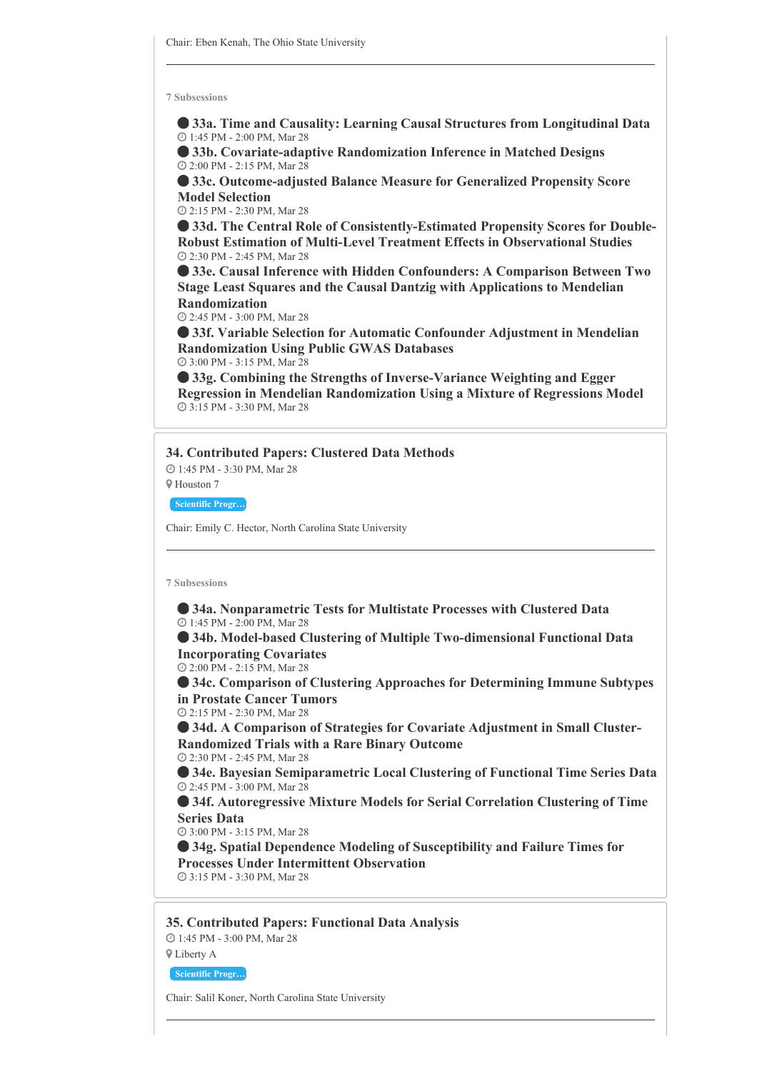Chair: Eben Kenah, The Ohio State University

---

7 Subsessions

- **33a. Time and Causality: Learning Causal Structures from Longitudinal Data**
  1:45 PM - 2:00 PM, Mar 28
- **33b. Covariate-adaptive Randomization Inference in Matched Designs**
  2:00 PM - 2:15 PM, Mar 28
- **33c. Outcome-adjusted Balance Measure for Generalized Propensity Score Model Selection**
  2:15 PM - 2:30 PM, Mar 28
- **33d. The Central Role of Consistently-Estimated Propensity Scores for Double-Robust Estimation of Multi-Level Treatment Effects in Observational Studies**
  2:30 PM - 2:45 PM, Mar 28
- **33e. Causal Inference with Hidden Confounders: A Comparison Between Two Stage Least Squares and the Causal Dantzig with Applications to Mendelian Randomization**
  2:45 PM - 3:00 PM, Mar 28
- **33f. Variable Selection for Automatic Confounder Adjustment in Mendelian Randomization Using Public GWAS Databases**
  3:00 PM - 3:15 PM, Mar 28
- **33g. Combining the Strengths of Inverse-Variance Weighting and Egger Regression in Mendelian Randomization Using a Mixture of Regressions Model**
  3:15 PM - 3:30 PM, Mar 28

## 34. Contributed Papers: Clustered Data Methods

1:45 PM - 3:30 PM, Mar 28

Houston 7

Scientific Progr…

Chair: Emily C. Hector, North Carolina State University

---

7 Subsessions

- **34a. Nonparametric Tests for Multistate Processes with Clustered Data**
  1:45 PM - 2:00 PM, Mar 28
- **34b. Model-based Clustering of Multiple Two-dimensional Functional Data Incorporating Covariates**
  2:00 PM - 2:15 PM, Mar 28
- **34c. Comparison of Clustering Approaches for Determining Immune Subtypes in Prostate Cancer Tumors**
  2:15 PM - 2:30 PM, Mar 28
- **34d. A Comparison of Strategies for Covariate Adjustment in Small Cluster-Randomized Trials with a Rare Binary Outcome**
  2:30 PM - 2:45 PM, Mar 28
- **34e. Bayesian Semiparametric Local Clustering of Functional Time Series Data**
  2:45 PM - 3:00 PM, Mar 28
- **34f. Autoregressive Mixture Models for Serial Correlation Clustering of Time Series Data**
  3:00 PM - 3:15 PM, Mar 28
- **34g. Spatial Dependence Modeling of Susceptibility and Failure Times for Processes Under Intermittent Observation**
  3:15 PM - 3:30 PM, Mar 28

## 35. Contributed Papers: Functional Data Analysis

1:45 PM - 3:00 PM, Mar 28

Liberty A

Scientific Progr…

Chair: Salil Koner, North Carolina State University

---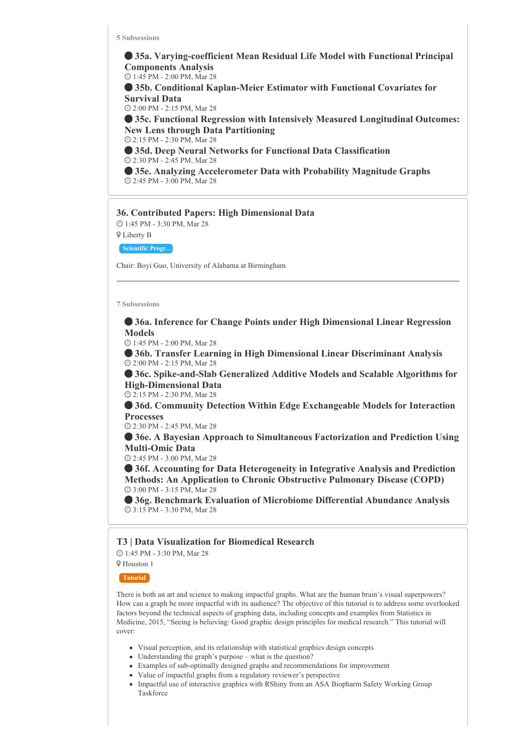5 Subsessions

- **35a. Varying-coefficient Mean Residual Life Model with Functional Principal Components Analysis**
  1:45 PM - 2:00 PM, Mar 28
- **35b. Conditional Kaplan-Meier Estimator with Functional Covariates for Survival Data**
  2:00 PM - 2:15 PM, Mar 28
- **35c. Functional Regression with Intensively Measured Longitudinal Outcomes: New Lens through Data Partitioning**
  2:15 PM - 2:30 PM, Mar 28
- **35d. Deep Neural Networks for Functional Data Classification**
  2:30 PM - 2:45 PM, Mar 28
- **35e. Analyzing Accelerometer Data with Probability Magnitude Graphs**
  2:45 PM - 3:00 PM, Mar 28

## 36. Contributed Papers: High Dimensional Data

1:45 PM - 3:30 PM, Mar 28

Liberty B

Scientific Progr…

Chair: Boyi Guo, University of Alabama at Birmingham

---

7 Subsessions

- **36a. Inference for Change Points under High Dimensional Linear Regression Models**
  1:45 PM - 2:00 PM, Mar 28
- **36b. Transfer Learning in High Dimensional Linear Discriminant Analysis**
  2:00 PM - 2:15 PM, Mar 28
- **36c. Spike-and-Slab Generalized Additive Models and Scalable Algorithms for High-Dimensional Data**
  2:15 PM - 2:30 PM, Mar 28
- **36d. Community Detection Within Edge Exchangeable Models for Interaction Processes**
  2:30 PM - 2:45 PM, Mar 28
- **36e. A Bayesian Approach to Simultaneous Factorization and Prediction Using Multi-Omic Data**
  2:45 PM - 3:00 PM, Mar 28
- **36f. Accounting for Data Heterogeneity in Integrative Analysis and Prediction Methods: An Application to Chronic Obstructive Pulmonary Disease (COPD)**
  3:00 PM - 3:15 PM, Mar 28
- **36g. Benchmark Evaluation of Microbiome Differential Abundance Analysis**
  3:15 PM - 3:30 PM, Mar 28

## T3 | Data Visualization for Biomedical Research

1:45 PM - 3:30 PM, Mar 28

Houston 1

Tutorial

There is both an art and science to making impactful graphs. What are the human brain's visual superpowers? How can a graph be more impactful with its audience? The objective of this tutorial is to address some overlooked factors beyond the technical aspects of graphing data, including concepts and examples from Statistics in Medicine, 2015, "Seeing is believing: Good graphic design principles for medical research." This tutorial will cover:

- Visual perception, and its relationship with statistical graphics design concepts
- Understanding the graph's purpose – what is the question?
- Examples of sub-optimally designed graphs and recommendations for improvement
- Value of impactful graphs from a regulatory reviewer's perspective
- Impactful use of interactive graphics with RShiny from an ASA Biopharm Safety Working Group Taskforce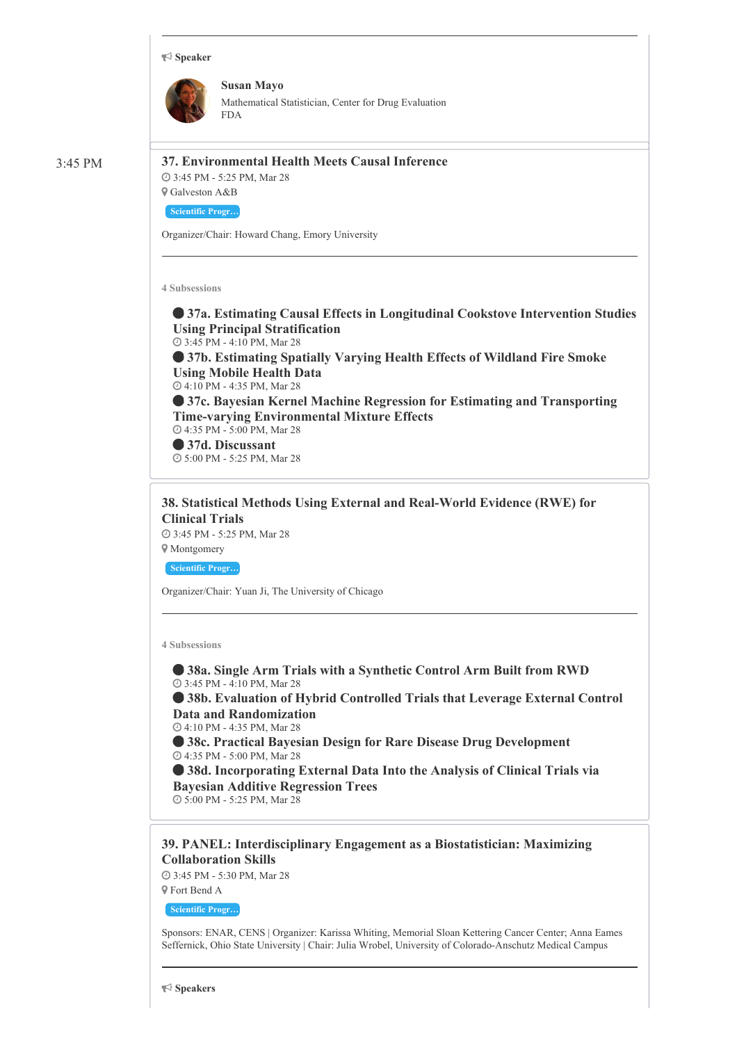**Speaker**

**Susan Mayo**
Mathematical Statistician, Center for Drug Evaluation
FDA

3:45 PM

### 37. Environmental Health Meets Causal Inference

3:45 PM - 5:25 PM, Mar 28
Galveston A&B

Scientific Progr…

Organizer/Chair: Howard Chang, Emory University

4 Subsessions

- **37a. Estimating Causal Effects in Longitudinal Cookstove Intervention Studies Using Principal Stratification**
  3:45 PM - 4:10 PM, Mar 28
- **37b. Estimating Spatially Varying Health Effects of Wildland Fire Smoke Using Mobile Health Data**
  4:10 PM - 4:35 PM, Mar 28
- **37c. Bayesian Kernel Machine Regression for Estimating and Transporting Time-varying Environmental Mixture Effects**
  4:35 PM - 5:00 PM, Mar 28
- **37d. Discussant**
  5:00 PM - 5:25 PM, Mar 28

### 38. Statistical Methods Using External and Real-World Evidence (RWE) for Clinical Trials

3:45 PM - 5:25 PM, Mar 28
Montgomery

Scientific Progr…

Organizer/Chair: Yuan Ji, The University of Chicago

4 Subsessions

- **38a. Single Arm Trials with a Synthetic Control Arm Built from RWD**
  3:45 PM - 4:10 PM, Mar 28
- **38b. Evaluation of Hybrid Controlled Trials that Leverage External Control Data and Randomization**
  4:10 PM - 4:35 PM, Mar 28
- **38c. Practical Bayesian Design for Rare Disease Drug Development**
  4:35 PM - 5:00 PM, Mar 28
- **38d. Incorporating External Data Into the Analysis of Clinical Trials via Bayesian Additive Regression Trees**
  5:00 PM - 5:25 PM, Mar 28

### 39. PANEL: Interdisciplinary Engagement as a Biostatistician: Maximizing Collaboration Skills

3:45 PM - 5:30 PM, Mar 28
Fort Bend A

Scientific Progr…

Sponsors: ENAR, CENS | Organizer: Karissa Whiting, Memorial Sloan Kettering Cancer Center; Anna Eames Seffernick, Ohio State University | Chair: Julia Wrobel, University of Colorado-Anschutz Medical Campus

**Speakers**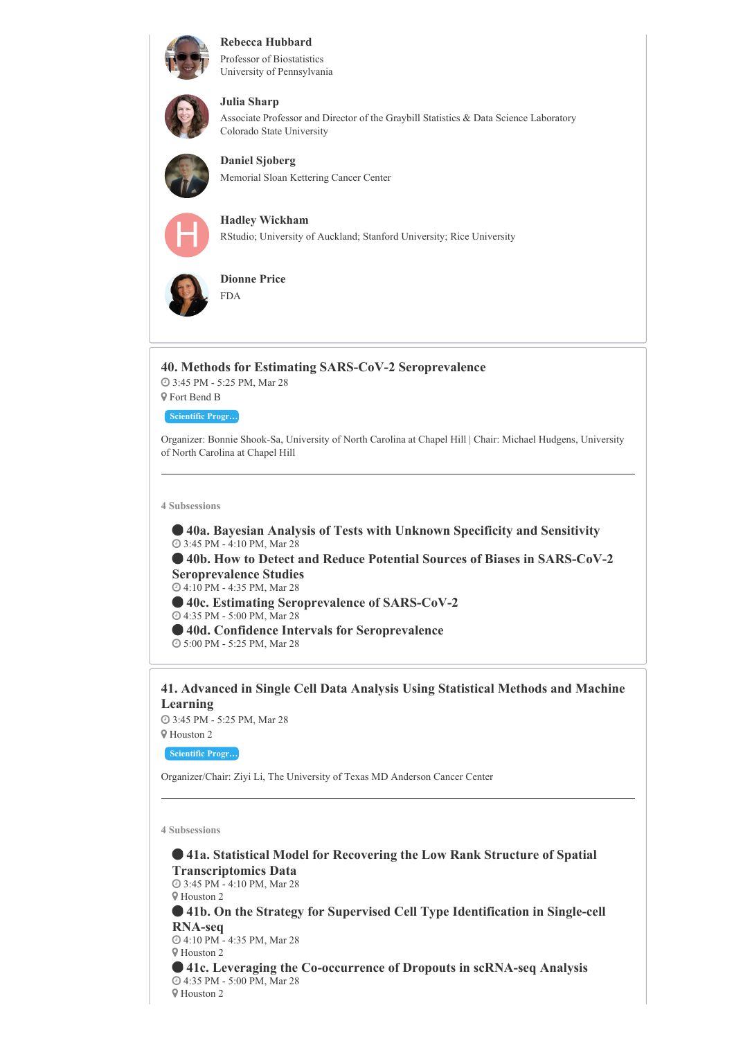**Rebecca Hubbard**
Professor of Biostatistics
University of Pennsylvania

**Julia Sharp**
Associate Professor and Director of the Graybill Statistics & Data Science Laboratory
Colorado State University

**Daniel Sjoberg**
Memorial Sloan Kettering Cancer Center

**Hadley Wickham**
RStudio; University of Auckland; Stanford University; Rice University

**Dionne Price**
FDA

## 40. Methods for Estimating SARS-CoV-2 Seroprevalence

3:45 PM - 5:25 PM, Mar 28
Fort Bend B
Scientific Progr...

Organizer: Bonnie Shook-Sa, University of North Carolina at Chapel Hill | Chair: Michael Hudgens, University of North Carolina at Chapel Hill

---

4 Subsessions

- **40a. Bayesian Analysis of Tests with Unknown Specificity and Sensitivity**
  3:45 PM - 4:10 PM, Mar 28
- **40b. How to Detect and Reduce Potential Sources of Biases in SARS-CoV-2 Seroprevalence Studies**
  4:10 PM - 4:35 PM, Mar 28
- **40c. Estimating Seroprevalence of SARS-CoV-2**
  4:35 PM - 5:00 PM, Mar 28
- **40d. Confidence Intervals for Seroprevalence**
  5:00 PM - 5:25 PM, Mar 28

## 41. Advanced in Single Cell Data Analysis Using Statistical Methods and Machine Learning

3:45 PM - 5:25 PM, Mar 28
Houston 2
Scientific Progr...

Organizer/Chair: Ziyi Li, The University of Texas MD Anderson Cancer Center

---

4 Subsessions

- **41a. Statistical Model for Recovering the Low Rank Structure of Spatial Transcriptomics Data**
  3:45 PM - 4:10 PM, Mar 28
  Houston 2
- **41b. On the Strategy for Supervised Cell Type Identification in Single-cell RNA-seq**
  4:10 PM - 4:35 PM, Mar 28
  Houston 2
- **41c. Leveraging the Co-occurrence of Dropouts in scRNA-seq Analysis**
  4:35 PM - 5:00 PM, Mar 28
  Houston 2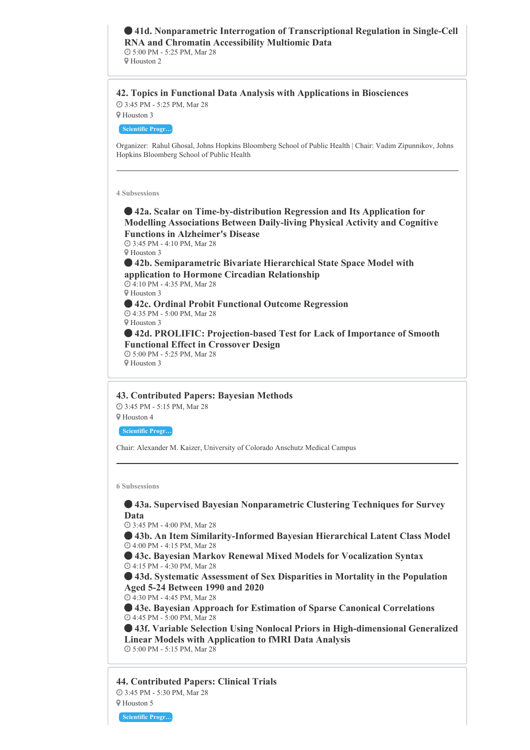**41d. Nonparametric Interrogation of Transcriptional Regulation in Single-Cell RNA and Chromatin Accessibility Multiomic Data**
5:00 PM - 5:25 PM, Mar 28
Houston 2

## 42. Topics in Functional Data Analysis with Applications in Biosciences

3:45 PM - 5:25 PM, Mar 28
Houston 3

Scientific Progr…

Organizer: Rahul Ghosal, Johns Hopkins Bloomberg School of Public Health | Chair: Vadim Zipunnikov, Johns Hopkins Bloomberg School of Public Health

---

4 Subsessions

**42a. Scalar on Time-by-distribution Regression and Its Application for Modelling Associations Between Daily-living Physical Activity and Cognitive Functions in Alzheimer's Disease**
3:45 PM - 4:10 PM, Mar 28
Houston 3

**42b. Semiparametric Bivariate Hierarchical State Space Model with application to Hormone Circadian Relationship**
4:10 PM - 4:35 PM, Mar 28
Houston 3

**42c. Ordinal Probit Functional Outcome Regression**
4:35 PM - 5:00 PM, Mar 28
Houston 3

**42d. PROLIFIC: Projection-based Test for Lack of Importance of Smooth Functional Effect in Crossover Design**
5:00 PM - 5:25 PM, Mar 28
Houston 3

## 43. Contributed Papers: Bayesian Methods

3:45 PM - 5:15 PM, Mar 28
Houston 4

Scientific Progr…

Chair: Alexander M. Kaizer, University of Colorado Anschutz Medical Campus

---

6 Subsessions

**43a. Supervised Bayesian Nonparametric Clustering Techniques for Survey Data**
3:45 PM - 4:00 PM, Mar 28

**43b. An Item Similarity-Informed Bayesian Hierarchical Latent Class Model**
4:00 PM - 4:15 PM, Mar 28

**43c. Bayesian Markov Renewal Mixed Models for Vocalization Syntax**
4:15 PM - 4:30 PM, Mar 28

**43d. Systematic Assessment of Sex Disparities in Mortality in the Population Aged 5-24 Between 1990 and 2020**
4:30 PM - 4:45 PM, Mar 28

**43e. Bayesian Approach for Estimation of Sparse Canonical Correlations**
4:45 PM - 5:00 PM, Mar 28

**43f. Variable Selection Using Nonlocal Priors in High-dimensional Generalized Linear Models with Application to fMRI Data Analysis**
5:00 PM - 5:15 PM, Mar 28

## 44. Contributed Papers: Clinical Trials

3:45 PM - 5:30 PM, Mar 28
Houston 5

Scientific Progr…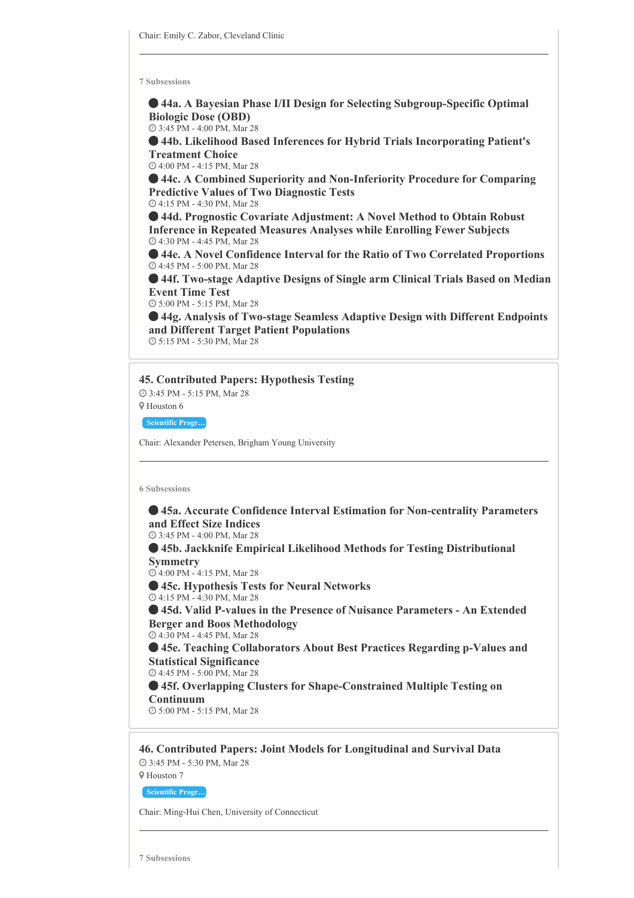Chair: Emily C. Zabor, Cleveland Clinic

---

7 Subsessions

- **44a. A Bayesian Phase I/II Design for Selecting Subgroup-Specific Optimal Biologic Dose (OBD)**
  3:45 PM - 4:00 PM, Mar 28
- **44b. Likelihood Based Inferences for Hybrid Trials Incorporating Patient's Treatment Choice**
  4:00 PM - 4:15 PM, Mar 28
- **44c. A Combined Superiority and Non-Inferiority Procedure for Comparing Predictive Values of Two Diagnostic Tests**
  4:15 PM - 4:30 PM, Mar 28
- **44d. Prognostic Covariate Adjustment: A Novel Method to Obtain Robust Inference in Repeated Measures Analyses while Enrolling Fewer Subjects**
  4:30 PM - 4:45 PM, Mar 28
- **44e. A Novel Confidence Interval for the Ratio of Two Correlated Proportions**
  4:45 PM - 5:00 PM, Mar 28
- **44f. Two-stage Adaptive Designs of Single arm Clinical Trials Based on Median Event Time Test**
  5:00 PM - 5:15 PM, Mar 28
- **44g. Analysis of Two-stage Seamless Adaptive Design with Different Endpoints and Different Target Patient Populations**
  5:15 PM - 5:30 PM, Mar 28

## 45. Contributed Papers: Hypothesis Testing

3:45 PM - 5:15 PM, Mar 28

Houston 6

Scientific Progr…

Chair: Alexander Petersen, Brigham Young University

---

6 Subsessions

- **45a. Accurate Confidence Interval Estimation for Non-centrality Parameters and Effect Size Indices**
  3:45 PM - 4:00 PM, Mar 28
- **45b. Jackknife Empirical Likelihood Methods for Testing Distributional Symmetry**
  4:00 PM - 4:15 PM, Mar 28
- **45c. Hypothesis Tests for Neural Networks**
  4:15 PM - 4:30 PM, Mar 28
- **45d. Valid P-values in the Presence of Nuisance Parameters - An Extended Berger and Boos Methodology**
  4:30 PM - 4:45 PM, Mar 28
- **45e. Teaching Collaborators About Best Practices Regarding p-Values and Statistical Significance**
  4:45 PM - 5:00 PM, Mar 28
- **45f. Overlapping Clusters for Shape-Constrained Multiple Testing on Continuum**
  5:00 PM - 5:15 PM, Mar 28

## 46. Contributed Papers: Joint Models for Longitudinal and Survival Data

3:45 PM - 5:30 PM, Mar 28

Houston 7

Scientific Progr…

Chair: Ming-Hui Chen, University of Connecticut

---

7 Subsessions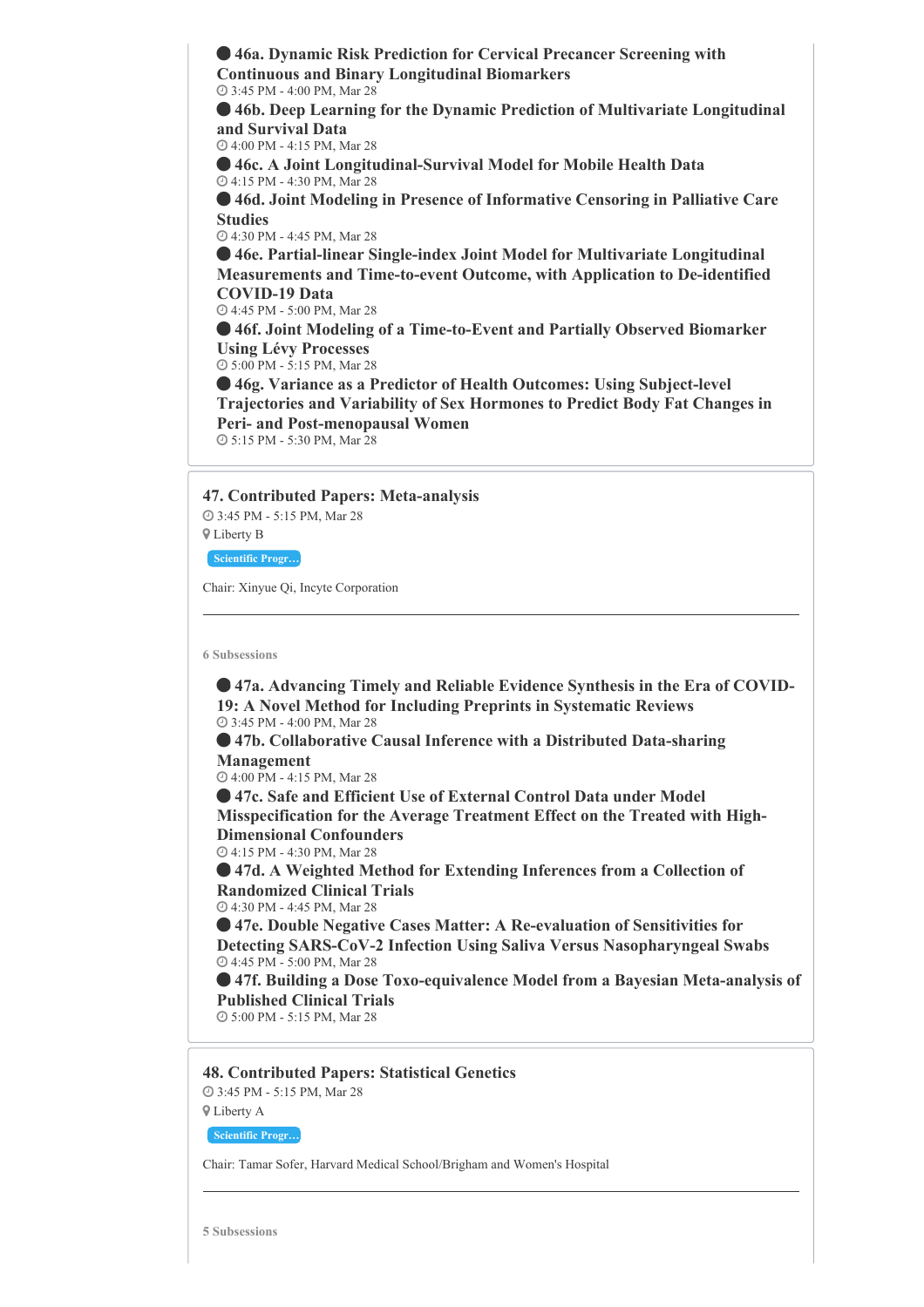- **46a. Dynamic Risk Prediction for Cervical Precancer Screening with Continuous and Binary Longitudinal Biomarkers**
  3:45 PM - 4:00 PM, Mar 28
- **46b. Deep Learning for the Dynamic Prediction of Multivariate Longitudinal and Survival Data**
  4:00 PM - 4:15 PM, Mar 28
- **46c. A Joint Longitudinal-Survival Model for Mobile Health Data**
  4:15 PM - 4:30 PM, Mar 28
- **46d. Joint Modeling in Presence of Informative Censoring in Palliative Care Studies**
  4:30 PM - 4:45 PM, Mar 28
- **46e. Partial-linear Single-index Joint Model for Multivariate Longitudinal Measurements and Time-to-event Outcome, with Application to De-identified COVID-19 Data**
  4:45 PM - 5:00 PM, Mar 28
- **46f. Joint Modeling of a Time-to-Event and Partially Observed Biomarker Using Lévy Processes**
  5:00 PM - 5:15 PM, Mar 28
- **46g. Variance as a Predictor of Health Outcomes: Using Subject-level Trajectories and Variability of Sex Hormones to Predict Body Fat Changes in Peri- and Post-menopausal Women**
  5:15 PM - 5:30 PM, Mar 28

## 47. Contributed Papers: Meta-analysis

3:45 PM - 5:15 PM, Mar 28

Liberty B

Scientific Progr…

Chair: Xinyue Qi, Incyte Corporation

---

6 Subsessions

- **47a. Advancing Timely and Reliable Evidence Synthesis in the Era of COVID-19: A Novel Method for Including Preprints in Systematic Reviews**
  3:45 PM - 4:00 PM, Mar 28
- **47b. Collaborative Causal Inference with a Distributed Data-sharing Management**
  4:00 PM - 4:15 PM, Mar 28
- **47c. Safe and Efficient Use of External Control Data under Model Misspecification for the Average Treatment Effect on the Treated with High-Dimensional Confounders**
  4:15 PM - 4:30 PM, Mar 28
- **47d. A Weighted Method for Extending Inferences from a Collection of Randomized Clinical Trials**
  4:30 PM - 4:45 PM, Mar 28
- **47e. Double Negative Cases Matter: A Re-evaluation of Sensitivities for Detecting SARS-CoV-2 Infection Using Saliva Versus Nasopharyngeal Swabs**
  4:45 PM - 5:00 PM, Mar 28
- **47f. Building a Dose Toxo-equivalence Model from a Bayesian Meta-analysis of Published Clinical Trials**
  5:00 PM - 5:15 PM, Mar 28

## 48. Contributed Papers: Statistical Genetics

3:45 PM - 5:15 PM, Mar 28

Liberty A

Scientific Progr…

Chair: Tamar Sofer, Harvard Medical School/Brigham and Women's Hospital

---

5 Subsessions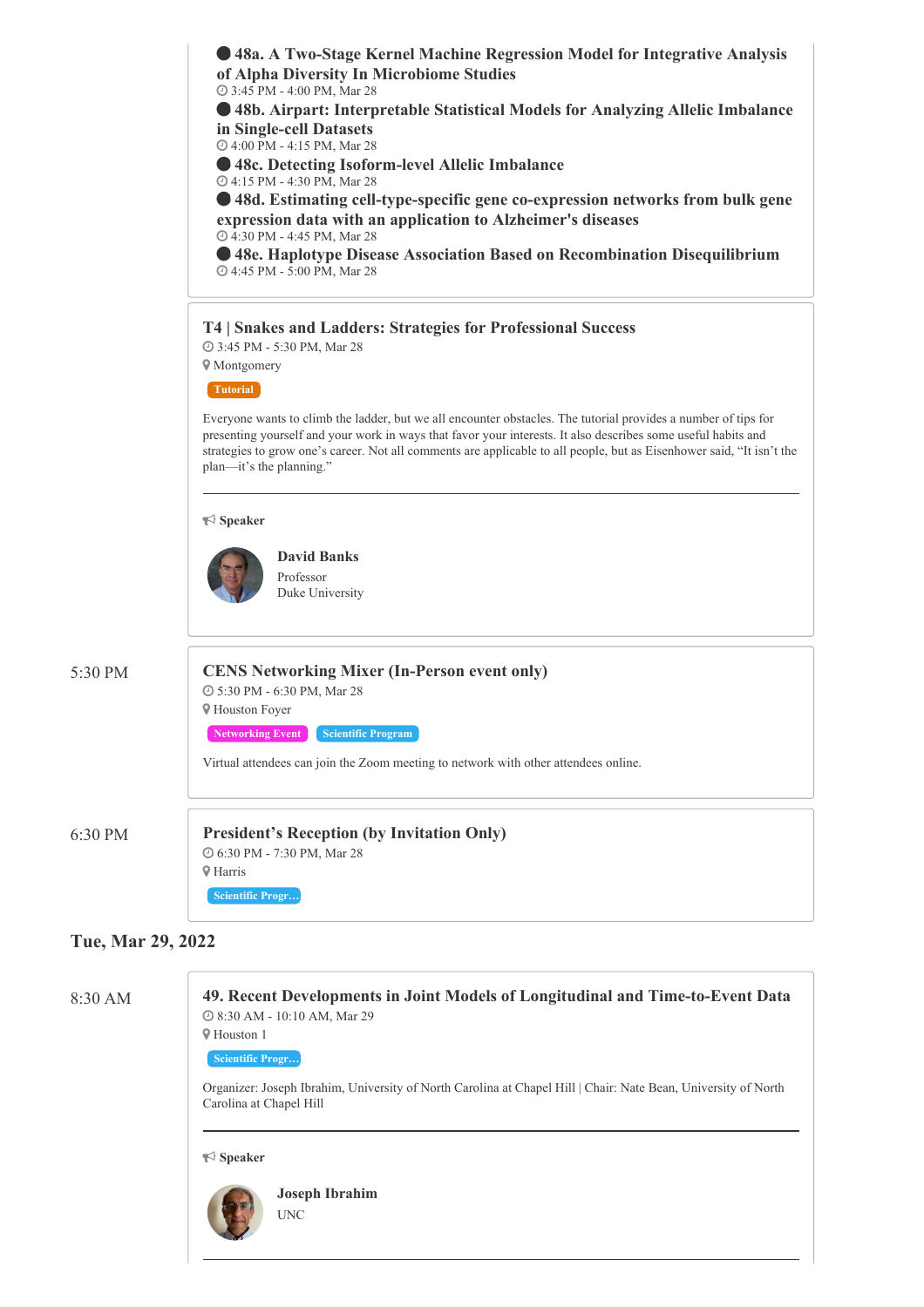- **48a. A Two-Stage Kernel Machine Regression Model for Integrative Analysis of Alpha Diversity In Microbiome Studies**
  3:45 PM - 4:00 PM, Mar 28
- **48b. Airpart: Interpretable Statistical Models for Analyzing Allelic Imbalance in Single-cell Datasets**
  4:00 PM - 4:15 PM, Mar 28
- **48c. Detecting Isoform-level Allelic Imbalance**
  4:15 PM - 4:30 PM, Mar 28
- **48d. Estimating cell-type-specific gene co-expression networks from bulk gene expression data with an application to Alzheimer's diseases**
  4:30 PM - 4:45 PM, Mar 28
- **48e. Haplotype Disease Association Based on Recombination Disequilibrium**
  4:45 PM - 5:00 PM, Mar 28

### T4 | Snakes and Ladders: Strategies for Professional Success

3:45 PM - 5:30 PM, Mar 28
Montgomery

Tutorial

Everyone wants to climb the ladder, but we all encounter obstacles. The tutorial provides a number of tips for presenting yourself and your work in ways that favor your interests. It also describes some useful habits and strategies to grow one's career. Not all comments are applicable to all people, but as Eisenhower said, "It isn't the plan—it's the planning."

**Speaker**

**David Banks**
Professor
Duke University

5:30 PM

### CENS Networking Mixer (In-Person event only)

5:30 PM - 6:30 PM, Mar 28
Houston Foyer

Networking Event | Scientific Program

Virtual attendees can join the Zoom meeting to network with other attendees online.

6:30 PM

### President's Reception (by Invitation Only)

6:30 PM - 7:30 PM, Mar 28
Harris

Scientific Progr...

## Tue, Mar 29, 2022

8:30 AM

### 49. Recent Developments in Joint Models of Longitudinal and Time-to-Event Data

8:30 AM - 10:10 AM, Mar 29
Houston 1

Scientific Progr...

Organizer: Joseph Ibrahim, University of North Carolina at Chapel Hill | Chair: Nate Bean, University of North Carolina at Chapel Hill

**Speaker**

**Joseph Ibrahim**
UNC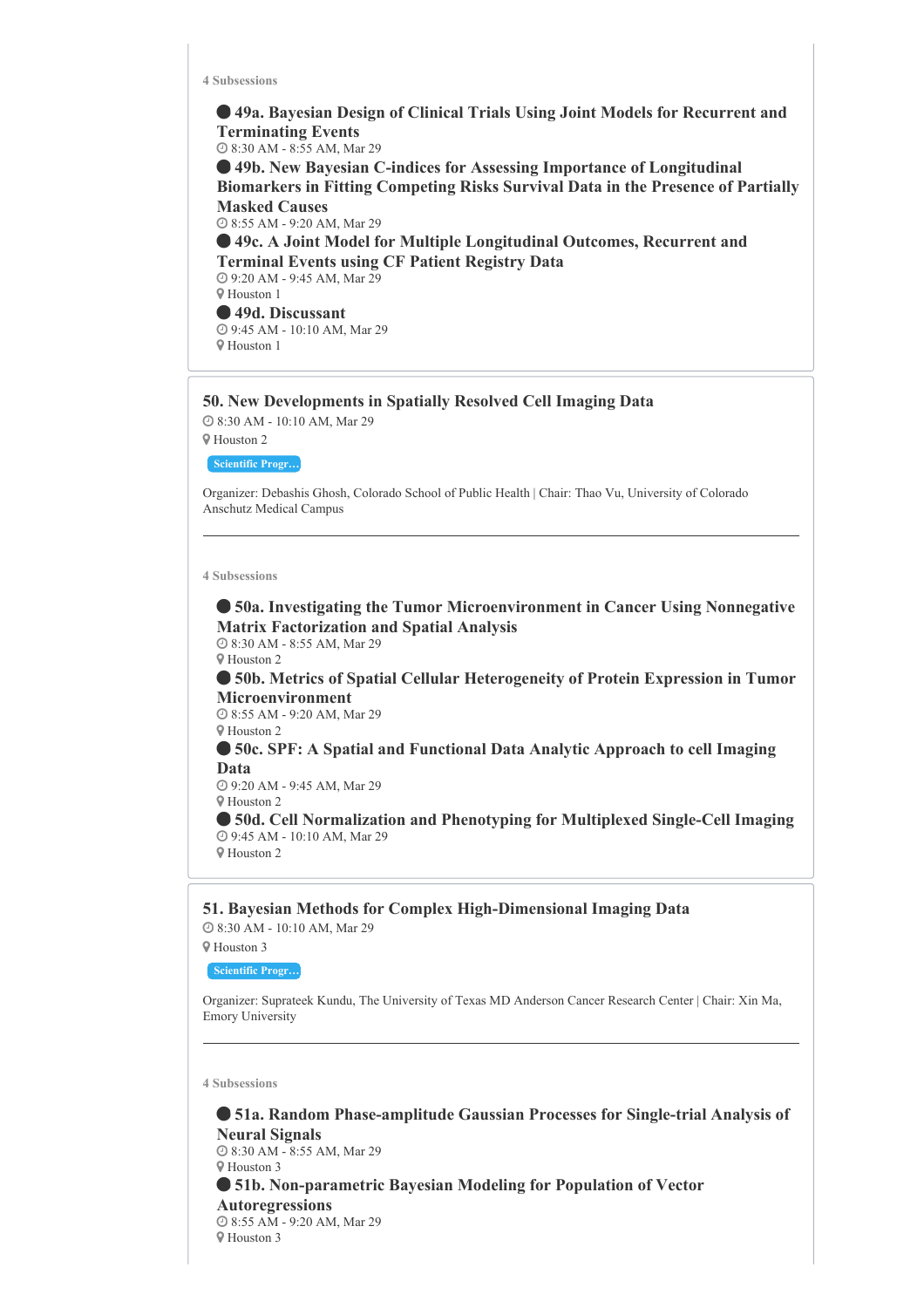4 Subsessions

- **49a. Bayesian Design of Clinical Trials Using Joint Models for Recurrent and Terminating Events**
  8:30 AM - 8:55 AM, Mar 29
- **49b. New Bayesian C-indices for Assessing Importance of Longitudinal Biomarkers in Fitting Competing Risks Survival Data in the Presence of Partially Masked Causes**
  8:55 AM - 9:20 AM, Mar 29
- **49c. A Joint Model for Multiple Longitudinal Outcomes, Recurrent and Terminal Events using CF Patient Registry Data**
  9:20 AM - 9:45 AM, Mar 29
  Houston 1
- **49d. Discussant**
  9:45 AM - 10:10 AM, Mar 29
  Houston 1

## 50. New Developments in Spatially Resolved Cell Imaging Data

8:30 AM - 10:10 AM, Mar 29
Houston 2

Scientific Progr...

Organizer: Debashis Ghosh, Colorado School of Public Health | Chair: Thao Vu, University of Colorado Anschutz Medical Campus

---

4 Subsessions

- **50a. Investigating the Tumor Microenvironment in Cancer Using Nonnegative Matrix Factorization and Spatial Analysis**
  8:30 AM - 8:55 AM, Mar 29
  Houston 2
- **50b. Metrics of Spatial Cellular Heterogeneity of Protein Expression in Tumor Microenvironment**
  8:55 AM - 9:20 AM, Mar 29
  Houston 2
- **50c. SPF: A Spatial and Functional Data Analytic Approach to cell Imaging Data**
  9:20 AM - 9:45 AM, Mar 29
  Houston 2
- **50d. Cell Normalization and Phenotyping for Multiplexed Single-Cell Imaging**
  9:45 AM - 10:10 AM, Mar 29
  Houston 2

## 51. Bayesian Methods for Complex High-Dimensional Imaging Data

8:30 AM - 10:10 AM, Mar 29
Houston 3

Scientific Progr...

Organizer: Suprateek Kundu, The University of Texas MD Anderson Cancer Research Center | Chair: Xin Ma, Emory University

---

4 Subsessions

- **51a. Random Phase-amplitude Gaussian Processes for Single-trial Analysis of Neural Signals**
  8:30 AM - 8:55 AM, Mar 29
  Houston 3
- **51b. Non-parametric Bayesian Modeling for Population of Vector Autoregressions**
  8:55 AM - 9:20 AM, Mar 29
  Houston 3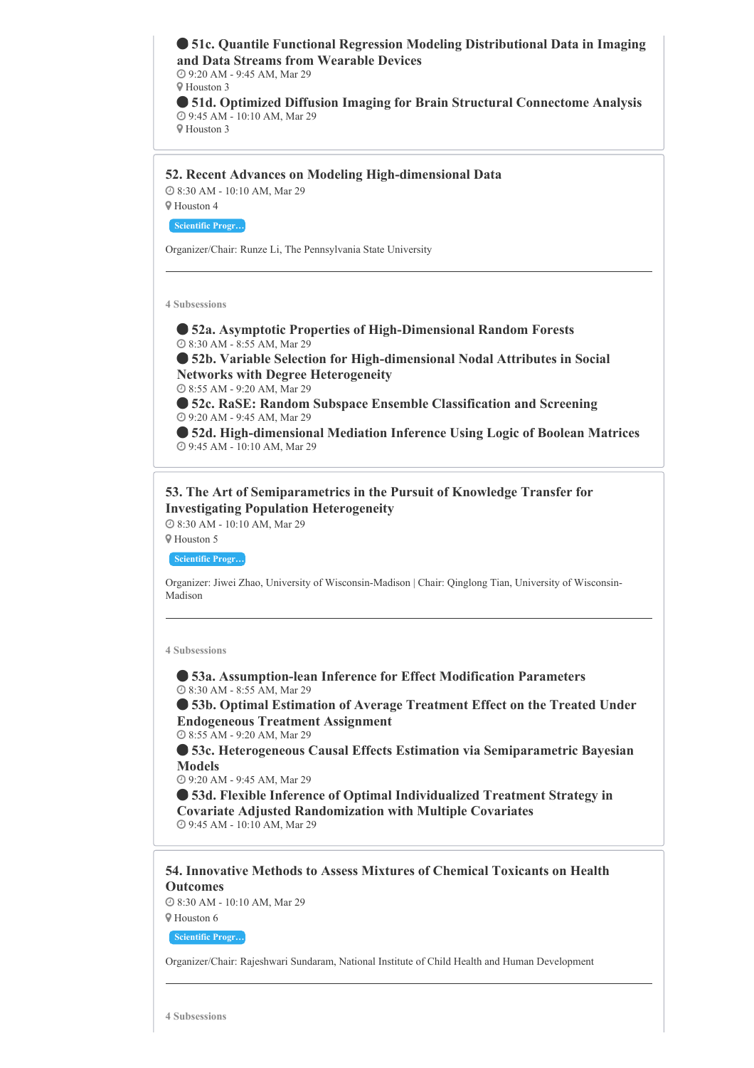- **51c. Quantile Functional Regression Modeling Distributional Data in Imaging and Data Streams from Wearable Devices**
  9:20 AM - 9:45 AM, Mar 29
  Houston 3
- **51d. Optimized Diffusion Imaging for Brain Structural Connectome Analysis**
  9:45 AM - 10:10 AM, Mar 29
  Houston 3

### 52. Recent Advances on Modeling High-dimensional Data

8:30 AM - 10:10 AM, Mar 29
Houston 4

Scientific Progr…

Organizer/Chair: Runze Li, The Pennsylvania State University

---

4 Subsessions

- **52a. Asymptotic Properties of High-Dimensional Random Forests**
  8:30 AM - 8:55 AM, Mar 29
- **52b. Variable Selection for High-dimensional Nodal Attributes in Social Networks with Degree Heterogeneity**
  8:55 AM - 9:20 AM, Mar 29
- **52c. RaSE: Random Subspace Ensemble Classification and Screening**
  9:20 AM - 9:45 AM, Mar 29
- **52d. High-dimensional Mediation Inference Using Logic of Boolean Matrices**
  9:45 AM - 10:10 AM, Mar 29

### 53. The Art of Semiparametrics in the Pursuit of Knowledge Transfer for Investigating Population Heterogeneity

8:30 AM - 10:10 AM, Mar 29
Houston 5

Scientific Progr…

Organizer: Jiwei Zhao, University of Wisconsin-Madison | Chair: Qinglong Tian, University of Wisconsin-Madison

---

4 Subsessions

- **53a. Assumption-lean Inference for Effect Modification Parameters**
  8:30 AM - 8:55 AM, Mar 29
- **53b. Optimal Estimation of Average Treatment Effect on the Treated Under Endogeneous Treatment Assignment**
  8:55 AM - 9:20 AM, Mar 29
- **53c. Heterogeneous Causal Effects Estimation via Semiparametric Bayesian Models**
  9:20 AM - 9:45 AM, Mar 29
- **53d. Flexible Inference of Optimal Individualized Treatment Strategy in Covariate Adjusted Randomization with Multiple Covariates**
  9:45 AM - 10:10 AM, Mar 29

### 54. Innovative Methods to Assess Mixtures of Chemical Toxicants on Health Outcomes

8:30 AM - 10:10 AM, Mar 29
Houston 6

Scientific Progr…

Organizer/Chair: Rajeshwari Sundaram, National Institute of Child Health and Human Development

---

4 Subsessions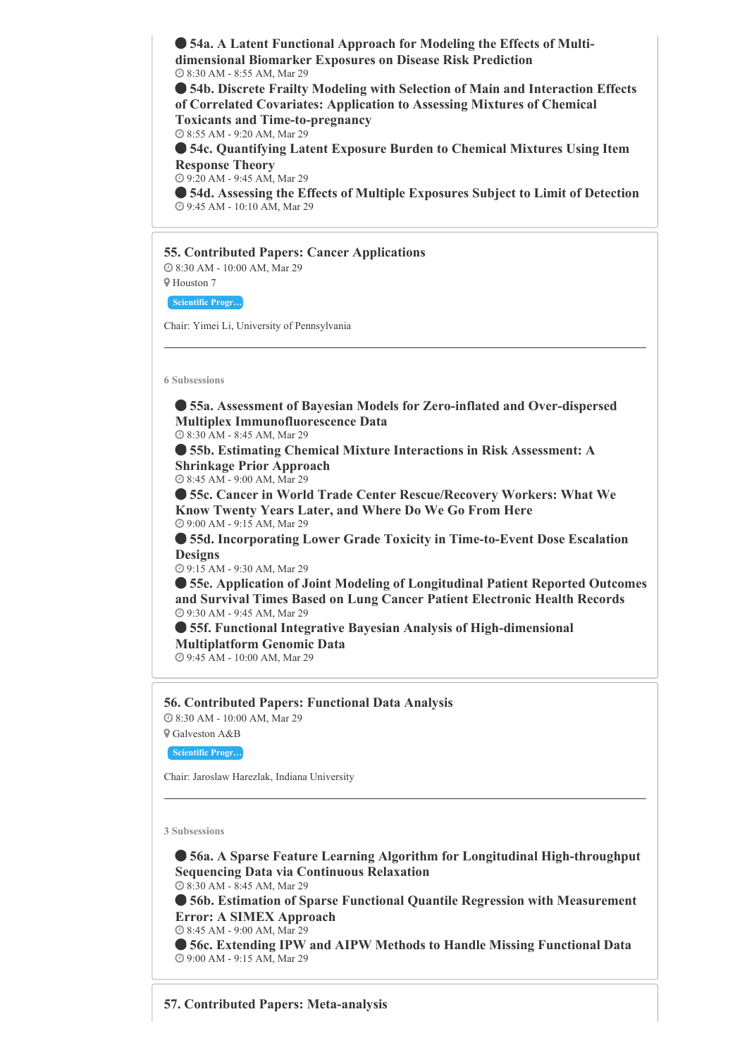- **54a. A Latent Functional Approach for Modeling the Effects of Multi-dimensional Biomarker Exposures on Disease Risk Prediction**
  8:30 AM - 8:55 AM, Mar 29
- **54b. Discrete Frailty Modeling with Selection of Main and Interaction Effects of Correlated Covariates: Application to Assessing Mixtures of Chemical Toxicants and Time-to-pregnancy**
  8:55 AM - 9:20 AM, Mar 29
- **54c. Quantifying Latent Exposure Burden to Chemical Mixtures Using Item Response Theory**
  9:20 AM - 9:45 AM, Mar 29
- **54d. Assessing the Effects of Multiple Exposures Subject to Limit of Detection**
  9:45 AM - 10:10 AM, Mar 29

## 55. Contributed Papers: Cancer Applications

8:30 AM - 10:00 AM, Mar 29

Houston 7

Scientific Progr…

Chair: Yimei Li, University of Pennsylvania

---

6 Subsessions

- **55a. Assessment of Bayesian Models for Zero-inflated and Over-dispersed Multiplex Immunofluorescence Data**
  8:30 AM - 8:45 AM, Mar 29
- **55b. Estimating Chemical Mixture Interactions in Risk Assessment: A Shrinkage Prior Approach**
  8:45 AM - 9:00 AM, Mar 29
- **55c. Cancer in World Trade Center Rescue/Recovery Workers: What We Know Twenty Years Later, and Where Do We Go From Here**
  9:00 AM - 9:15 AM, Mar 29
- **55d. Incorporating Lower Grade Toxicity in Time-to-Event Dose Escalation Designs**
  9:15 AM - 9:30 AM, Mar 29
- **55e. Application of Joint Modeling of Longitudinal Patient Reported Outcomes and Survival Times Based on Lung Cancer Patient Electronic Health Records**
  9:30 AM - 9:45 AM, Mar 29
- **55f. Functional Integrative Bayesian Analysis of High-dimensional Multiplatform Genomic Data**
  9:45 AM - 10:00 AM, Mar 29

## 56. Contributed Papers: Functional Data Analysis

8:30 AM - 10:00 AM, Mar 29

Galveston A&B

Scientific Progr…

Chair: Jaroslaw Harezlak, Indiana University

---

3 Subsessions

- **56a. A Sparse Feature Learning Algorithm for Longitudinal High-throughput Sequencing Data via Continuous Relaxation**
  8:30 AM - 8:45 AM, Mar 29
- **56b. Estimation of Sparse Functional Quantile Regression with Measurement Error: A SIMEX Approach**
  8:45 AM - 9:00 AM, Mar 29
- **56c. Extending IPW and AIPW Methods to Handle Missing Functional Data**
  9:00 AM - 9:15 AM, Mar 29

## 57. Contributed Papers: Meta-analysis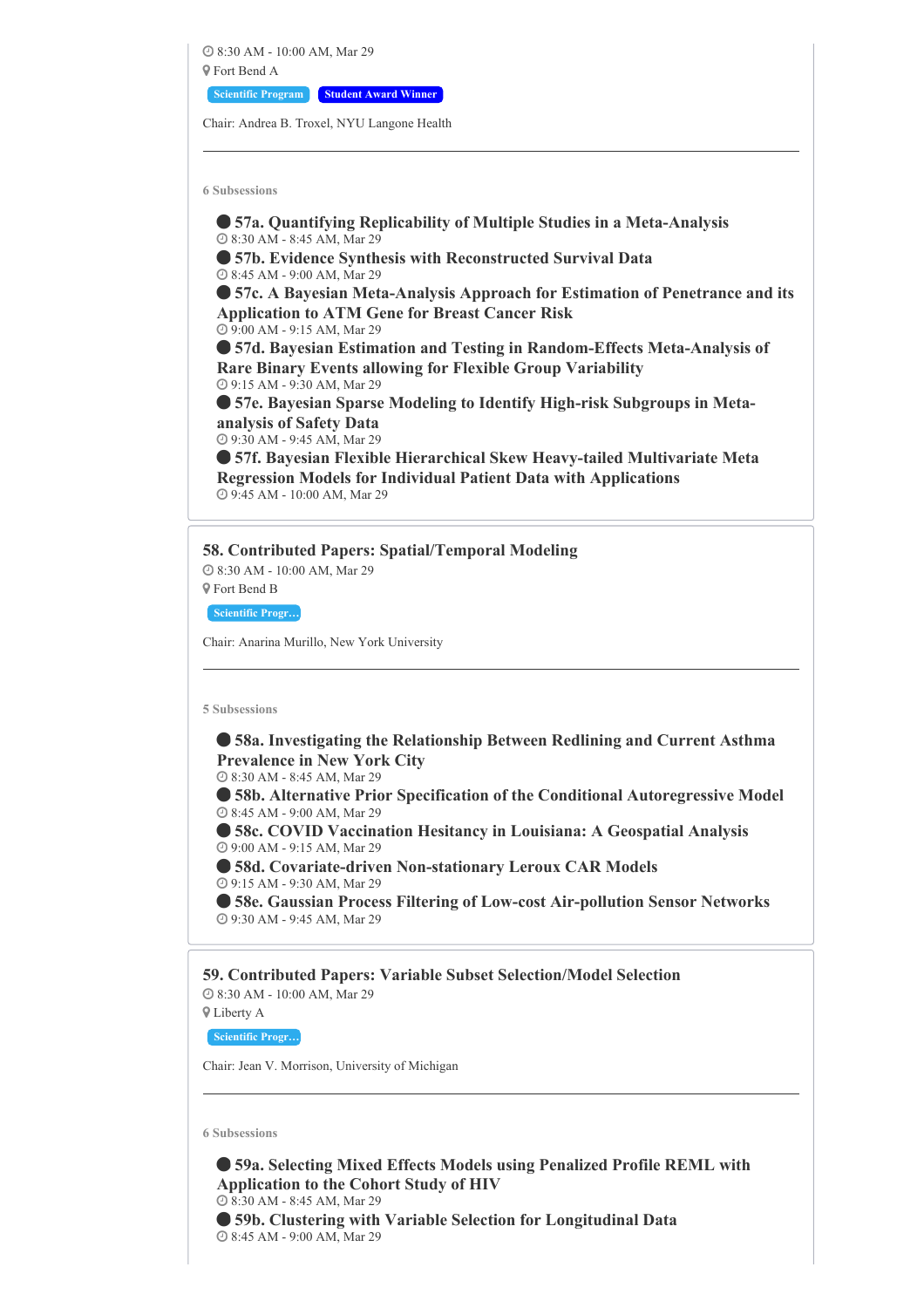🕘 8:30 AM - 10:00 AM, Mar 29
📍 Fort Bend A

Scientific Program | Student Award Winner

Chair: Andrea B. Troxel, NYU Langone Health

---

6 Subsessions

- **57a. Quantifying Replicability of Multiple Studies in a Meta-Analysis**
  🕘 8:30 AM - 8:45 AM, Mar 29
- **57b. Evidence Synthesis with Reconstructed Survival Data**
  🕘 8:45 AM - 9:00 AM, Mar 29
- **57c. A Bayesian Meta-Analysis Approach for Estimation of Penetrance and its Application to ATM Gene for Breast Cancer Risk**
  🕘 9:00 AM - 9:15 AM, Mar 29
- **57d. Bayesian Estimation and Testing in Random-Effects Meta-Analysis of Rare Binary Events allowing for Flexible Group Variability**
  🕘 9:15 AM - 9:30 AM, Mar 29
- **57e. Bayesian Sparse Modeling to Identify High-risk Subgroups in Meta-analysis of Safety Data**
  🕘 9:30 AM - 9:45 AM, Mar 29
- **57f. Bayesian Flexible Hierarchical Skew Heavy-tailed Multivariate Meta Regression Models for Individual Patient Data with Applications**
  🕘 9:45 AM - 10:00 AM, Mar 29

## 58. Contributed Papers: Spatial/Temporal Modeling

🕘 8:30 AM - 10:00 AM, Mar 29
📍 Fort Bend B

Scientific Progr...

Chair: Anarina Murillo, New York University

---

5 Subsessions

- **58a. Investigating the Relationship Between Redlining and Current Asthma Prevalence in New York City**
  🕘 8:30 AM - 8:45 AM, Mar 29
- **58b. Alternative Prior Specification of the Conditional Autoregressive Model**
  🕘 8:45 AM - 9:00 AM, Mar 29
- **58c. COVID Vaccination Hesitancy in Louisiana: A Geospatial Analysis**
  🕘 9:00 AM - 9:15 AM, Mar 29
- **58d. Covariate-driven Non-stationary Leroux CAR Models**
  🕘 9:15 AM - 9:30 AM, Mar 29
- **58e. Gaussian Process Filtering of Low-cost Air-pollution Sensor Networks**
  🕘 9:30 AM - 9:45 AM, Mar 29

## 59. Contributed Papers: Variable Subset Selection/Model Selection

🕘 8:30 AM - 10:00 AM, Mar 29
📍 Liberty A

Scientific Progr...

Chair: Jean V. Morrison, University of Michigan

---

6 Subsessions

- **59a. Selecting Mixed Effects Models using Penalized Profile REML with Application to the Cohort Study of HIV**
  🕘 8:30 AM - 8:45 AM, Mar 29
- **59b. Clustering with Variable Selection for Longitudinal Data**
  🕘 8:45 AM - 9:00 AM, Mar 29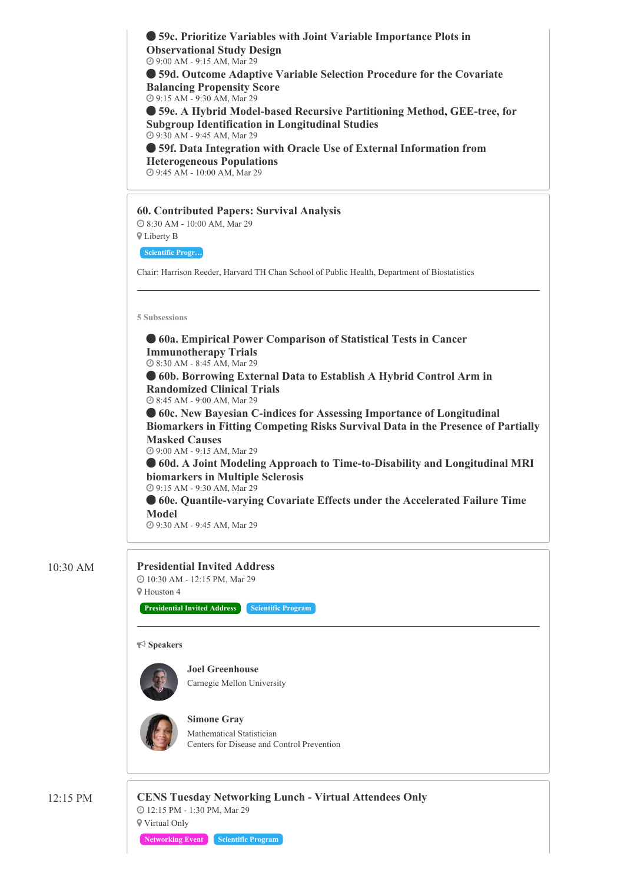- **59c. Prioritize Variables with Joint Variable Importance Plots in Observational Study Design**
  9:00 AM - 9:15 AM, Mar 29
- **59d. Outcome Adaptive Variable Selection Procedure for the Covariate Balancing Propensity Score**
  9:15 AM - 9:30 AM, Mar 29
- **59e. A Hybrid Model-based Recursive Partitioning Method, GEE-tree, for Subgroup Identification in Longitudinal Studies**
  9:30 AM - 9:45 AM, Mar 29
- **59f. Data Integration with Oracle Use of External Information from Heterogeneous Populations**
  9:45 AM - 10:00 AM, Mar 29

### 60. Contributed Papers: Survival Analysis

8:30 AM - 10:00 AM, Mar 29
Liberty B

Scientific Progr…

Chair: Harrison Reeder, Harvard TH Chan School of Public Health, Department of Biostatistics

---

5 Subsessions

- **60a. Empirical Power Comparison of Statistical Tests in Cancer Immunotherapy Trials**
  8:30 AM - 8:45 AM, Mar 29
- **60b. Borrowing External Data to Establish A Hybrid Control Arm in Randomized Clinical Trials**
  8:45 AM - 9:00 AM, Mar 29
- **60c. New Bayesian C-indices for Assessing Importance of Longitudinal Biomarkers in Fitting Competing Risks Survival Data in the Presence of Partially Masked Causes**
  9:00 AM - 9:15 AM, Mar 29
- **60d. A Joint Modeling Approach to Time-to-Disability and Longitudinal MRI biomarkers in Multiple Sclerosis**
  9:15 AM - 9:30 AM, Mar 29
- **60e. Quantile-varying Covariate Effects under the Accelerated Failure Time Model**
  9:30 AM - 9:45 AM, Mar 29

10:30 AM

### Presidential Invited Address

10:30 AM - 12:15 PM, Mar 29
Houston 4

Presidential Invited Address | Scientific Program

---

**Speakers**

**Joel Greenhouse**
Carnegie Mellon University

**Simone Gray**
Mathematical Statistician
Centers for Disease and Control Prevention

12:15 PM

### CENS Tuesday Networking Lunch - Virtual Attendees Only

12:15 PM - 1:30 PM, Mar 29
Virtual Only

Networking Event | Scientific Program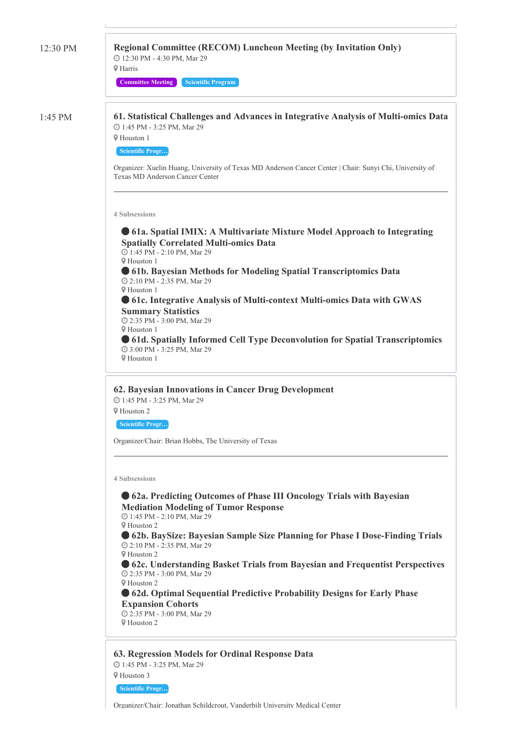12:30 PM

### Regional Committee (RECOM) Luncheon Meeting (by Invitation Only)

12:30 PM - 4:30 PM, Mar 29

Harris

Committee Meeting | Scientific Program

1:45 PM

### 61. Statistical Challenges and Advances in Integrative Analysis of Multi-omics Data

1:45 PM - 3:25 PM, Mar 29

Houston 1

Scientific Progr...

Organizer: Xuelin Huang, University of Texas MD Anderson Cancer Center | Chair: Sunyi Chi, University of Texas MD Anderson Cancer Center

---

4 Subsessions

- **61a. Spatial IMIX: A Multivariate Mixture Model Approach to Integrating Spatially Correlated Multi-omics Data**
  1:45 PM - 2:10 PM, Mar 29
  Houston 1
- **61b. Bayesian Methods for Modeling Spatial Transcriptomics Data**
  2:10 PM - 2:35 PM, Mar 29
  Houston 1
- **61c. Integrative Analysis of Multi-context Multi-omics Data with GWAS Summary Statistics**
  2:35 PM - 3:00 PM, Mar 29
  Houston 1
- **61d. Spatially Informed Cell Type Deconvolution for Spatial Transcriptomics**
  3:00 PM - 3:25 PM, Mar 29
  Houston 1

### 62. Bayesian Innovations in Cancer Drug Development

1:45 PM - 3:25 PM, Mar 29

Houston 2

Scientific Progr...

Organizer/Chair: Brian Hobbs, The University of Texas

---

4 Subsessions

- **62a. Predicting Outcomes of Phase III Oncology Trials with Bayesian Mediation Modeling of Tumor Response**
  1:45 PM - 2:10 PM, Mar 29
  Houston 2
- **62b. BaySize: Bayesian Sample Size Planning for Phase I Dose-Finding Trials**
  2:10 PM - 2:35 PM, Mar 29
  Houston 2
- **62c. Understanding Basket Trials from Bayesian and Frequentist Perspectives**
  2:35 PM - 3:00 PM, Mar 29
  Houston 2
- **62d. Optimal Sequential Predictive Probability Designs for Early Phase Expansion Cohorts**
  2:35 PM - 3:00 PM, Mar 29
  Houston 2

### 63. Regression Models for Ordinal Response Data

1:45 PM - 3:25 PM, Mar 29

Houston 3

Scientific Progr...

Organizer/Chair: Jonathan Schildcrout, Vanderbilt University Medical Center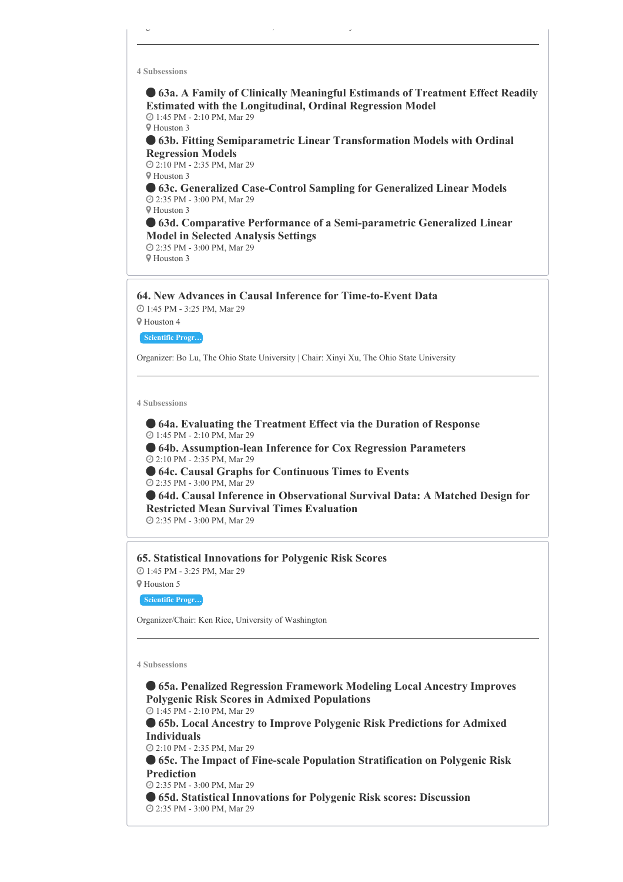4 Subsessions

- **63a. A Family of Clinically Meaningful Estimands of Treatment Effect Readily Estimated with the Longitudinal, Ordinal Regression Model**
  1:45 PM - 2:10 PM, Mar 29
  Houston 3
- **63b. Fitting Semiparametric Linear Transformation Models with Ordinal Regression Models**
  2:10 PM - 2:35 PM, Mar 29
  Houston 3
- **63c. Generalized Case-Control Sampling for Generalized Linear Models**
  2:35 PM - 3:00 PM, Mar 29
  Houston 3
- **63d. Comparative Performance of a Semi-parametric Generalized Linear Model in Selected Analysis Settings**
  2:35 PM - 3:00 PM, Mar 29
  Houston 3

## 64. New Advances in Causal Inference for Time-to-Event Data

1:45 PM - 3:25 PM, Mar 29
Houston 4

Scientific Progr...

Organizer: Bo Lu, The Ohio State University | Chair: Xinyi Xu, The Ohio State University

4 Subsessions

- **64a. Evaluating the Treatment Effect via the Duration of Response**
  1:45 PM - 2:10 PM, Mar 29
- **64b. Assumption-lean Inference for Cox Regression Parameters**
  2:10 PM - 2:35 PM, Mar 29
- **64c. Causal Graphs for Continuous Times to Events**
  2:35 PM - 3:00 PM, Mar 29
- **64d. Causal Inference in Observational Survival Data: A Matched Design for Restricted Mean Survival Times Evaluation**
  2:35 PM - 3:00 PM, Mar 29

## 65. Statistical Innovations for Polygenic Risk Scores

1:45 PM - 3:25 PM, Mar 29
Houston 5

Scientific Progr...

Organizer/Chair: Ken Rice, University of Washington

4 Subsessions

- **65a. Penalized Regression Framework Modeling Local Ancestry Improves Polygenic Risk Scores in Admixed Populations**
  1:45 PM - 2:10 PM, Mar 29
- **65b. Local Ancestry to Improve Polygenic Risk Predictions for Admixed Individuals**
  2:10 PM - 2:35 PM, Mar 29
- **65c. The Impact of Fine-scale Population Stratification on Polygenic Risk Prediction**
  2:35 PM - 3:00 PM, Mar 29
- **65d. Statistical Innovations for Polygenic Risk scores: Discussion**
  2:35 PM - 3:00 PM, Mar 29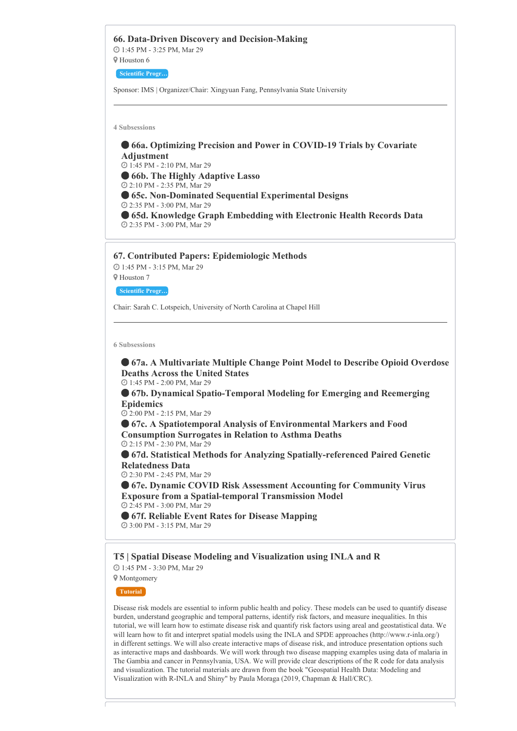## 66. Data-Driven Discovery and Decision-Making

1:45 PM - 3:25 PM, Mar 29

Houston 6

Scientific Progr...

Sponsor: IMS | Organizer/Chair: Xingyuan Fang, Pennsylvania State University

---

**4 Subsessions**

- **66a. Optimizing Precision and Power in COVID-19 Trials by Covariate Adjustment**
  1:45 PM - 2:10 PM, Mar 29
- **66b. The Highly Adaptive Lasso**
  2:10 PM - 2:35 PM, Mar 29
- **65c. Non-Dominated Sequential Experimental Designs**
  2:35 PM - 3:00 PM, Mar 29
- **65d. Knowledge Graph Embedding with Electronic Health Records Data**
  2:35 PM - 3:00 PM, Mar 29

## 67. Contributed Papers: Epidemiologic Methods

1:45 PM - 3:15 PM, Mar 29

Houston 7

Scientific Progr...

Chair: Sarah C. Lotspeich, University of North Carolina at Chapel Hill

---

**6 Subsessions**

- **67a. A Multivariate Multiple Change Point Model to Describe Opioid Overdose Deaths Across the United States**
  1:45 PM - 2:00 PM, Mar 29
- **67b. Dynamical Spatio-Temporal Modeling for Emerging and Reemerging Epidemics**
  2:00 PM - 2:15 PM, Mar 29
- **67c. A Spatiotemporal Analysis of Environmental Markers and Food Consumption Surrogates in Relation to Asthma Deaths**
  2:15 PM - 2:30 PM, Mar 29
- **67d. Statistical Methods for Analyzing Spatially-referenced Paired Genetic Relatedness Data**
  2:30 PM - 2:45 PM, Mar 29
- **67e. Dynamic COVID Risk Assessment Accounting for Community Virus Exposure from a Spatial-temporal Transmission Model**
  2:45 PM - 3:00 PM, Mar 29
- **67f. Reliable Event Rates for Disease Mapping**
  3:00 PM - 3:15 PM, Mar 29

## T5 | Spatial Disease Modeling and Visualization using INLA and R

1:45 PM - 3:30 PM, Mar 29

Montgomery

Tutorial

Disease risk models are essential to inform public health and policy. These models can be used to quantify disease burden, understand geographic and temporal patterns, identify risk factors, and measure inequalities. In this tutorial, we will learn how to estimate disease risk and quantify risk factors using areal and geostatistical data. We will learn how to fit and interpret spatial models using the INLA and SPDE approaches (http://www.r-inla.org/) in different settings. We will also create interactive maps of disease risk, and introduce presentation options such as interactive maps and dashboards. We will work through two disease mapping examples using data of malaria in The Gambia and cancer in Pennsylvania, USA. We will provide clear descriptions of the R code for data analysis and visualization. The tutorial materials are drawn from the book "Geospatial Health Data: Modeling and Visualization with R-INLA and Shiny" by Paula Moraga (2019, Chapman & Hall/CRC).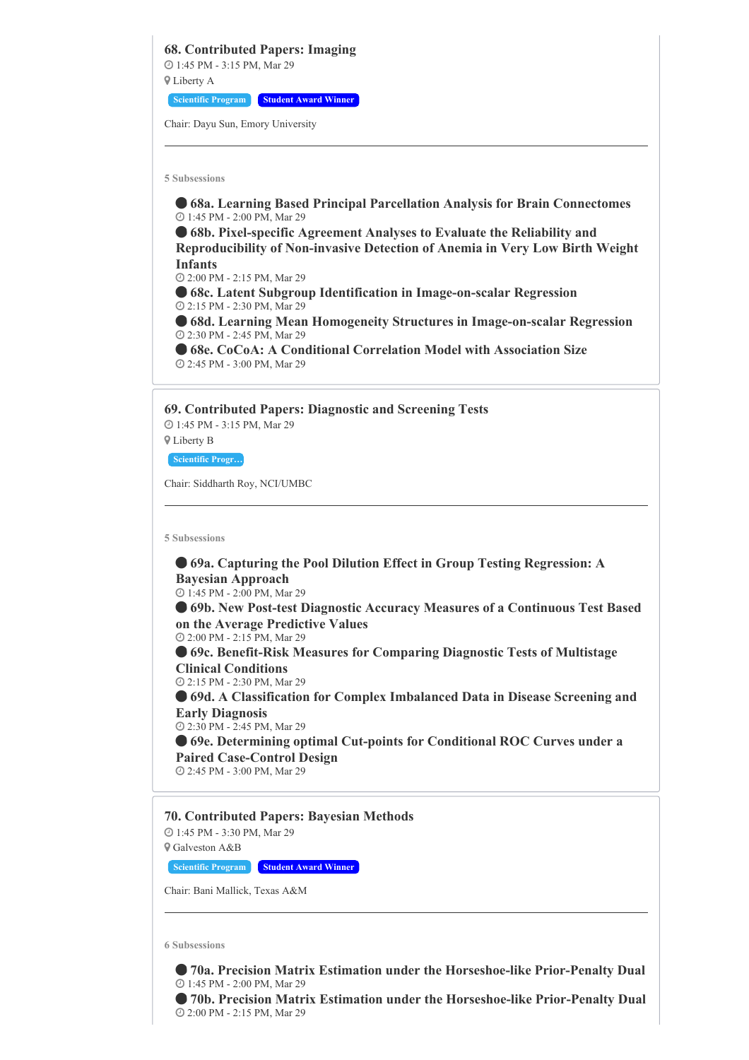### 68. Contributed Papers: Imaging

1:45 PM - 3:15 PM, Mar 29

Liberty A

Scientific Program | Student Award Winner

Chair: Dayu Sun, Emory University

---

5 Subsessions

- **68a. Learning Based Principal Parcellation Analysis for Brain Connectomes**
  1:45 PM - 2:00 PM, Mar 29
- **68b. Pixel-specific Agreement Analyses to Evaluate the Reliability and Reproducibility of Non-invasive Detection of Anemia in Very Low Birth Weight Infants**
  2:00 PM - 2:15 PM, Mar 29
- **68c. Latent Subgroup Identification in Image-on-scalar Regression**
  2:15 PM - 2:30 PM, Mar 29
- **68d. Learning Mean Homogeneity Structures in Image-on-scalar Regression**
  2:30 PM - 2:45 PM, Mar 29
- **68e. CoCoA: A Conditional Correlation Model with Association Size**
  2:45 PM - 3:00 PM, Mar 29

### 69. Contributed Papers: Diagnostic and Screening Tests

1:45 PM - 3:15 PM, Mar 29

Liberty B

Scientific Progr...

Chair: Siddharth Roy, NCI/UMBC

---

5 Subsessions

- **69a. Capturing the Pool Dilution Effect in Group Testing Regression: A Bayesian Approach**
  1:45 PM - 2:00 PM, Mar 29
- **69b. New Post-test Diagnostic Accuracy Measures of a Continuous Test Based on the Average Predictive Values**
  2:00 PM - 2:15 PM, Mar 29
- **69c. Benefit-Risk Measures for Comparing Diagnostic Tests of Multistage Clinical Conditions**
  2:15 PM - 2:30 PM, Mar 29
- **69d. A Classification for Complex Imbalanced Data in Disease Screening and Early Diagnosis**
  2:30 PM - 2:45 PM, Mar 29
- **69e. Determining optimal Cut-points for Conditional ROC Curves under a Paired Case-Control Design**
  2:45 PM - 3:00 PM, Mar 29

### 70. Contributed Papers: Bayesian Methods

1:45 PM - 3:30 PM, Mar 29

Galveston A&B

Scientific Program | Student Award Winner

Chair: Bani Mallick, Texas A&M

---

6 Subsessions

- **70a. Precision Matrix Estimation under the Horseshoe-like Prior-Penalty Dual**
  1:45 PM - 2:00 PM, Mar 29
- **70b. Precision Matrix Estimation under the Horseshoe-like Prior-Penalty Dual**
  2:00 PM - 2:15 PM, Mar 29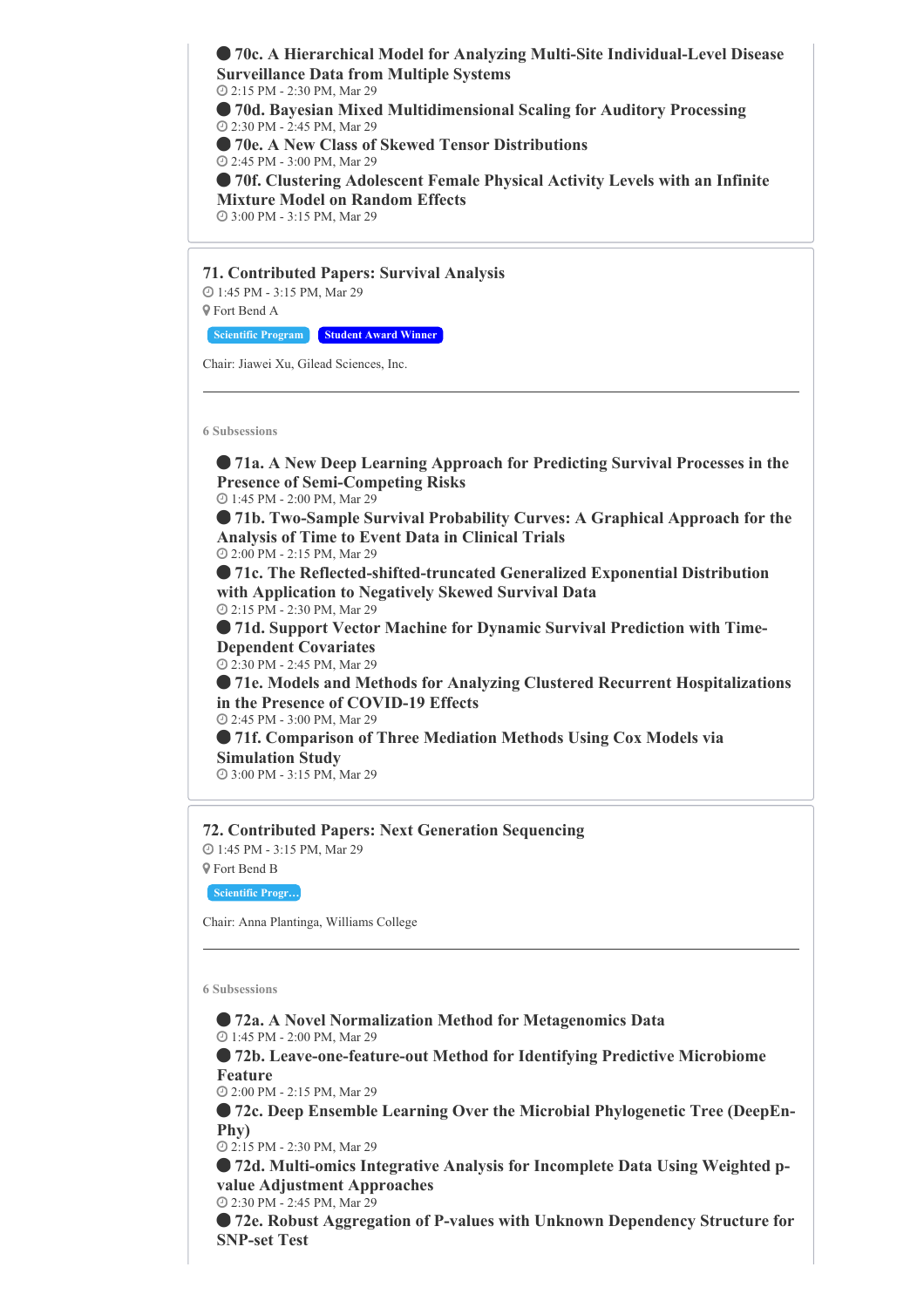**70c. A Hierarchical Model for Analyzing Multi-Site Individual-Level Disease Surveillance Data from Multiple Systems**
2:15 PM - 2:30 PM, Mar 29

**70d. Bayesian Mixed Multidimensional Scaling for Auditory Processing**
2:30 PM - 2:45 PM, Mar 29

**70e. A New Class of Skewed Tensor Distributions**
2:45 PM - 3:00 PM, Mar 29

**70f. Clustering Adolescent Female Physical Activity Levels with an Infinite Mixture Model on Random Effects**
3:00 PM - 3:15 PM, Mar 29

## 71. Contributed Papers: Survival Analysis

1:45 PM - 3:15 PM, Mar 29
Fort Bend A

Scientific Program | Student Award Winner

Chair: Jiawei Xu, Gilead Sciences, Inc.

---

6 Subsessions

**71a. A New Deep Learning Approach for Predicting Survival Processes in the Presence of Semi-Competing Risks**
1:45 PM - 2:00 PM, Mar 29

**71b. Two-Sample Survival Probability Curves: A Graphical Approach for the Analysis of Time to Event Data in Clinical Trials**
2:00 PM - 2:15 PM, Mar 29

**71c. The Reflected-shifted-truncated Generalized Exponential Distribution with Application to Negatively Skewed Survival Data**
2:15 PM - 2:30 PM, Mar 29

**71d. Support Vector Machine for Dynamic Survival Prediction with Time-Dependent Covariates**
2:30 PM - 2:45 PM, Mar 29

**71e. Models and Methods for Analyzing Clustered Recurrent Hospitalizations in the Presence of COVID-19 Effects**
2:45 PM - 3:00 PM, Mar 29

**71f. Comparison of Three Mediation Methods Using Cox Models via Simulation Study**
3:00 PM - 3:15 PM, Mar 29

## 72. Contributed Papers: Next Generation Sequencing

1:45 PM - 3:15 PM, Mar 29
Fort Bend B

Scientific Progr...

Chair: Anna Plantinga, Williams College

---

6 Subsessions

**72a. A Novel Normalization Method for Metagenomics Data**
1:45 PM - 2:00 PM, Mar 29

**72b. Leave-one-feature-out Method for Identifying Predictive Microbiome Feature**
2:00 PM - 2:15 PM, Mar 29

**72c. Deep Ensemble Learning Over the Microbial Phylogenetic Tree (DeepEn-Phy)**
2:15 PM - 2:30 PM, Mar 29

**72d. Multi-omics Integrative Analysis for Incomplete Data Using Weighted p-value Adjustment Approaches**
2:30 PM - 2:45 PM, Mar 29

**72e. Robust Aggregation of P-values with Unknown Dependency Structure for SNP-set Test**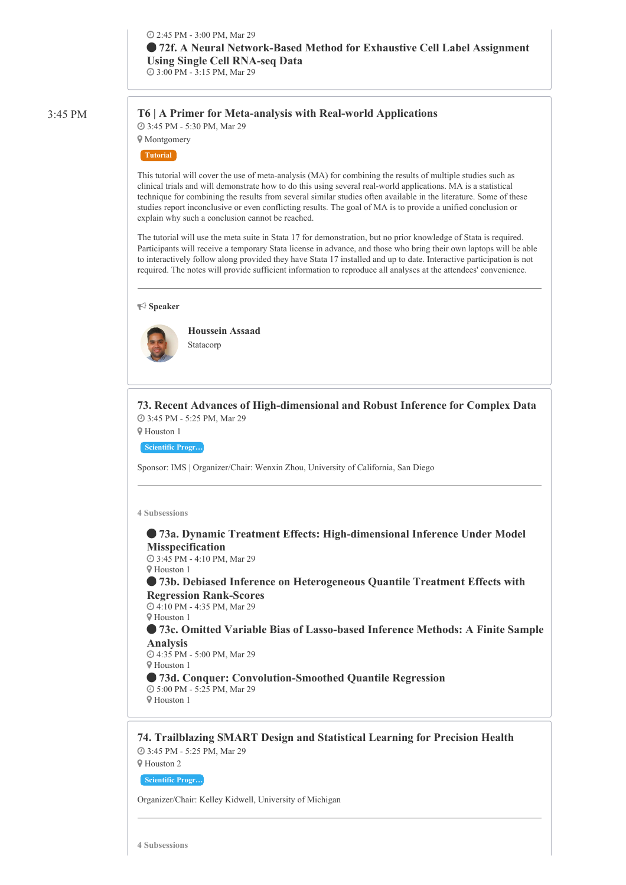2:45 PM - 3:00 PM, Mar 29

**72f. A Neural Network-Based Method for Exhaustive Cell Label Assignment Using Single Cell RNA-seq Data**
3:00 PM - 3:15 PM, Mar 29

3:45 PM

### T6 | A Primer for Meta-analysis with Real-world Applications

3:45 PM - 5:30 PM, Mar 29
Montgomery

Tutorial

This tutorial will cover the use of meta-analysis (MA) for combining the results of multiple studies such as clinical trials and will demonstrate how to do this using several real-world applications. MA is a statistical technique for combining the results from several similar studies often available in the literature. Some of these studies report inconclusive or even conflicting results. The goal of MA is to provide a unified conclusion or explain why such a conclusion cannot be reached.

The tutorial will use the meta suite in Stata 17 for demonstration, but no prior knowledge of Stata is required. Participants will receive a temporary Stata license in advance, and those who bring their own laptops will be able to interactively follow along provided they have Stata 17 installed and up to date. Interactive participation is not required. The notes will provide sufficient information to reproduce all analyses at the attendees' convenience.

---

**Speaker**

**Houssein Assaad**
Statacorp

### 73. Recent Advances of High-dimensional and Robust Inference for Complex Data

3:45 PM - 5:25 PM, Mar 29
Houston 1

Scientific Progr…

Sponsor: IMS | Organizer/Chair: Wenxin Zhou, University of California, San Diego

---

**4 Subsessions**

- **73a. Dynamic Treatment Effects: High-dimensional Inference Under Model Misspecification**
  3:45 PM - 4:10 PM, Mar 29
  Houston 1
- **73b. Debiased Inference on Heterogeneous Quantile Treatment Effects with Regression Rank-Scores**
  4:10 PM - 4:35 PM, Mar 29
  Houston 1
- **73c. Omitted Variable Bias of Lasso-based Inference Methods: A Finite Sample Analysis**
  4:35 PM - 5:00 PM, Mar 29
  Houston 1
- **73d. Conquer: Convolution-Smoothed Quantile Regression**
  5:00 PM - 5:25 PM, Mar 29
  Houston 1

### 74. Trailblazing SMART Design and Statistical Learning for Precision Health

3:45 PM - 5:25 PM, Mar 29
Houston 2

Scientific Progr…

Organizer/Chair: Kelley Kidwell, University of Michigan

---

**4 Subsessions**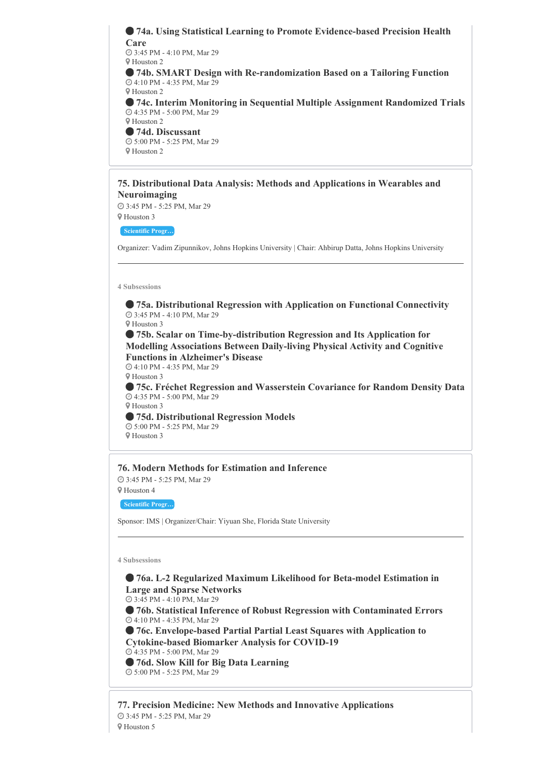● **74a. Using Statistical Learning to Promote Evidence-based Precision Health Care**
3:45 PM - 4:10 PM, Mar 29
Houston 2

● **74b. SMART Design with Re-randomization Based on a Tailoring Function**
4:10 PM - 4:35 PM, Mar 29
Houston 2

● **74c. Interim Monitoring in Sequential Multiple Assignment Randomized Trials**
4:35 PM - 5:00 PM, Mar 29
Houston 2

● **74d. Discussant**
5:00 PM - 5:25 PM, Mar 29
Houston 2

### 75. Distributional Data Analysis: Methods and Applications in Wearables and Neuroimaging

3:45 PM - 5:25 PM, Mar 29
Houston 3

Scientific Progr…

Organizer: Vadim Zipunnikov, Johns Hopkins University | Chair: Ahbirup Datta, Johns Hopkins University

---

**4 Subsessions**

● **75a. Distributional Regression with Application on Functional Connectivity**
3:45 PM - 4:10 PM, Mar 29
Houston 3

● **75b. Scalar on Time-by-distribution Regression and Its Application for Modelling Associations Between Daily-living Physical Activity and Cognitive Functions in Alzheimer's Disease**
4:10 PM - 4:35 PM, Mar 29
Houston 3

● **75c. Fréchet Regression and Wasserstein Covariance for Random Density Data**
4:35 PM - 5:00 PM, Mar 29
Houston 3

● **75d. Distributional Regression Models**
5:00 PM - 5:25 PM, Mar 29
Houston 3

### 76. Modern Methods for Estimation and Inference

3:45 PM - 5:25 PM, Mar 29
Houston 4

Scientific Progr…

Sponsor: IMS | Organizer/Chair: Yiyuan She, Florida State University

---

**4 Subsessions**

● **76a. L-2 Regularized Maximum Likelihood for Beta-model Estimation in Large and Sparse Networks**
3:45 PM - 4:10 PM, Mar 29

● **76b. Statistical Inference of Robust Regression with Contaminated Errors**
4:10 PM - 4:35 PM, Mar 29

● **76c. Envelope-based Partial Partial Least Squares with Application to Cytokine-based Biomarker Analysis for COVID-19**
4:35 PM - 5:00 PM, Mar 29

● **76d. Slow Kill for Big Data Learning**
5:00 PM - 5:25 PM, Mar 29

### 77. Precision Medicine: New Methods and Innovative Applications

3:45 PM - 5:25 PM, Mar 29
Houston 5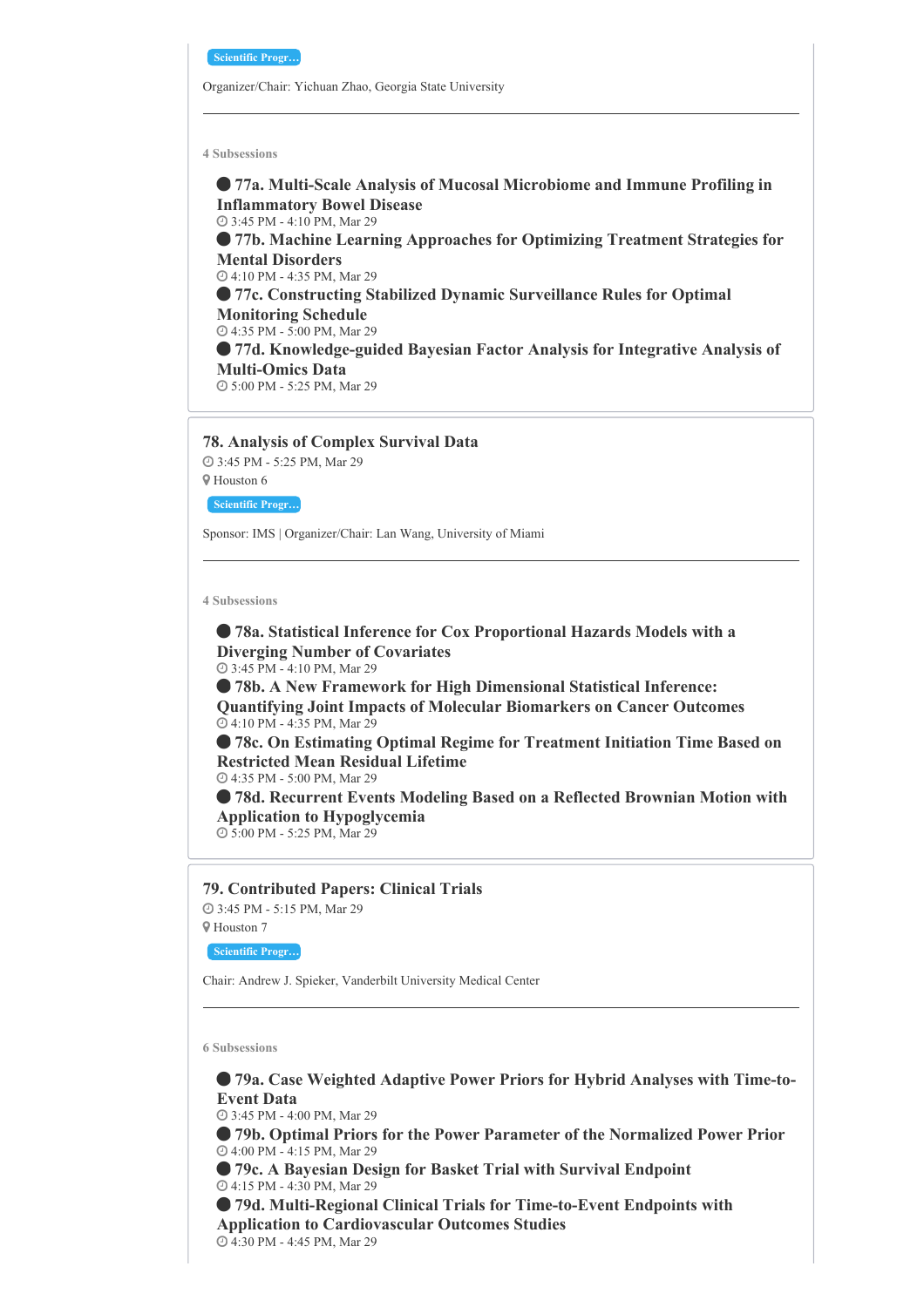Scientific Progr...

Organizer/Chair: Yichuan Zhao, Georgia State University

---

4 Subsessions

- **77a. Multi-Scale Analysis of Mucosal Microbiome and Immune Profiling in Inflammatory Bowel Disease**
  3:45 PM - 4:10 PM, Mar 29
- **77b. Machine Learning Approaches for Optimizing Treatment Strategies for Mental Disorders**
  4:10 PM - 4:35 PM, Mar 29
- **77c. Constructing Stabilized Dynamic Surveillance Rules for Optimal Monitoring Schedule**
  4:35 PM - 5:00 PM, Mar 29
- **77d. Knowledge-guided Bayesian Factor Analysis for Integrative Analysis of Multi-Omics Data**
  5:00 PM - 5:25 PM, Mar 29

## 78. Analysis of Complex Survival Data

3:45 PM - 5:25 PM, Mar 29

Houston 6

Scientific Progr...

Sponsor: IMS | Organizer/Chair: Lan Wang, University of Miami

---

4 Subsessions

- **78a. Statistical Inference for Cox Proportional Hazards Models with a Diverging Number of Covariates**
  3:45 PM - 4:10 PM, Mar 29
- **78b. A New Framework for High Dimensional Statistical Inference: Quantifying Joint Impacts of Molecular Biomarkers on Cancer Outcomes**
  4:10 PM - 4:35 PM, Mar 29
- **78c. On Estimating Optimal Regime for Treatment Initiation Time Based on Restricted Mean Residual Lifetime**
  4:35 PM - 5:00 PM, Mar 29
- **78d. Recurrent Events Modeling Based on a Reflected Brownian Motion with Application to Hypoglycemia**
  5:00 PM - 5:25 PM, Mar 29

## 79. Contributed Papers: Clinical Trials

3:45 PM - 5:15 PM, Mar 29

Houston 7

Scientific Progr...

Chair: Andrew J. Spieker, Vanderbilt University Medical Center

---

6 Subsessions

- **79a. Case Weighted Adaptive Power Priors for Hybrid Analyses with Time-to-Event Data**
  3:45 PM - 4:00 PM, Mar 29
- **79b. Optimal Priors for the Power Parameter of the Normalized Power Prior**
  4:00 PM - 4:15 PM, Mar 29
- **79c. A Bayesian Design for Basket Trial with Survival Endpoint**
  4:15 PM - 4:30 PM, Mar 29
- **79d. Multi-Regional Clinical Trials for Time-to-Event Endpoints with Application to Cardiovascular Outcomes Studies**
  4:30 PM - 4:45 PM, Mar 29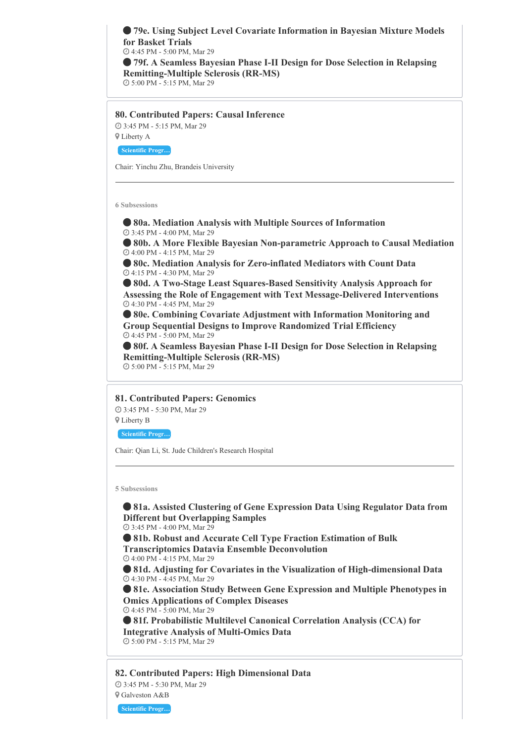- **79e. Using Subject Level Covariate Information in Bayesian Mixture Models for Basket Trials**
  4:45 PM - 5:00 PM, Mar 29
- **79f. A Seamless Bayesian Phase I-II Design for Dose Selection in Relapsing Remitting-Multiple Sclerosis (RR-MS)**
  5:00 PM - 5:15 PM, Mar 29

## 80. Contributed Papers: Causal Inference

3:45 PM - 5:15 PM, Mar 29

Liberty A

Scientific Progr…

Chair: Yinchu Zhu, Brandeis University

---

6 Subsessions

- **80a. Mediation Analysis with Multiple Sources of Information**
  3:45 PM - 4:00 PM, Mar 29
- **80b. A More Flexible Bayesian Non-parametric Approach to Causal Mediation**
  4:00 PM - 4:15 PM, Mar 29
- **80c. Mediation Analysis for Zero-inflated Mediators with Count Data**
  4:15 PM - 4:30 PM, Mar 29
- **80d. A Two-Stage Least Squares-Based Sensitivity Analysis Approach for Assessing the Role of Engagement with Text Message-Delivered Interventions**
  4:30 PM - 4:45 PM, Mar 29
- **80e. Combining Covariate Adjustment with Information Monitoring and Group Sequential Designs to Improve Randomized Trial Efficiency**
  4:45 PM - 5:00 PM, Mar 29
- **80f. A Seamless Bayesian Phase I-II Design for Dose Selection in Relapsing Remitting-Multiple Sclerosis (RR-MS)**
  5:00 PM - 5:15 PM, Mar 29

## 81. Contributed Papers: Genomics

3:45 PM - 5:30 PM, Mar 29

Liberty B

Scientific Progr…

Chair: Qian Li, St. Jude Children's Research Hospital

---

5 Subsessions

- **81a. Assisted Clustering of Gene Expression Data Using Regulator Data from Different but Overlapping Samples**
  3:45 PM - 4:00 PM, Mar 29
- **81b. Robust and Accurate Cell Type Fraction Estimation of Bulk Transcriptomics Datavia Ensemble Deconvolution**
  4:00 PM - 4:15 PM, Mar 29
- **81d. Adjusting for Covariates in the Visualization of High-dimensional Data**
  4:30 PM - 4:45 PM, Mar 29
- **81e. Association Study Between Gene Expression and Multiple Phenotypes in Omics Applications of Complex Diseases**
  4:45 PM - 5:00 PM, Mar 29
- **81f. Probabilistic Multilevel Canonical Correlation Analysis (CCA) for Integrative Analysis of Multi-Omics Data**
  5:00 PM - 5:15 PM, Mar 29

## 82. Contributed Papers: High Dimensional Data

3:45 PM - 5:30 PM, Mar 29

Galveston A&B

Scientific Progr…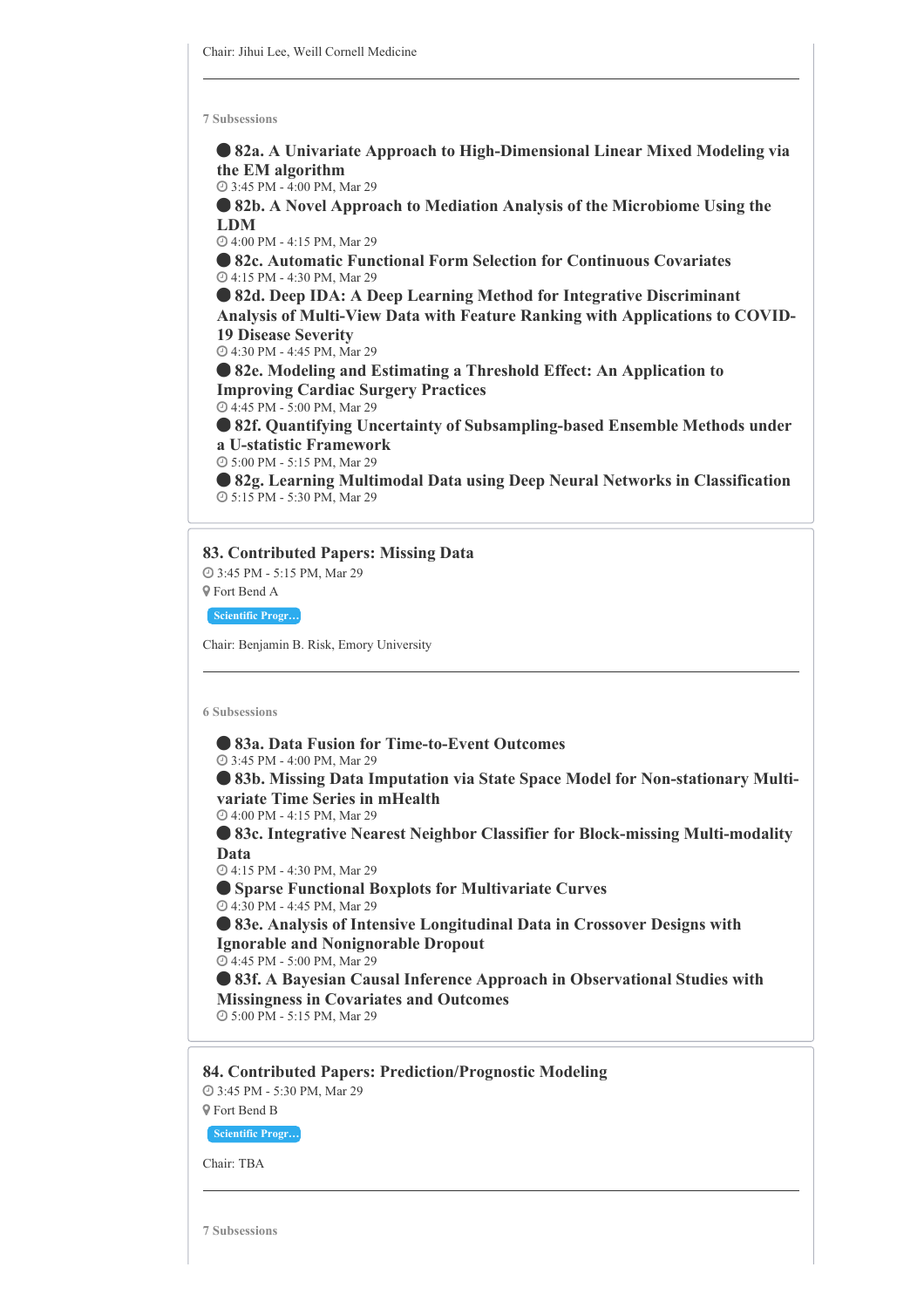Chair: Jihui Lee, Weill Cornell Medicine

---

7 Subsessions

- **82a. A Univariate Approach to High-Dimensional Linear Mixed Modeling via the EM algorithm**
  3:45 PM - 4:00 PM, Mar 29
- **82b. A Novel Approach to Mediation Analysis of the Microbiome Using the LDM**
  4:00 PM - 4:15 PM, Mar 29
- **82c. Automatic Functional Form Selection for Continuous Covariates**
  4:15 PM - 4:30 PM, Mar 29
- **82d. Deep IDA: A Deep Learning Method for Integrative Discriminant Analysis of Multi-View Data with Feature Ranking with Applications to COVID-19 Disease Severity**
  4:30 PM - 4:45 PM, Mar 29
- **82e. Modeling and Estimating a Threshold Effect: An Application to Improving Cardiac Surgery Practices**
  4:45 PM - 5:00 PM, Mar 29
- **82f. Quantifying Uncertainty of Subsampling-based Ensemble Methods under a U-statistic Framework**
  5:00 PM - 5:15 PM, Mar 29
- **82g. Learning Multimodal Data using Deep Neural Networks in Classification**
  5:15 PM - 5:30 PM, Mar 29

## 83. Contributed Papers: Missing Data

3:45 PM - 5:15 PM, Mar 29
Fort Bend A

Scientific Progr…

Chair: Benjamin B. Risk, Emory University

---

6 Subsessions

- **83a. Data Fusion for Time-to-Event Outcomes**
  3:45 PM - 4:00 PM, Mar 29
- **83b. Missing Data Imputation via State Space Model for Non-stationary Multi-variate Time Series in mHealth**
  4:00 PM - 4:15 PM, Mar 29
- **83c. Integrative Nearest Neighbor Classifier for Block-missing Multi-modality Data**
  4:15 PM - 4:30 PM, Mar 29
- **Sparse Functional Boxplots for Multivariate Curves**
  4:30 PM - 4:45 PM, Mar 29
- **83e. Analysis of Intensive Longitudinal Data in Crossover Designs with Ignorable and Nonignorable Dropout**
  4:45 PM - 5:00 PM, Mar 29
- **83f. A Bayesian Causal Inference Approach in Observational Studies with Missingness in Covariates and Outcomes**
  5:00 PM - 5:15 PM, Mar 29

## 84. Contributed Papers: Prediction/Prognostic Modeling

3:45 PM - 5:30 PM, Mar 29
Fort Bend B

Scientific Progr…

Chair: TBA

---

7 Subsessions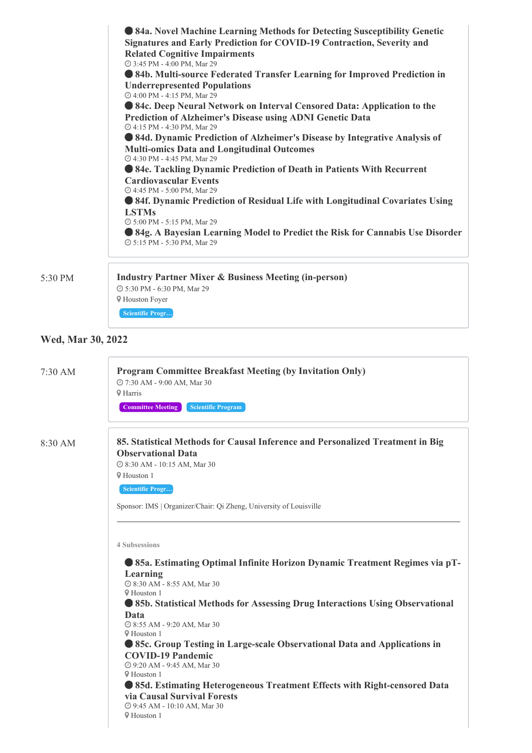- **84a. Novel Machine Learning Methods for Detecting Susceptibility Genetic Signatures and Early Prediction for COVID-19 Contraction, Severity and Related Cognitive Impairments**
  3:45 PM - 4:00 PM, Mar 29
- **84b. Multi-source Federated Transfer Learning for Improved Prediction in Underrepresented Populations**
  4:00 PM - 4:15 PM, Mar 29
- **84c. Deep Neural Network on Interval Censored Data: Application to the Prediction of Alzheimer's Disease using ADNI Genetic Data**
  4:15 PM - 4:30 PM, Mar 29
- **84d. Dynamic Prediction of Alzheimer's Disease by Integrative Analysis of Multi-omics Data and Longitudinal Outcomes**
  4:30 PM - 4:45 PM, Mar 29
- **84e. Tackling Dynamic Prediction of Death in Patients With Recurrent Cardiovascular Events**
  4:45 PM - 5:00 PM, Mar 29
- **84f. Dynamic Prediction of Residual Life with Longitudinal Covariates Using LSTMs**
  5:00 PM - 5:15 PM, Mar 29
- **84g. A Bayesian Learning Model to Predict the Risk for Cannabis Use Disorder**
  5:15 PM - 5:30 PM, Mar 29

5:30 PM

**Industry Partner Mixer & Business Meeting (in-person)**
5:30 PM - 6:30 PM, Mar 29
Houston Foyer
Scientific Progr…

## Wed, Mar 30, 2022

7:30 AM

**Program Committee Breakfast Meeting (by Invitation Only)**
7:30 AM - 9:00 AM, Mar 30
Harris
Committee Meeting | Scientific Program

8:30 AM

**85. Statistical Methods for Causal Inference and Personalized Treatment in Big Observational Data**
8:30 AM - 10:15 AM, Mar 30
Houston 1
Scientific Progr…

Sponsor: IMS | Organizer/Chair: Qi Zheng, University of Louisville

---

4 Subsessions

- **85a. Estimating Optimal Infinite Horizon Dynamic Treatment Regimes via pT-Learning**
  8:30 AM - 8:55 AM, Mar 30
  Houston 1
- **85b. Statistical Methods for Assessing Drug Interactions Using Observational Data**
  8:55 AM - 9:20 AM, Mar 30
  Houston 1
- **85c. Group Testing in Large-scale Observational Data and Applications in COVID-19 Pandemic**
  9:20 AM - 9:45 AM, Mar 30
  Houston 1
- **85d. Estimating Heterogeneous Treatment Effects with Right-censored Data via Causal Survival Forests**
  9:45 AM - 10:10 AM, Mar 30
  Houston 1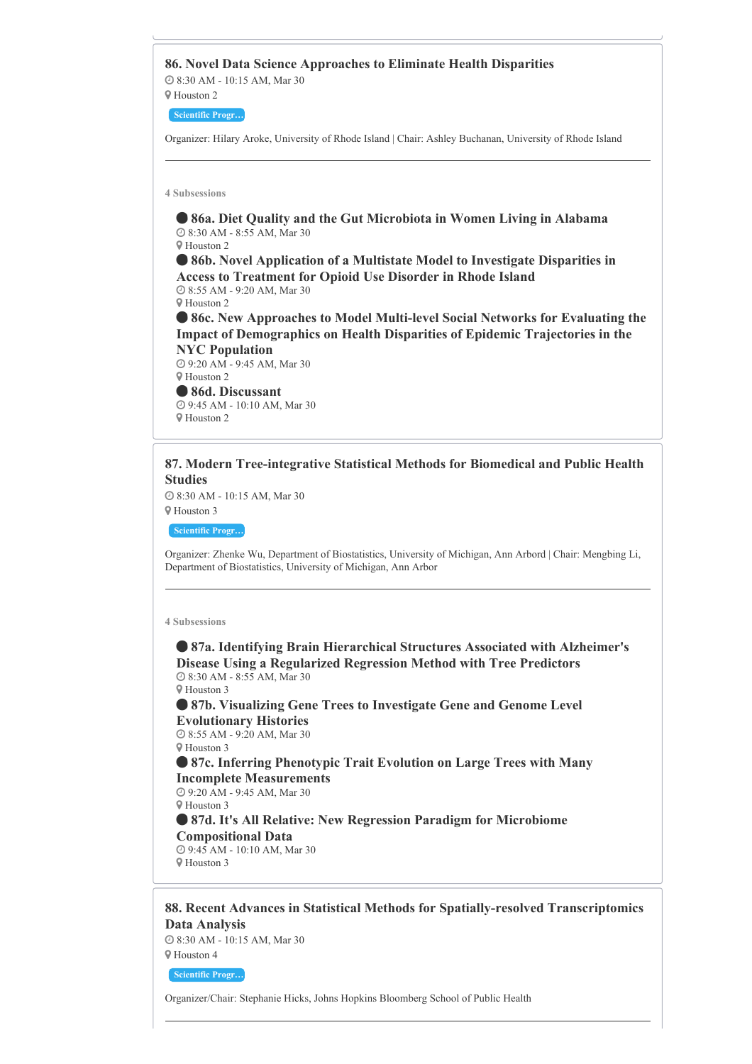### 86. Novel Data Science Approaches to Eliminate Health Disparities

8:30 AM - 10:15 AM, Mar 30

Houston 2

Scientific Progr...

Organizer: Hilary Aroke, University of Rhode Island | Chair: Ashley Buchanan, University of Rhode Island

---

**4 Subsessions**

- **86a. Diet Quality and the Gut Microbiota in Women Living in Alabama**
  8:30 AM - 8:55 AM, Mar 30
  Houston 2
- **86b. Novel Application of a Multistate Model to Investigate Disparities in Access to Treatment for Opioid Use Disorder in Rhode Island**
  8:55 AM - 9:20 AM, Mar 30
  Houston 2
- **86c. New Approaches to Model Multi-level Social Networks for Evaluating the Impact of Demographics on Health Disparities of Epidemic Trajectories in the NYC Population**
  9:20 AM - 9:45 AM, Mar 30
  Houston 2
- **86d. Discussant**
  9:45 AM - 10:10 AM, Mar 30
  Houston 2

### 87. Modern Tree-integrative Statistical Methods for Biomedical and Public Health Studies

8:30 AM - 10:15 AM, Mar 30

Houston 3

Scientific Progr...

Organizer: Zhenke Wu, Department of Biostatistics, University of Michigan, Ann Arbord | Chair: Mengbing Li, Department of Biostatistics, University of Michigan, Ann Arbor

---

**4 Subsessions**

- **87a. Identifying Brain Hierarchical Structures Associated with Alzheimer's Disease Using a Regularized Regression Method with Tree Predictors**
  8:30 AM - 8:55 AM, Mar 30
  Houston 3
- **87b. Visualizing Gene Trees to Investigate Gene and Genome Level Evolutionary Histories**
  8:55 AM - 9:20 AM, Mar 30
  Houston 3
- **87c. Inferring Phenotypic Trait Evolution on Large Trees with Many Incomplete Measurements**
  9:20 AM - 9:45 AM, Mar 30
  Houston 3
- **87d. It's All Relative: New Regression Paradigm for Microbiome Compositional Data**
  9:45 AM - 10:10 AM, Mar 30
  Houston 3

### 88. Recent Advances in Statistical Methods for Spatially-resolved Transcriptomics Data Analysis

8:30 AM - 10:15 AM, Mar 30

Houston 4

Scientific Progr...

Organizer/Chair: Stephanie Hicks, Johns Hopkins Bloomberg School of Public Health

---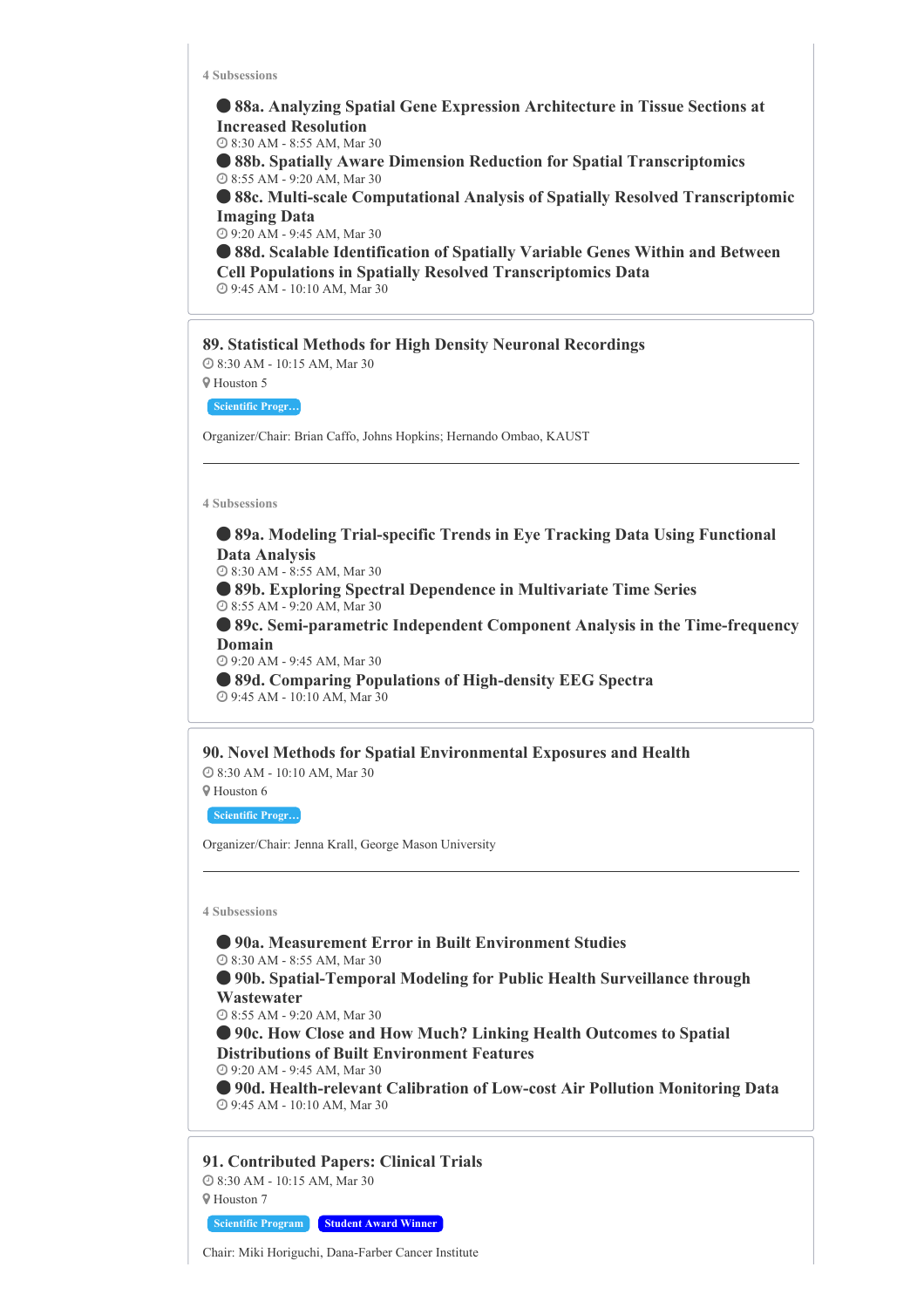4 Subsessions

- **88a. Analyzing Spatial Gene Expression Architecture in Tissue Sections at Increased Resolution**
  8:30 AM - 8:55 AM, Mar 30
- **88b. Spatially Aware Dimension Reduction for Spatial Transcriptomics**
  8:55 AM - 9:20 AM, Mar 30
- **88c. Multi-scale Computational Analysis of Spatially Resolved Transcriptomic Imaging Data**
  9:20 AM - 9:45 AM, Mar 30
- **88d. Scalable Identification of Spatially Variable Genes Within and Between Cell Populations in Spatially Resolved Transcriptomics Data**
  9:45 AM - 10:10 AM, Mar 30

## 89. Statistical Methods for High Density Neuronal Recordings

8:30 AM - 10:15 AM, Mar 30

Houston 5

Scientific Progr...

Organizer/Chair: Brian Caffo, Johns Hopkins; Hernando Ombao, KAUST

---

4 Subsessions

- **89a. Modeling Trial-specific Trends in Eye Tracking Data Using Functional Data Analysis**
  8:30 AM - 8:55 AM, Mar 30
- **89b. Exploring Spectral Dependence in Multivariate Time Series**
  8:55 AM - 9:20 AM, Mar 30
- **89c. Semi-parametric Independent Component Analysis in the Time-frequency Domain**
  9:20 AM - 9:45 AM, Mar 30
- **89d. Comparing Populations of High-density EEG Spectra**
  9:45 AM - 10:10 AM, Mar 30

## 90. Novel Methods for Spatial Environmental Exposures and Health

8:30 AM - 10:10 AM, Mar 30

Houston 6

Scientific Progr...

Organizer/Chair: Jenna Krall, George Mason University

---

4 Subsessions

- **90a. Measurement Error in Built Environment Studies**
  8:30 AM - 8:55 AM, Mar 30
- **90b. Spatial-Temporal Modeling for Public Health Surveillance through Wastewater**
  8:55 AM - 9:20 AM, Mar 30
- **90c. How Close and How Much? Linking Health Outcomes to Spatial Distributions of Built Environment Features**
  9:20 AM - 9:45 AM, Mar 30
- **90d. Health-relevant Calibration of Low-cost Air Pollution Monitoring Data**
  9:45 AM - 10:10 AM, Mar 30

## 91. Contributed Papers: Clinical Trials

8:30 AM - 10:15 AM, Mar 30

Houston 7

Scientific Program | Student Award Winner

Chair: Miki Horiguchi, Dana-Farber Cancer Institute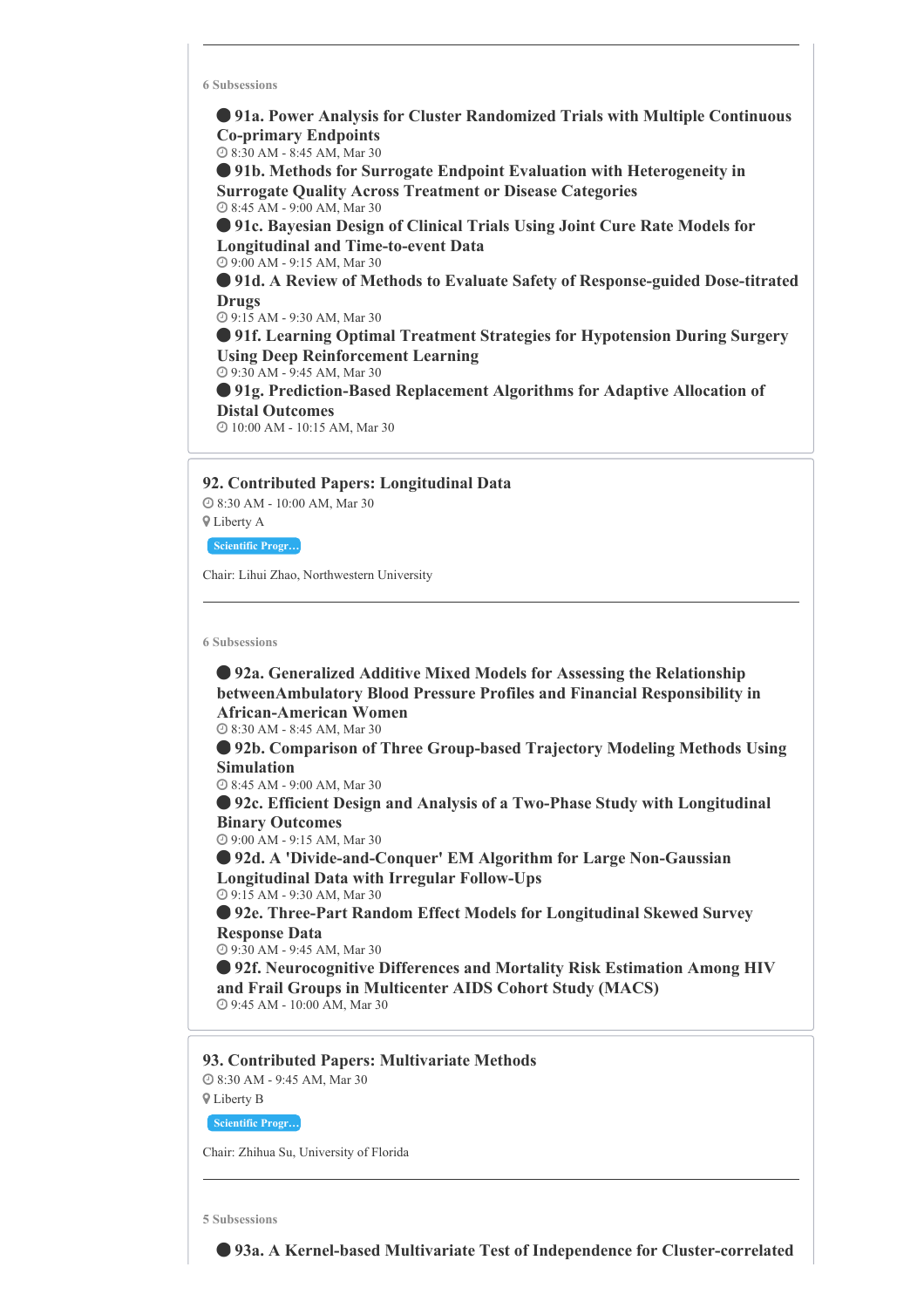---

**6 Subsessions**

- **91a. Power Analysis for Cluster Randomized Trials with Multiple Continuous Co-primary Endpoints**
  8:30 AM - 8:45 AM, Mar 30
- **91b. Methods for Surrogate Endpoint Evaluation with Heterogeneity in Surrogate Quality Across Treatment or Disease Categories**
  8:45 AM - 9:00 AM, Mar 30
- **91c. Bayesian Design of Clinical Trials Using Joint Cure Rate Models for Longitudinal and Time-to-event Data**
  9:00 AM - 9:15 AM, Mar 30
- **91d. A Review of Methods to Evaluate Safety of Response-guided Dose-titrated Drugs**
  9:15 AM - 9:30 AM, Mar 30
- **91f. Learning Optimal Treatment Strategies for Hypotension During Surgery Using Deep Reinforcement Learning**
  9:30 AM - 9:45 AM, Mar 30
- **91g. Prediction-Based Replacement Algorithms for Adaptive Allocation of Distal Outcomes**
  10:00 AM - 10:15 AM, Mar 30

## 92. Contributed Papers: Longitudinal Data

8:30 AM - 10:00 AM, Mar 30

Liberty A

Scientific Progr...

Chair: Lihui Zhao, Northwestern University

---

**6 Subsessions**

- **92a. Generalized Additive Mixed Models for Assessing the Relationship betweenAmbulatory Blood Pressure Profiles and Financial Responsibility in African-American Women**
  8:30 AM - 8:45 AM, Mar 30
- **92b. Comparison of Three Group-based Trajectory Modeling Methods Using Simulation**
  8:45 AM - 9:00 AM, Mar 30
- **92c. Efficient Design and Analysis of a Two-Phase Study with Longitudinal Binary Outcomes**
  9:00 AM - 9:15 AM, Mar 30
- **92d. A 'Divide-and-Conquer' EM Algorithm for Large Non-Gaussian Longitudinal Data with Irregular Follow-Ups**
  9:15 AM - 9:30 AM, Mar 30
- **92e. Three-Part Random Effect Models for Longitudinal Skewed Survey Response Data**
  9:30 AM - 9:45 AM, Mar 30
- **92f. Neurocognitive Differences and Mortality Risk Estimation Among HIV and Frail Groups in Multicenter AIDS Cohort Study (MACS)**
  9:45 AM - 10:00 AM, Mar 30

## 93. Contributed Papers: Multivariate Methods

8:30 AM - 9:45 AM, Mar 30

Liberty B

Scientific Progr...

Chair: Zhihua Su, University of Florida

---

**5 Subsessions**

- **93a. A Kernel-based Multivariate Test of Independence for Cluster-correlated**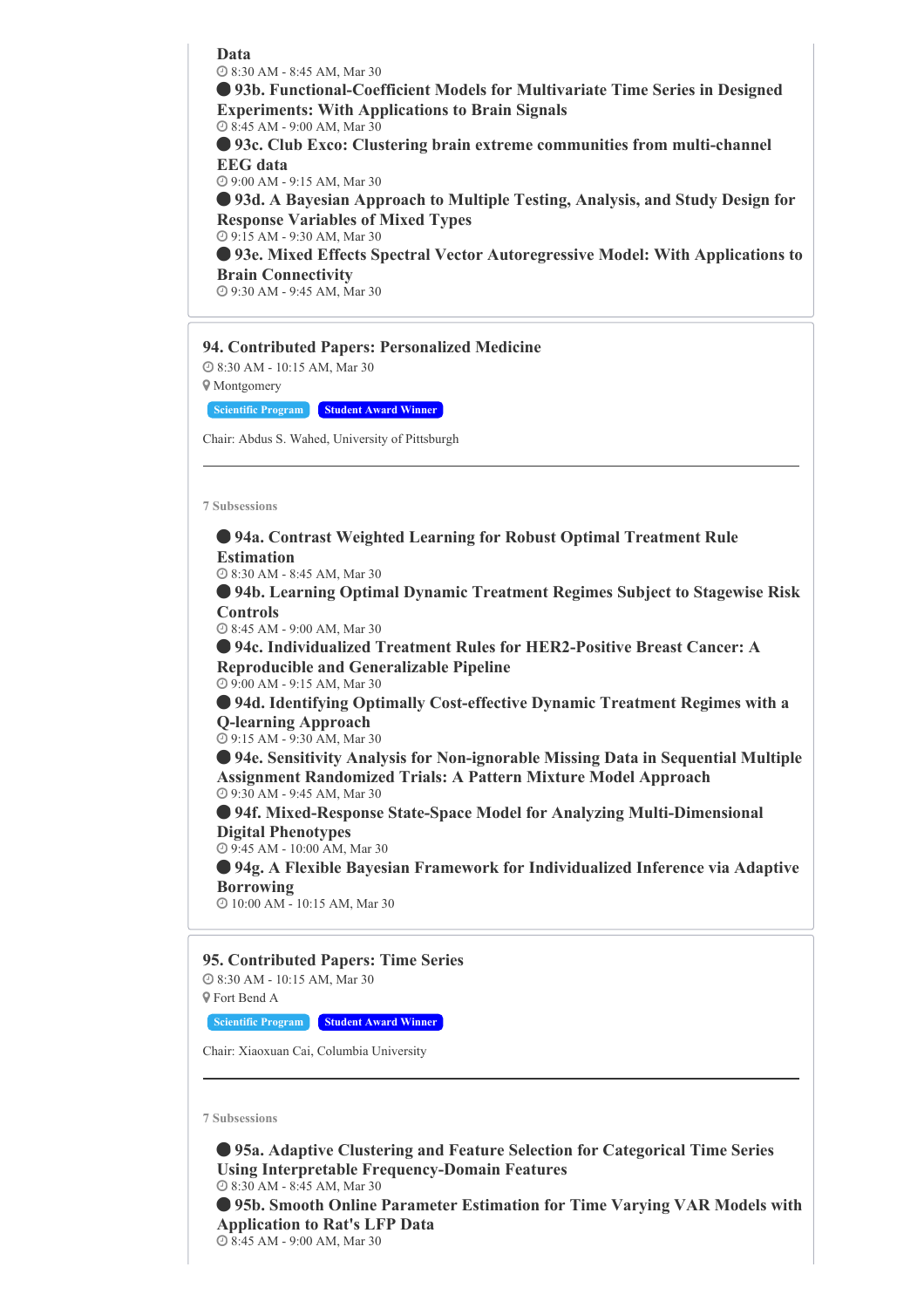**Data**

8:30 AM - 8:45 AM, Mar 30

- **93b. Functional-Coefficient Models for Multivariate Time Series in Designed Experiments: With Applications to Brain Signals**
  8:45 AM - 9:00 AM, Mar 30
- **93c. Club Exco: Clustering brain extreme communities from multi-channel EEG data**
  9:00 AM - 9:15 AM, Mar 30
- **93d. A Bayesian Approach to Multiple Testing, Analysis, and Study Design for Response Variables of Mixed Types**
  9:15 AM - 9:30 AM, Mar 30
- **93e. Mixed Effects Spectral Vector Autoregressive Model: With Applications to Brain Connectivity**
  9:30 AM - 9:45 AM, Mar 30

## 94. Contributed Papers: Personalized Medicine

8:30 AM - 10:15 AM, Mar 30

Montgomery

Scientific Program | Student Award Winner

Chair: Abdus S. Wahed, University of Pittsburgh

---

7 Subsessions

- **94a. Contrast Weighted Learning for Robust Optimal Treatment Rule Estimation**
  8:30 AM - 8:45 AM, Mar 30
- **94b. Learning Optimal Dynamic Treatment Regimes Subject to Stagewise Risk Controls**
  8:45 AM - 9:00 AM, Mar 30
- **94c. Individualized Treatment Rules for HER2-Positive Breast Cancer: A Reproducible and Generalizable Pipeline**
  9:00 AM - 9:15 AM, Mar 30
- **94d. Identifying Optimally Cost-effective Dynamic Treatment Regimes with a Q-learning Approach**
  9:15 AM - 9:30 AM, Mar 30
- **94e. Sensitivity Analysis for Non-ignorable Missing Data in Sequential Multiple Assignment Randomized Trials: A Pattern Mixture Model Approach**
  9:30 AM - 9:45 AM, Mar 30
- **94f. Mixed-Response State-Space Model for Analyzing Multi-Dimensional Digital Phenotypes**
  9:45 AM - 10:00 AM, Mar 30
- **94g. A Flexible Bayesian Framework for Individualized Inference via Adaptive Borrowing**
  10:00 AM - 10:15 AM, Mar 30

## 95. Contributed Papers: Time Series

8:30 AM - 10:15 AM, Mar 30

Fort Bend A

Scientific Program | Student Award Winner

Chair: Xiaoxuan Cai, Columbia University

---

7 Subsessions

- **95a. Adaptive Clustering and Feature Selection for Categorical Time Series Using Interpretable Frequency-Domain Features**
  8:30 AM - 8:45 AM, Mar 30
- **95b. Smooth Online Parameter Estimation for Time Varying VAR Models with Application to Rat's LFP Data**
  8:45 AM - 9:00 AM, Mar 30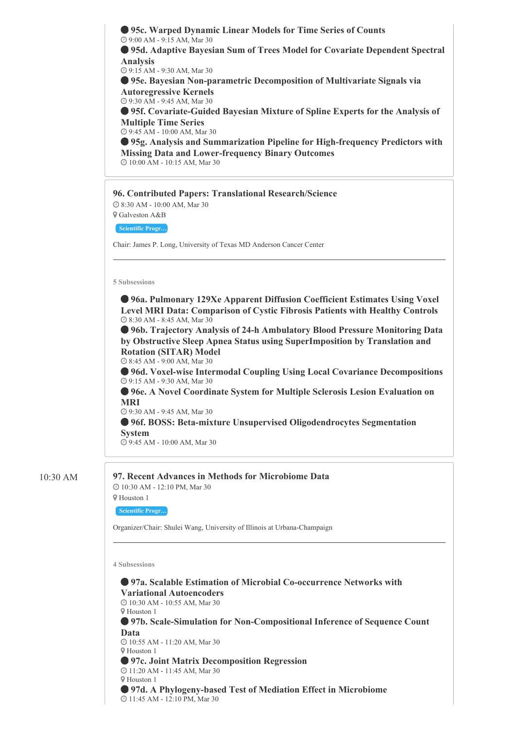**95c. Warped Dynamic Linear Models for Time Series of Counts**
9:00 AM - 9:15 AM, Mar 30

**95d. Adaptive Bayesian Sum of Trees Model for Covariate Dependent Spectral Analysis**
9:15 AM - 9:30 AM, Mar 30

**95e. Bayesian Non-parametric Decomposition of Multivariate Signals via Autoregressive Kernels**
9:30 AM - 9:45 AM, Mar 30

**95f. Covariate-Guided Bayesian Mixture of Spline Experts for the Analysis of Multiple Time Series**
9:45 AM - 10:00 AM, Mar 30

**95g. Analysis and Summarization Pipeline for High-frequency Predictors with Missing Data and Lower-frequency Binary Outcomes**
10:00 AM - 10:15 AM, Mar 30

## 96. Contributed Papers: Translational Research/Science

8:30 AM - 10:00 AM, Mar 30
Galveston A&B
Scientific Progr…

Chair: James P. Long, University of Texas MD Anderson Cancer Center

5 Subsessions

**96a. Pulmonary 129Xe Apparent Diffusion Coefficient Estimates Using Voxel Level MRI Data: Comparison of Cystic Fibrosis Patients with Healthy Controls**
8:30 AM - 8:45 AM, Mar 30

**96b. Trajectory Analysis of 24-h Ambulatory Blood Pressure Monitoring Data by Obstructive Sleep Apnea Status using SuperImposition by Translation and Rotation (SITAR) Model**
8:45 AM - 9:00 AM, Mar 30

**96d. Voxel-wise Intermodal Coupling Using Local Covariance Decompositions**
9:15 AM - 9:30 AM, Mar 30

**96e. A Novel Coordinate System for Multiple Sclerosis Lesion Evaluation on MRI**
9:30 AM - 9:45 AM, Mar 30

**96f. BOSS: Beta-mixture Unsupervised Oligodendrocytes Segmentation System**
9:45 AM - 10:00 AM, Mar 30

10:30 AM

## 97. Recent Advances in Methods for Microbiome Data

10:30 AM - 12:10 PM, Mar 30
Houston 1
Scientific Progr…

Organizer/Chair: Shulei Wang, University of Illinois at Urbana-Champaign

4 Subsessions

**97a. Scalable Estimation of Microbial Co-occurrence Networks with Variational Autoencoders**
10:30 AM - 10:55 AM, Mar 30
Houston 1

**97b. Scale-Simulation for Non-Compositional Inference of Sequence Count Data**
10:55 AM - 11:20 AM, Mar 30
Houston 1

**97c. Joint Matrix Decomposition Regression**
11:20 AM - 11:45 AM, Mar 30
Houston 1

**97d. A Phylogeny-based Test of Mediation Effect in Microbiome**
11:45 AM - 12:10 PM, Mar 30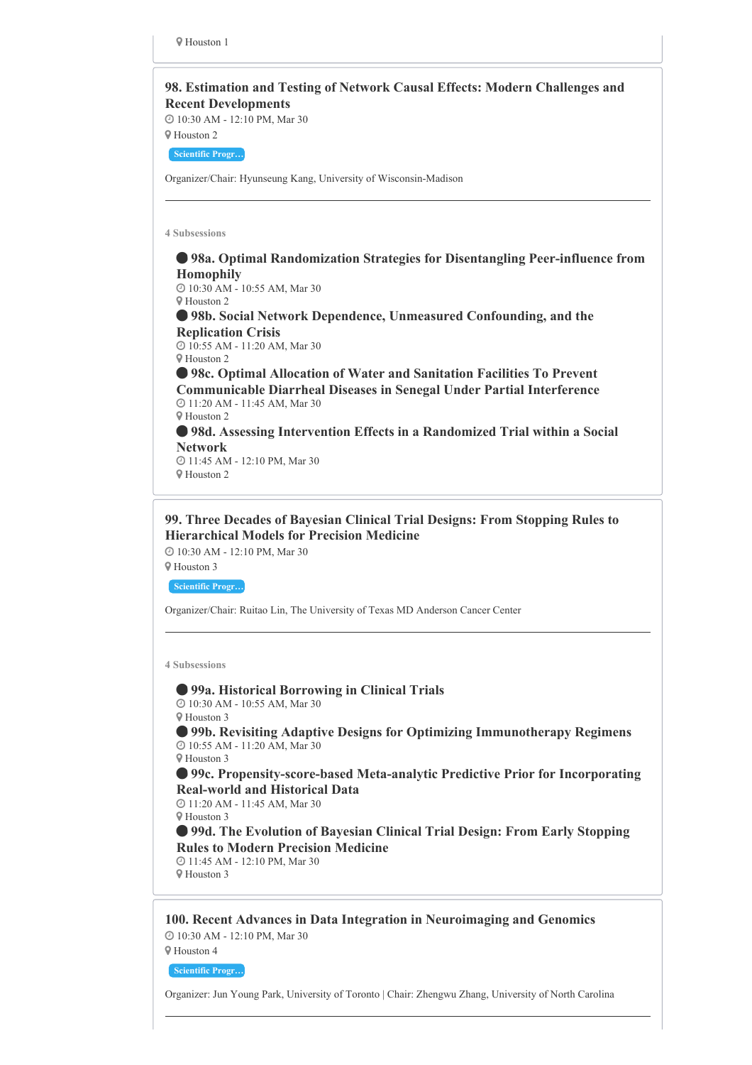Houston 1

### 98. Estimation and Testing of Network Causal Effects: Modern Challenges and Recent Developments

10:30 AM - 12:10 PM, Mar 30

Houston 2

Scientific Progr…

Organizer/Chair: Hyunseung Kang, University of Wisconsin-Madison

---

4 Subsessions

- **98a. Optimal Randomization Strategies for Disentangling Peer-influence from Homophily**
  10:30 AM - 10:55 AM, Mar 30
  Houston 2
- **98b. Social Network Dependence, Unmeasured Confounding, and the Replication Crisis**
  10:55 AM - 11:20 AM, Mar 30
  Houston 2
- **98c. Optimal Allocation of Water and Sanitation Facilities To Prevent Communicable Diarrheal Diseases in Senegal Under Partial Interference**
  11:20 AM - 11:45 AM, Mar 30
  Houston 2
- **98d. Assessing Intervention Effects in a Randomized Trial within a Social Network**
  11:45 AM - 12:10 PM, Mar 30
  Houston 2

### 99. Three Decades of Bayesian Clinical Trial Designs: From Stopping Rules to Hierarchical Models for Precision Medicine

10:30 AM - 12:10 PM, Mar 30

Houston 3

Scientific Progr…

Organizer/Chair: Ruitao Lin, The University of Texas MD Anderson Cancer Center

---

4 Subsessions

- **99a. Historical Borrowing in Clinical Trials**
  10:30 AM - 10:55 AM, Mar 30
  Houston 3
- **99b. Revisiting Adaptive Designs for Optimizing Immunotherapy Regimens**
  10:55 AM - 11:20 AM, Mar 30
  Houston 3
- **99c. Propensity-score-based Meta-analytic Predictive Prior for Incorporating Real-world and Historical Data**
  11:20 AM - 11:45 AM, Mar 30
  Houston 3
- **99d. The Evolution of Bayesian Clinical Trial Design: From Early Stopping Rules to Modern Precision Medicine**
  11:45 AM - 12:10 PM, Mar 30
  Houston 3

### 100. Recent Advances in Data Integration in Neuroimaging and Genomics

10:30 AM - 12:10 PM, Mar 30

Houston 4

Scientific Progr…

Organizer: Jun Young Park, University of Toronto | Chair: Zhengwu Zhang, University of North Carolina

---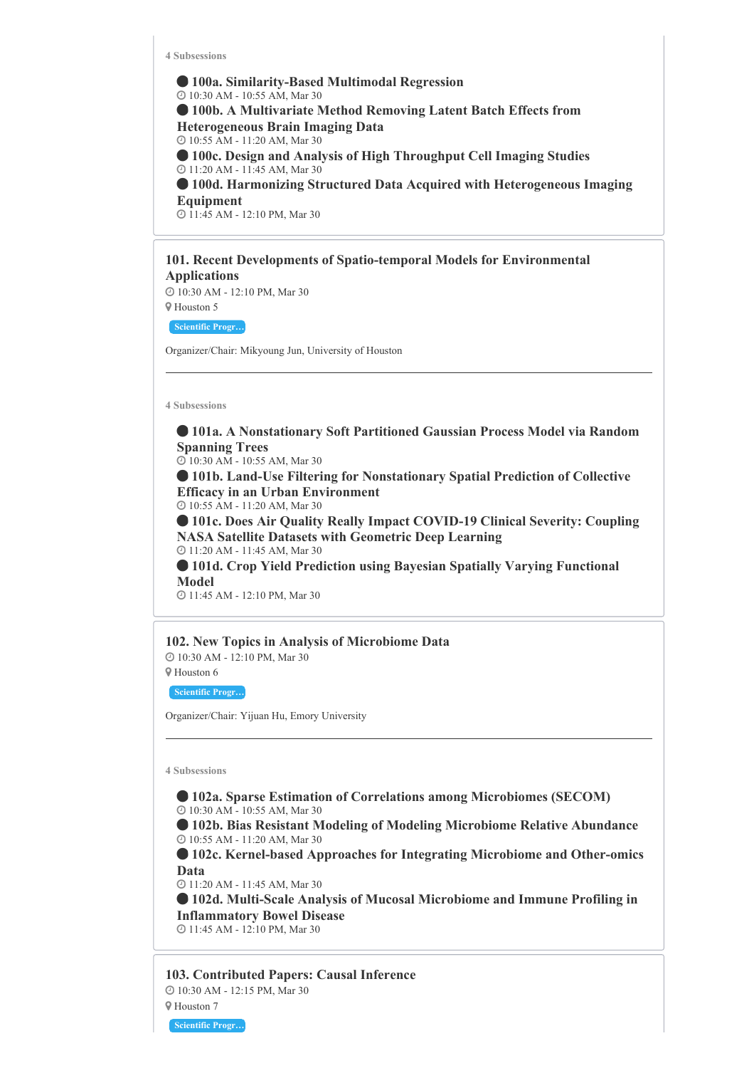4 Subsessions

- **100a. Similarity-Based Multimodal Regression**
  10:30 AM - 10:55 AM, Mar 30
- **100b. A Multivariate Method Removing Latent Batch Effects from Heterogeneous Brain Imaging Data**
  10:55 AM - 11:20 AM, Mar 30
- **100c. Design and Analysis of High Throughput Cell Imaging Studies**
  11:20 AM - 11:45 AM, Mar 30
- **100d. Harmonizing Structured Data Acquired with Heterogeneous Imaging Equipment**
  11:45 AM - 12:10 PM, Mar 30

## 101. Recent Developments of Spatio-temporal Models for Environmental Applications

10:30 AM - 12:10 PM, Mar 30

Houston 5

Scientific Progr...

Organizer/Chair: Mikyoung Jun, University of Houston

---

4 Subsessions

- **101a. A Nonstationary Soft Partitioned Gaussian Process Model via Random Spanning Trees**
  10:30 AM - 10:55 AM, Mar 30
- **101b. Land-Use Filtering for Nonstationary Spatial Prediction of Collective Efficacy in an Urban Environment**
  10:55 AM - 11:20 AM, Mar 30
- **101c. Does Air Quality Really Impact COVID-19 Clinical Severity: Coupling NASA Satellite Datasets with Geometric Deep Learning**
  11:20 AM - 11:45 AM, Mar 30
- **101d. Crop Yield Prediction using Bayesian Spatially Varying Functional Model**
  11:45 AM - 12:10 PM, Mar 30

## 102. New Topics in Analysis of Microbiome Data

10:30 AM - 12:10 PM, Mar 30

Houston 6

Scientific Progr...

Organizer/Chair: Yijuan Hu, Emory University

---

4 Subsessions

- **102a. Sparse Estimation of Correlations among Microbiomes (SECOM)**
  10:30 AM - 10:55 AM, Mar 30
- **102b. Bias Resistant Modeling of Modeling Microbiome Relative Abundance**
  10:55 AM - 11:20 AM, Mar 30
- **102c. Kernel-based Approaches for Integrating Microbiome and Other-omics Data**
  11:20 AM - 11:45 AM, Mar 30
- **102d. Multi-Scale Analysis of Mucosal Microbiome and Immune Profiling in Inflammatory Bowel Disease**
  11:45 AM - 12:10 PM, Mar 30

## 103. Contributed Papers: Causal Inference

10:30 AM - 12:15 PM, Mar 30

Houston 7

Scientific Progr...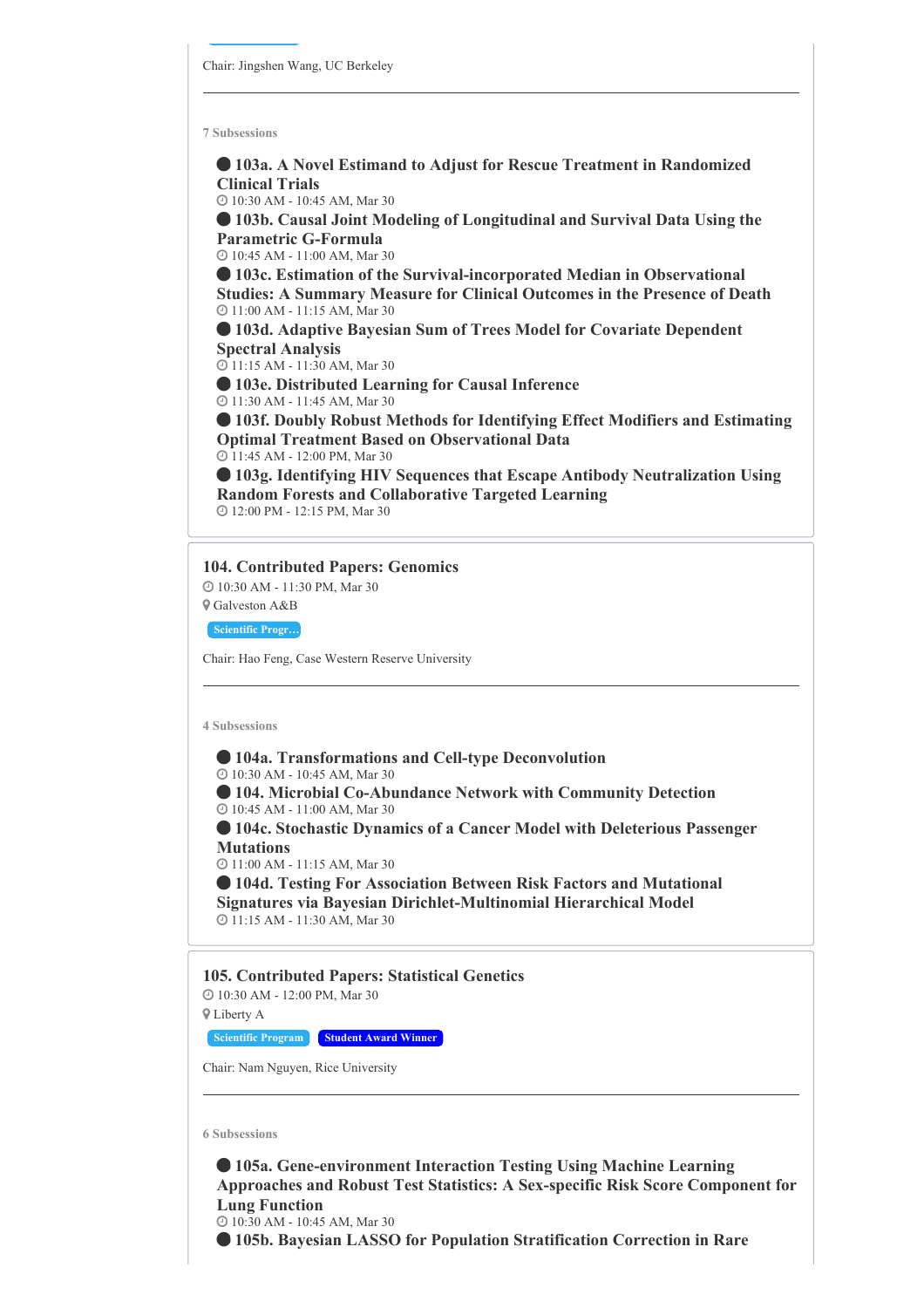Chair: Jingshen Wang, UC Berkeley

7 Subsessions

- **103a. A Novel Estimand to Adjust for Rescue Treatment in Randomized Clinical Trials**
  10:30 AM - 10:45 AM, Mar 30
- **103b. Causal Joint Modeling of Longitudinal and Survival Data Using the Parametric G-Formula**
  10:45 AM - 11:00 AM, Mar 30
- **103c. Estimation of the Survival-incorporated Median in Observational Studies: A Summary Measure for Clinical Outcomes in the Presence of Death**
  11:00 AM - 11:15 AM, Mar 30
- **103d. Adaptive Bayesian Sum of Trees Model for Covariate Dependent Spectral Analysis**
  11:15 AM - 11:30 AM, Mar 30
- **103e. Distributed Learning for Causal Inference**
  11:30 AM - 11:45 AM, Mar 30
- **103f. Doubly Robust Methods for Identifying Effect Modifiers and Estimating Optimal Treatment Based on Observational Data**
  11:45 AM - 12:00 PM, Mar 30
- **103g. Identifying HIV Sequences that Escape Antibody Neutralization Using Random Forests and Collaborative Targeted Learning**
  12:00 PM - 12:15 PM, Mar 30

## 104. Contributed Papers: Genomics

10:30 AM - 11:30 PM, Mar 30

Galveston A&B

Scientific Progr...

Chair: Hao Feng, Case Western Reserve University

4 Subsessions

- **104a. Transformations and Cell-type Deconvolution**
  10:30 AM - 10:45 AM, Mar 30
- **104. Microbial Co-Abundance Network with Community Detection**
  10:45 AM - 11:00 AM, Mar 30
- **104c. Stochastic Dynamics of a Cancer Model with Deleterious Passenger Mutations**
  11:00 AM - 11:15 AM, Mar 30
- **104d. Testing For Association Between Risk Factors and Mutational Signatures via Bayesian Dirichlet-Multinomial Hierarchical Model**
  11:15 AM - 11:30 AM, Mar 30

## 105. Contributed Papers: Statistical Genetics

10:30 AM - 12:00 PM, Mar 30

Liberty A

Scientific Program | Student Award Winner

Chair: Nam Nguyen, Rice University

6 Subsessions

- **105a. Gene-environment Interaction Testing Using Machine Learning Approaches and Robust Test Statistics: A Sex-specific Risk Score Component for Lung Function**
  10:30 AM - 10:45 AM, Mar 30
- **105b. Bayesian LASSO for Population Stratification Correction in Rare**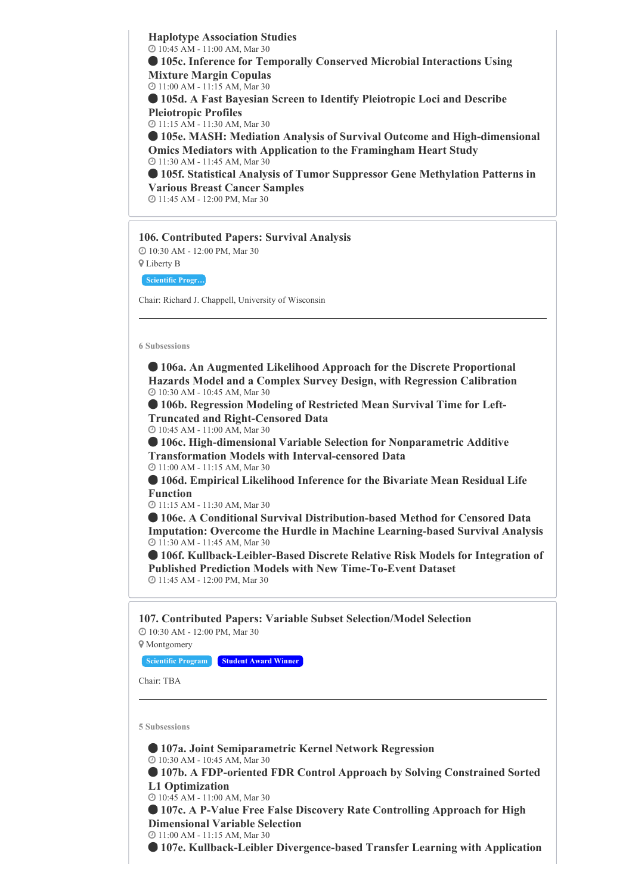**Haplotype Association Studies**

11:00 AM - 11:00 AM, Mar 30

- **105c. Inference for Temporally Conserved Microbial Interactions Using Mixture Margin Copulas**
  11:00 AM - 11:15 AM, Mar 30
- **105d. A Fast Bayesian Screen to Identify Pleiotropic Loci and Describe Pleiotropic Profiles**
  11:15 AM - 11:30 AM, Mar 30
- **105e. MASH: Mediation Analysis of Survival Outcome and High-dimensional Omics Mediators with Application to the Framingham Heart Study**
  11:30 AM - 11:45 AM, Mar 30
- **105f. Statistical Analysis of Tumor Suppressor Gene Methylation Patterns in Various Breast Cancer Samples**
  11:45 AM - 12:00 PM, Mar 30

## 106. Contributed Papers: Survival Analysis

10:30 AM - 12:00 PM, Mar 30

Liberty B

Scientific Progr…

Chair: Richard J. Chappell, University of Wisconsin

---

6 Subsessions

- **106a. An Augmented Likelihood Approach for the Discrete Proportional Hazards Model and a Complex Survey Design, with Regression Calibration**
  10:30 AM - 10:45 AM, Mar 30
- **106b. Regression Modeling of Restricted Mean Survival Time for Left-Truncated and Right-Censored Data**
  10:45 AM - 11:00 AM, Mar 30
- **106c. High-dimensional Variable Selection for Nonparametric Additive Transformation Models with Interval-censored Data**
  11:00 AM - 11:15 AM, Mar 30
- **106d. Empirical Likelihood Inference for the Bivariate Mean Residual Life Function**
  11:15 AM - 11:30 AM, Mar 30
- **106e. A Conditional Survival Distribution-based Method for Censored Data Imputation: Overcome the Hurdle in Machine Learning-based Survival Analysis**
  11:30 AM - 11:45 AM, Mar 30
- **106f. Kullback-Leibler-Based Discrete Relative Risk Models for Integration of Published Prediction Models with New Time-To-Event Dataset**
  11:45 AM - 12:00 PM, Mar 30

## 107. Contributed Papers: Variable Subset Selection/Model Selection

10:30 AM - 12:00 PM, Mar 30

Montgomery

Scientific Program | Student Award Winner

Chair: TBA

---

5 Subsessions

- **107a. Joint Semiparametric Kernel Network Regression**
  10:30 AM - 10:45 AM, Mar 30
- **107b. A FDP-oriented FDR Control Approach by Solving Constrained Sorted L1 Optimization**
  10:45 AM - 11:00 AM, Mar 30
- **107c. A P-Value Free False Discovery Rate Controlling Approach for High Dimensional Variable Selection**
  11:00 AM - 11:15 AM, Mar 30
- **107e. Kullback-Leibler Divergence-based Transfer Learning with Application**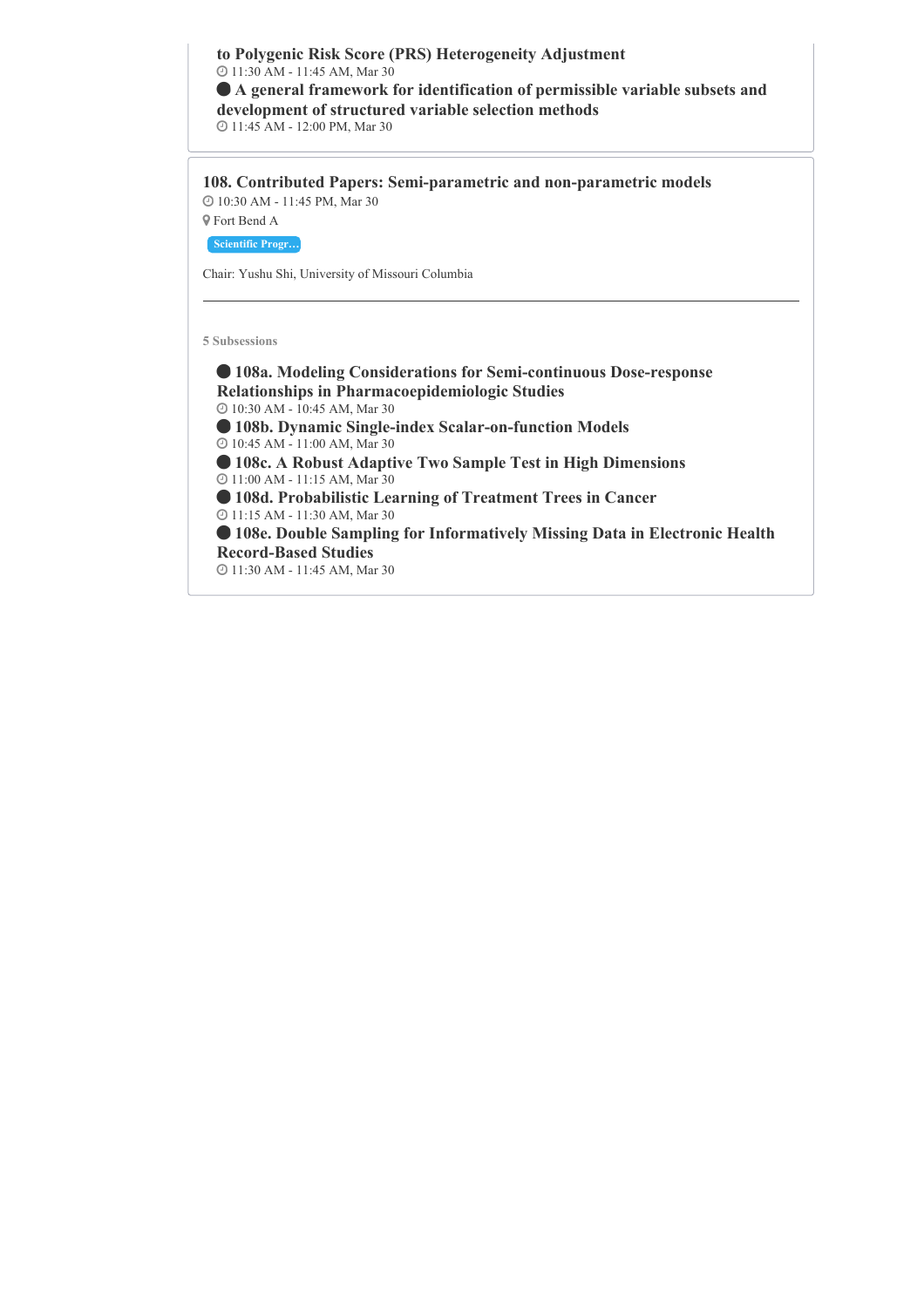**to Polygenic Risk Score (PRS) Heterogeneity Adjustment**
11:30 AM - 11:45 AM, Mar 30

- **A general framework for identification of permissible variable subsets and development of structured variable selection methods**
11:45 AM - 12:00 PM, Mar 30

### 108. Contributed Papers: Semi-parametric and non-parametric models

10:30 AM - 11:45 PM, Mar 30

Fort Bend A

Scientific Progr…

Chair: Yushu Shi, University of Missouri Columbia

---

5 Subsessions

- **108a. Modeling Considerations for Semi-continuous Dose-response Relationships in Pharmacoepidemiologic Studies**
10:30 AM - 10:45 AM, Mar 30
- **108b. Dynamic Single-index Scalar-on-function Models**
10:45 AM - 11:00 AM, Mar 30
- **108c. A Robust Adaptive Two Sample Test in High Dimensions**
11:00 AM - 11:15 AM, Mar 30
- **108d. Probabilistic Learning of Treatment Trees in Cancer**
11:15 AM - 11:30 AM, Mar 30
- **108e. Double Sampling for Informatively Missing Data in Electronic Health Record-Based Studies**
11:30 AM - 11:45 AM, Mar 30